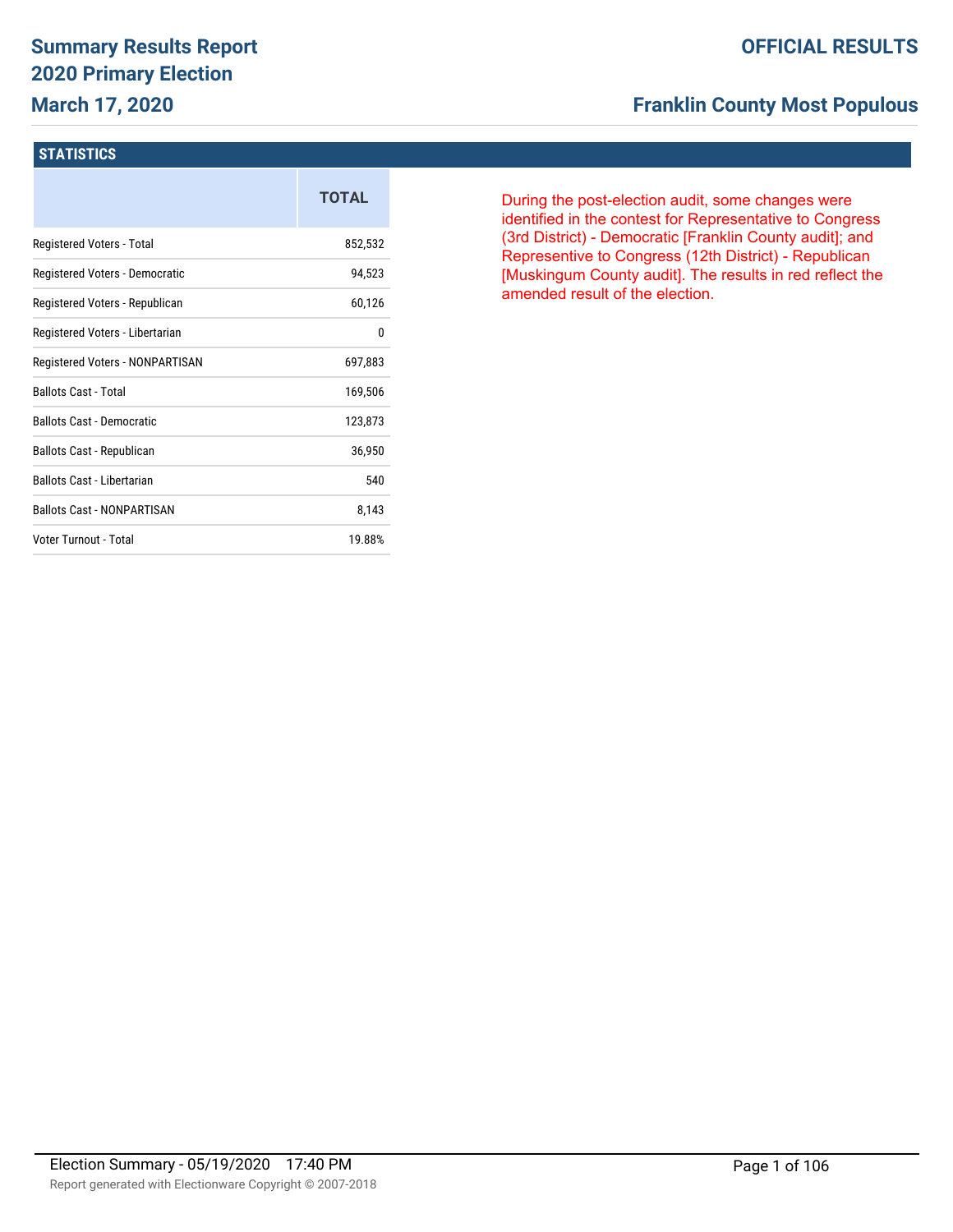# Summary Results Report
## 2020 Primary Election
### March 17, 2020

**OFFICIAL RESULTS**

**Franklin County Most Populous**

## STATISTICS

| | TOTAL |
|---|---|
| Registered Voters - Total | 852,532 |
| Registered Voters - Democratic | 94,523 |
| Registered Voters - Republican | 60,126 |
| Registered Voters - Libertarian | 0 |
| Registered Voters - NONPARTISAN | 697,883 |
| Ballots Cast - Total | 169,506 |
| Ballots Cast - Democratic | 123,873 |
| Ballots Cast - Republican | 36,950 |
| Ballots Cast - Libertarian | 540 |
| Ballots Cast - NONPARTISAN | 8,143 |
| Voter Turnout - Total | 19.88% |

During the post-election audit, some changes were identified in the contest for Representative to Congress (3rd District) - Democratic [Franklin County audit]; and Represenitve to Congress (12th District) - Republican [Muskingum County audit]. The results in red reflect the amended result of the election.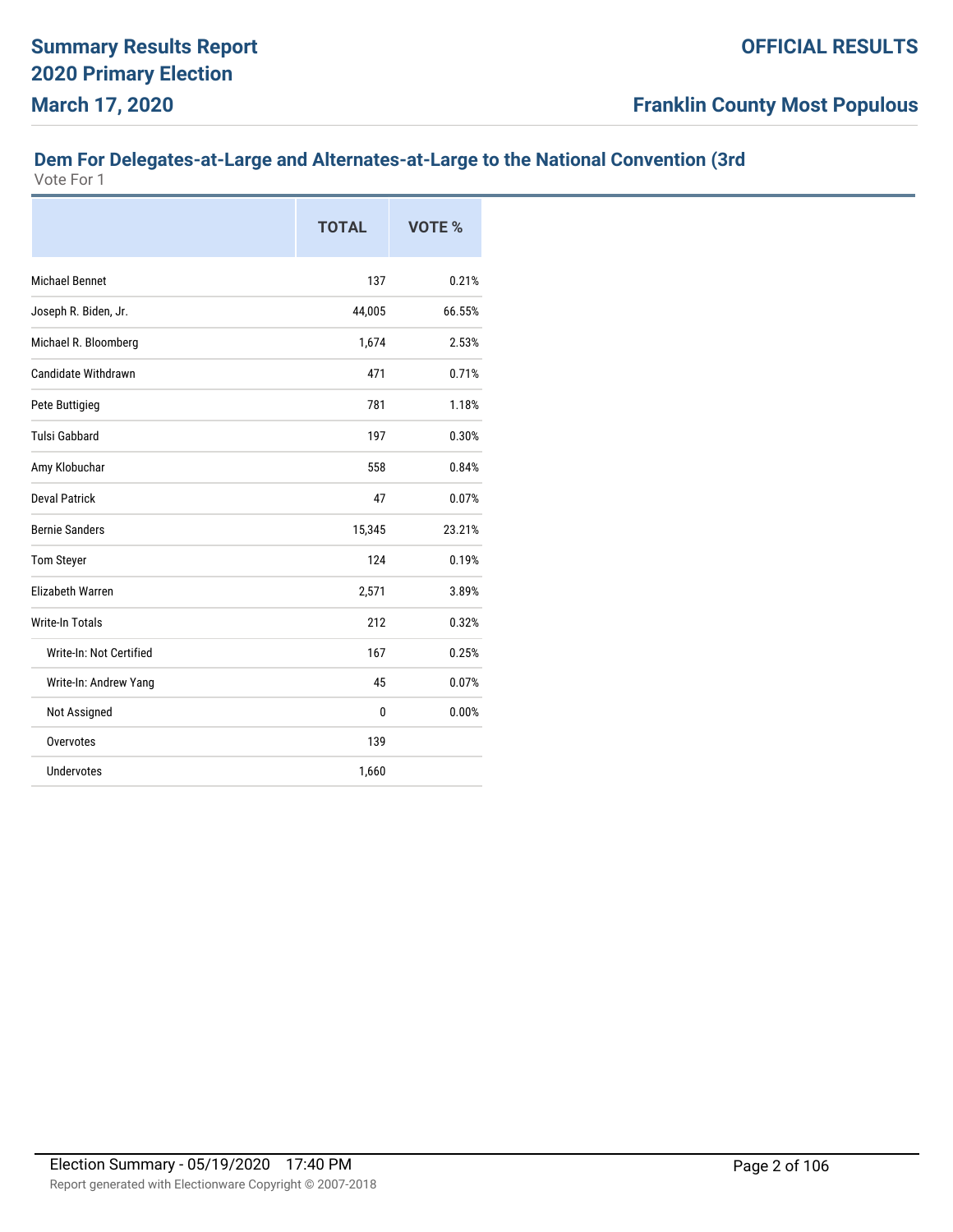## Dem For Delegates-at-Large and Alternates-at-Large to the National Convention (3rd

Vote For 1

| | TOTAL | VOTE % |
|---|---|---|
| Michael Bennet | 137 | 0.21% |
| Joseph R. Biden, Jr. | 44,005 | 66.55% |
| Michael R. Bloomberg | 1,674 | 2.53% |
| Candidate Withdrawn | 471 | 0.71% |
| Pete Buttigieg | 781 | 1.18% |
| Tulsi Gabbard | 197 | 0.30% |
| Amy Klobuchar | 558 | 0.84% |
| Deval Patrick | 47 | 0.07% |
| Bernie Sanders | 15,345 | 23.21% |
| Tom Steyer | 124 | 0.19% |
| Elizabeth Warren | 2,571 | 3.89% |
| Write-In Totals | 212 | 0.32% |
| Write-In: Not Certified | 167 | 0.25% |
| Write-In: Andrew Yang | 45 | 0.07% |
| Not Assigned | 0 | 0.00% |
| Overvotes | 139 | |
| Undervotes | 1,660 | |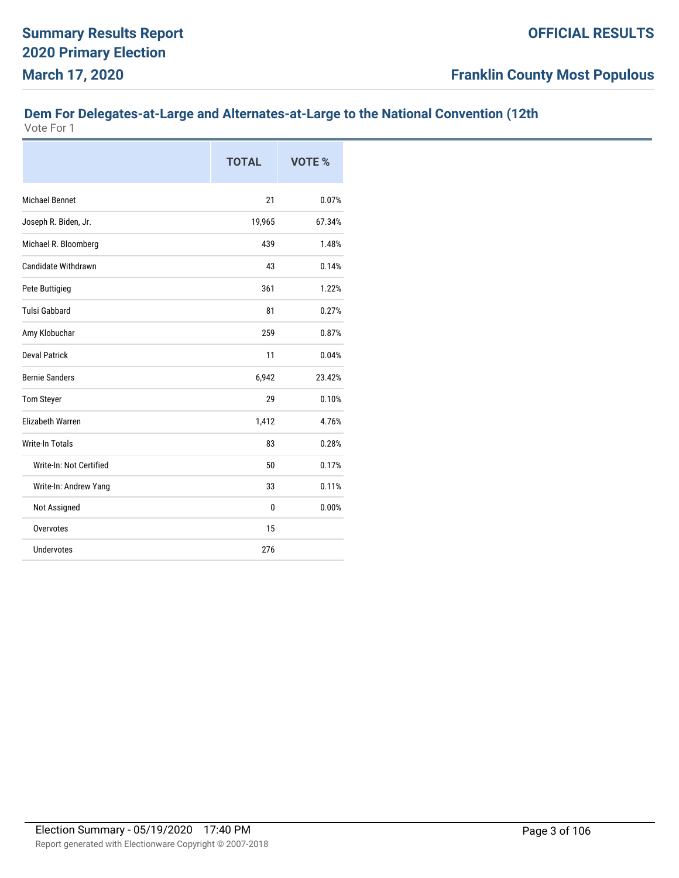# Summary Results Report
# 2020 Primary Election
# March 17, 2020

**OFFICIAL RESULTS**

**Franklin County Most Populous**

## Dem For Delegates-at-Large and Alternates-at-Large to the National Convention (12th

Vote For 1

| | TOTAL | VOTE % |
|---|---|---|
| Michael Bennet | 21 | 0.07% |
| Joseph R. Biden, Jr. | 19,965 | 67.34% |
| Michael R. Bloomberg | 439 | 1.48% |
| Candidate Withdrawn | 43 | 0.14% |
| Pete Buttigieg | 361 | 1.22% |
| Tulsi Gabbard | 81 | 0.27% |
| Amy Klobuchar | 259 | 0.87% |
| Deval Patrick | 11 | 0.04% |
| Bernie Sanders | 6,942 | 23.42% |
| Tom Steyer | 29 | 0.10% |
| Elizabeth Warren | 1,412 | 4.76% |
| Write-In Totals | 83 | 0.28% |
| Write-In: Not Certified | 50 | 0.17% |
| Write-In: Andrew Yang | 33 | 0.11% |
| Not Assigned | 0 | 0.00% |
| Overvotes | 15 | |
| Undervotes | 276 | |

Election Summary - 05/19/2020 17:40 PM

Report generated with Electionware Copyright © 2007-2018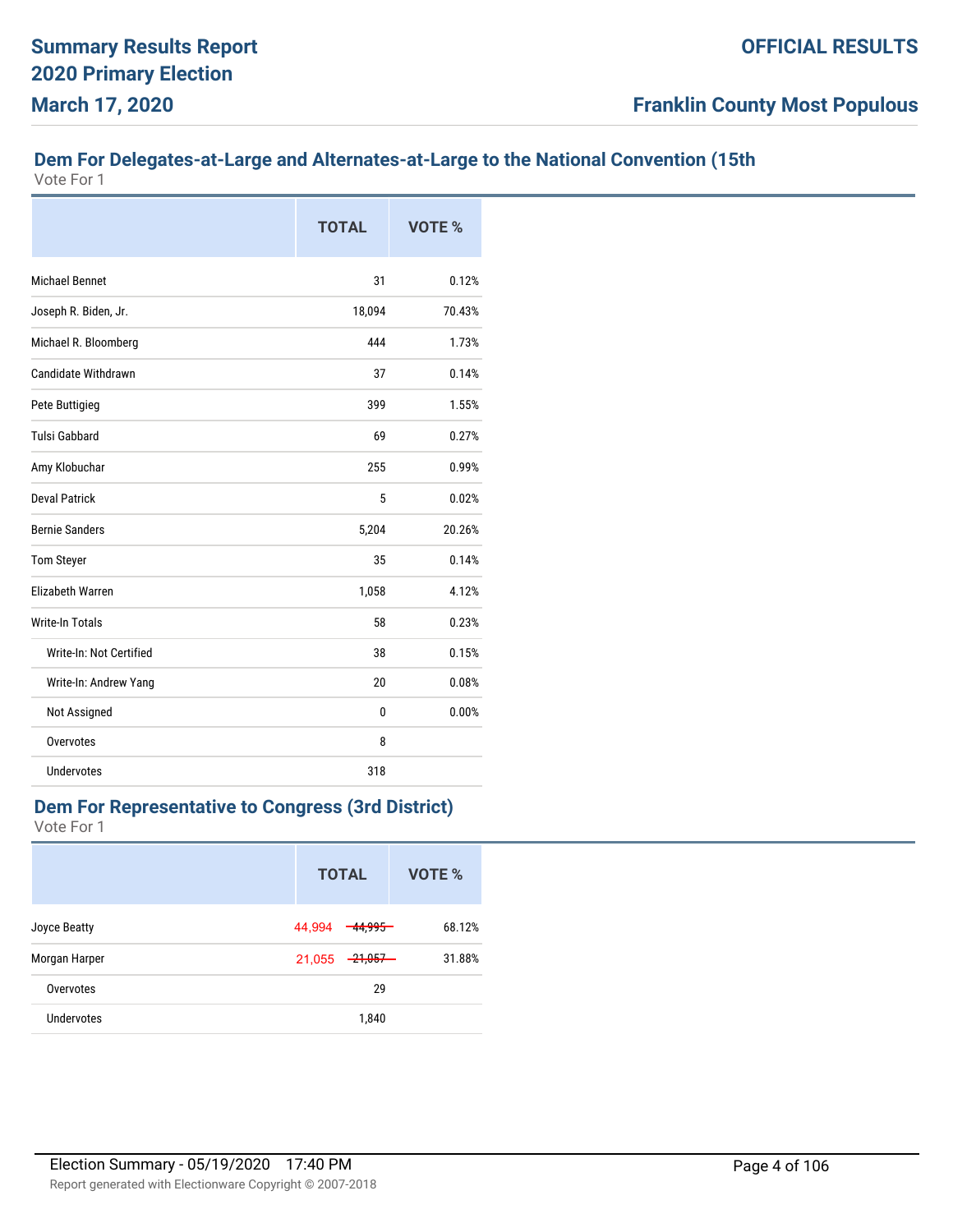# Summary Results Report
## 2020 Primary Election
## March 17, 2020

**OFFICIAL RESULTS**

**Franklin County Most Populous**

### Dem For Delegates-at-Large and Alternates-at-Large to the National Convention (15th

Vote For 1

| | TOTAL | VOTE % |
|---|---|---|
| Michael Bennet | 31 | 0.12% |
| Joseph R. Biden, Jr. | 18,094 | 70.43% |
| Michael R. Bloomberg | 444 | 1.73% |
| Candidate Withdrawn | 37 | 0.14% |
| Pete Buttigieg | 399 | 1.55% |
| Tulsi Gabbard | 69 | 0.27% |
| Amy Klobuchar | 255 | 0.99% |
| Deval Patrick | 5 | 0.02% |
| Bernie Sanders | 5,204 | 20.26% |
| Tom Steyer | 35 | 0.14% |
| Elizabeth Warren | 1,058 | 4.12% |
| Write-In Totals | 58 | 0.23% |
| Write-In: Not Certified | 38 | 0.15% |
| Write-In: Andrew Yang | 20 | 0.08% |
| Not Assigned | 0 | 0.00% |
| Overvotes | 8 | |
| Undervotes | 318 | |

### Dem For Representative to Congress (3rd District)

Vote For 1

| | TOTAL | VOTE % |
|---|---|---|
| Joyce Beatty | 44,994 ~~44,995~~ | 68.12% |
| Morgan Harper | 21,055 ~~21,057~~ | 31.88% |
| Overvotes | 29 | |
| Undervotes | 1,840 | |

Election Summary - 05/19/2020 17:40 PM

Report generated with Electionware Copyright © 2007-2018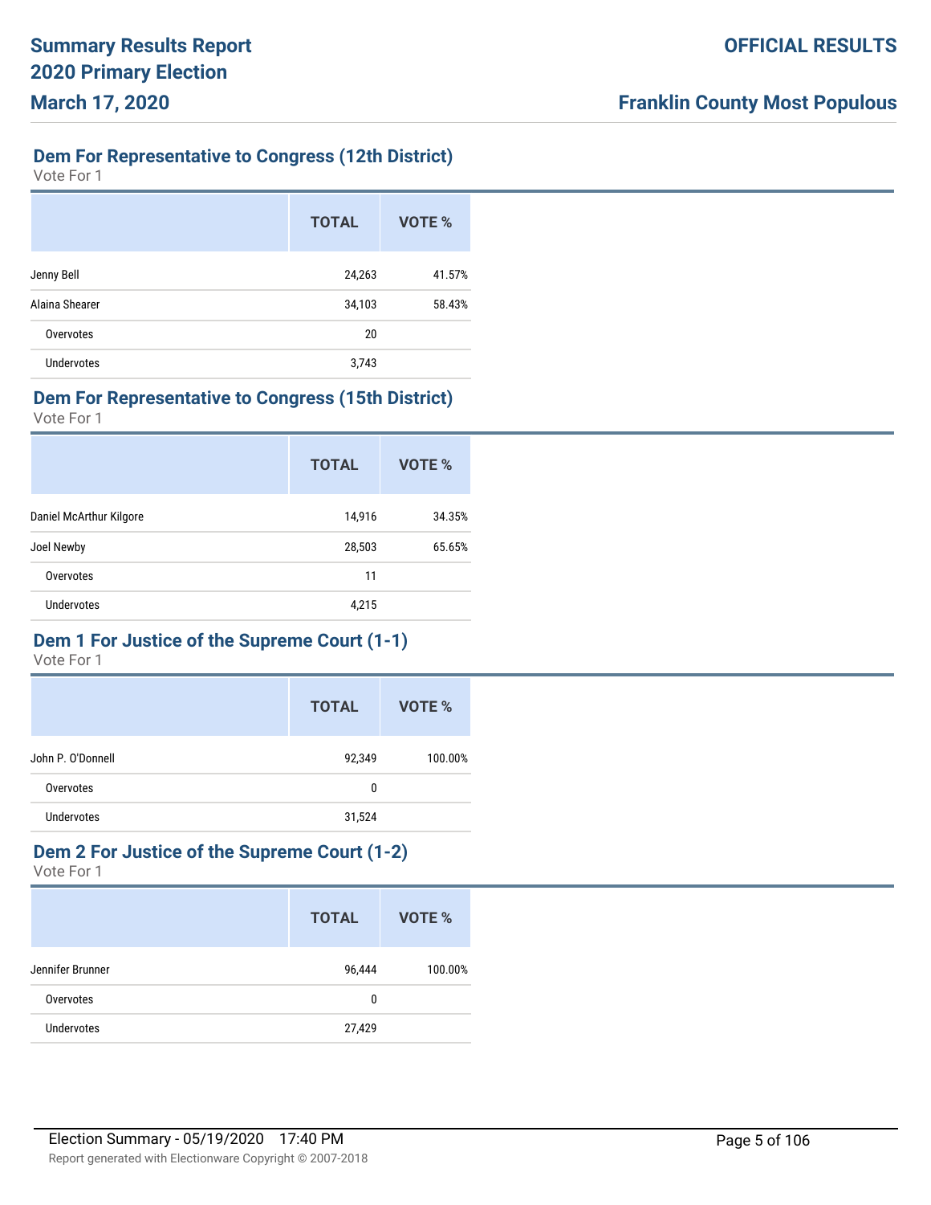## Dem For Representative to Congress (12th District)

Vote For 1

| | TOTAL | VOTE % |
|---|---|---|
| Jenny Bell | 24,263 | 41.57% |
| Alaina Shearer | 34,103 | 58.43% |
| Overvotes | 20 | |
| Undervotes | 3,743 | |

## Dem For Representative to Congress (15th District)

Vote For 1

| | TOTAL | VOTE % |
|---|---|---|
| Daniel McArthur Kilgore | 14,916 | 34.35% |
| Joel Newby | 28,503 | 65.65% |
| Overvotes | 11 | |
| Undervotes | 4,215 | |

## Dem 1 For Justice of the Supreme Court (1-1)

Vote For 1

| | TOTAL | VOTE % |
|---|---|---|
| John P. O'Donnell | 92,349 | 100.00% |
| Overvotes | 0 | |
| Undervotes | 31,524 | |

## Dem 2 For Justice of the Supreme Court (1-2)

Vote For 1

| | TOTAL | VOTE % |
|---|---|---|
| Jennifer Brunner | 96,444 | 100.00% |
| Overvotes | 0 | |
| Undervotes | 27,429 | |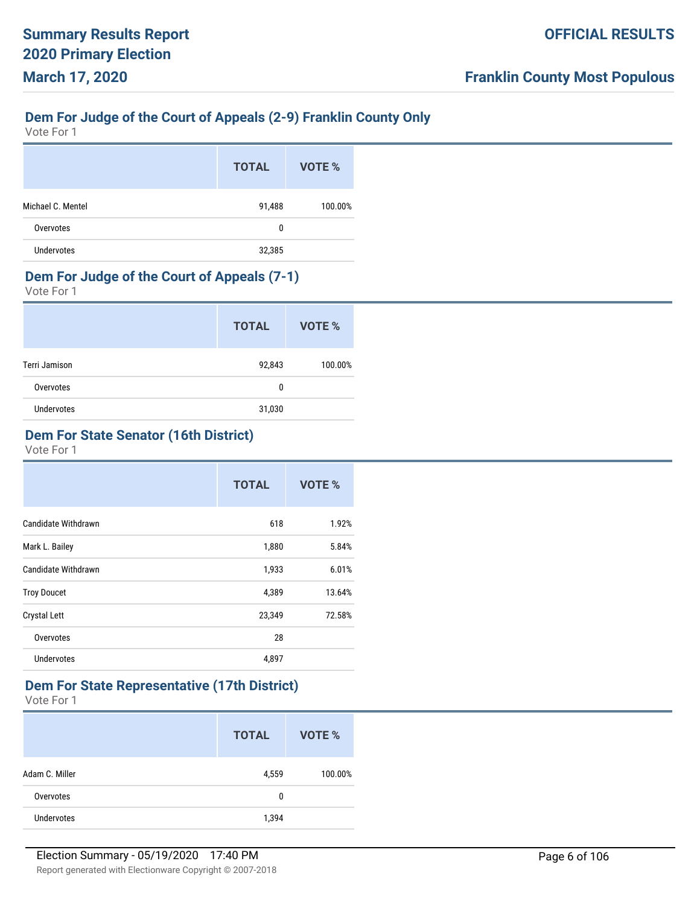## Dem For Judge of the Court of Appeals (2-9) Franklin County Only

Vote For 1

| | TOTAL | VOTE % |
|---|---|---|
| Michael C. Mentel | 91,488 | 100.00% |
| Overvotes | 0 | |
| Undervotes | 32,385 | |

## Dem For Judge of the Court of Appeals (7-1)

Vote For 1

| | TOTAL | VOTE % |
|---|---|---|
| Terri Jamison | 92,843 | 100.00% |
| Overvotes | 0 | |
| Undervotes | 31,030 | |

## Dem For State Senator (16th District)

Vote For 1

| | TOTAL | VOTE % |
|---|---|---|
| Candidate Withdrawn | 618 | 1.92% |
| Mark L. Bailey | 1,880 | 5.84% |
| Candidate Withdrawn | 1,933 | 6.01% |
| Troy Doucet | 4,389 | 13.64% |
| Crystal Lett | 23,349 | 72.58% |
| Overvotes | 28 | |
| Undervotes | 4,897 | |

## Dem For State Representative (17th District)

Vote For 1

| | TOTAL | VOTE % |
|---|---|---|
| Adam C. Miller | 4,559 | 100.00% |
| Overvotes | 0 | |
| Undervotes | 1,394 | |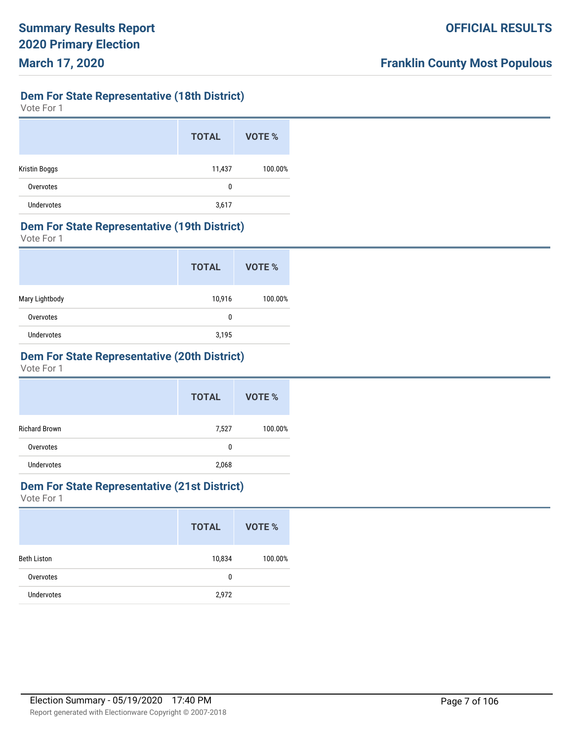## Dem For State Representative (18th District)

Vote For 1

| | TOTAL | VOTE % |
|---|---|---|
| Kristin Boggs | 11,437 | 100.00% |
| Overvotes | 0 | |
| Undervotes | 3,617 | |

## Dem For State Representative (19th District)

Vote For 1

| | TOTAL | VOTE % |
|---|---|---|
| Mary Lightbody | 10,916 | 100.00% |
| Overvotes | 0 | |
| Undervotes | 3,195 | |

## Dem For State Representative (20th District)

Vote For 1

| | TOTAL | VOTE % |
|---|---|---|
| Richard Brown | 7,527 | 100.00% |
| Overvotes | 0 | |
| Undervotes | 2,068 | |

## Dem For State Representative (21st District)

Vote For 1

| | TOTAL | VOTE % |
|---|---|---|
| Beth Liston | 10,834 | 100.00% |
| Overvotes | 0 | |
| Undervotes | 2,972 | |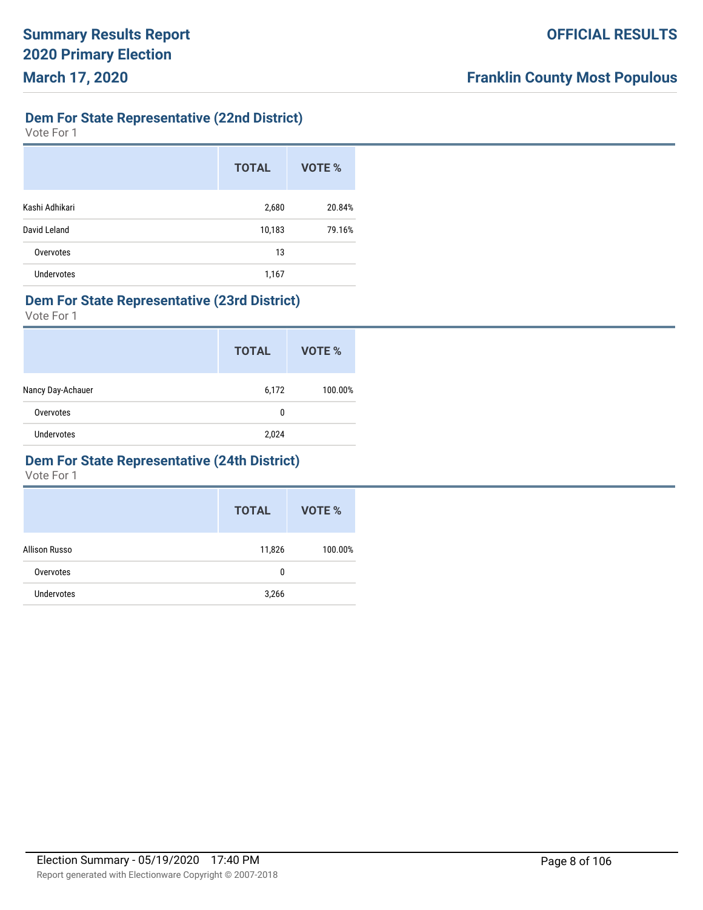## Dem For State Representative (22nd District)

Vote For 1

| | TOTAL | VOTE % |
|---|---|---|
| Kashi Adhikari | 2,680 | 20.84% |
| David Leland | 10,183 | 79.16% |
| Overvotes | 13 | |
| Undervotes | 1,167 | |

## Dem For State Representative (23rd District)

Vote For 1

| | TOTAL | VOTE % |
|---|---|---|
| Nancy Day-Achauer | 6,172 | 100.00% |
| Overvotes | 0 | |
| Undervotes | 2,024 | |

## Dem For State Representative (24th District)

Vote For 1

| | TOTAL | VOTE % |
|---|---|---|
| Allison Russo | 11,826 | 100.00% |
| Overvotes | 0 | |
| Undervotes | 3,266 | |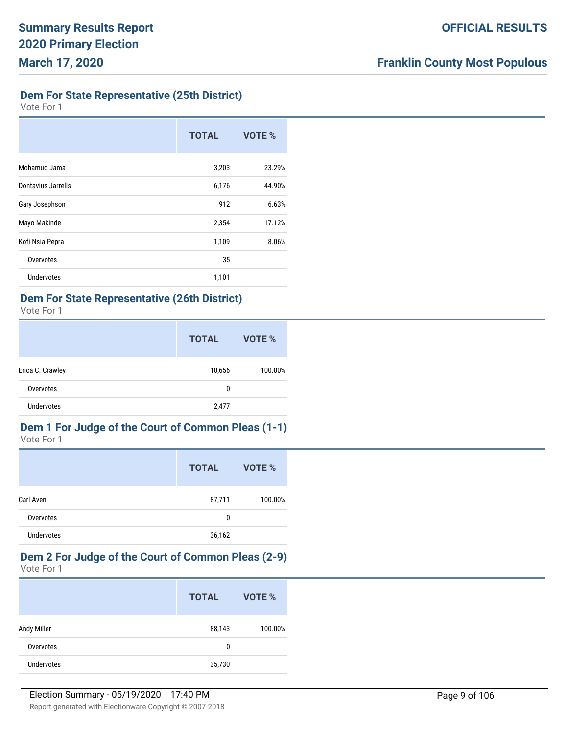## Dem For State Representative (25th District)

Vote For 1

| | TOTAL | VOTE % |
|---|---|---|
| Mohamud Jama | 3,203 | 23.29% |
| Dontavius Jarrells | 6,176 | 44.90% |
| Gary Josephson | 912 | 6.63% |
| Mayo Makinde | 2,354 | 17.12% |
| Kofi Nsia-Pepra | 1,109 | 8.06% |
| Overvotes | 35 | |
| Undervotes | 1,101 | |

## Dem For State Representative (26th District)

Vote For 1

| | TOTAL | VOTE % |
|---|---|---|
| Erica C. Crawley | 10,656 | 100.00% |
| Overvotes | 0 | |
| Undervotes | 2,477 | |

## Dem 1 For Judge of the Court of Common Pleas (1-1)

Vote For 1

| | TOTAL | VOTE % |
|---|---|---|
| Carl Aveni | 87,711 | 100.00% |
| Overvotes | 0 | |
| Undervotes | 36,162 | |

## Dem 2 For Judge of the Court of Common Pleas (2-9)

Vote For 1

| | TOTAL | VOTE % |
|---|---|---|
| Andy Miller | 88,143 | 100.00% |
| Overvotes | 0 | |
| Undervotes | 35,730 | |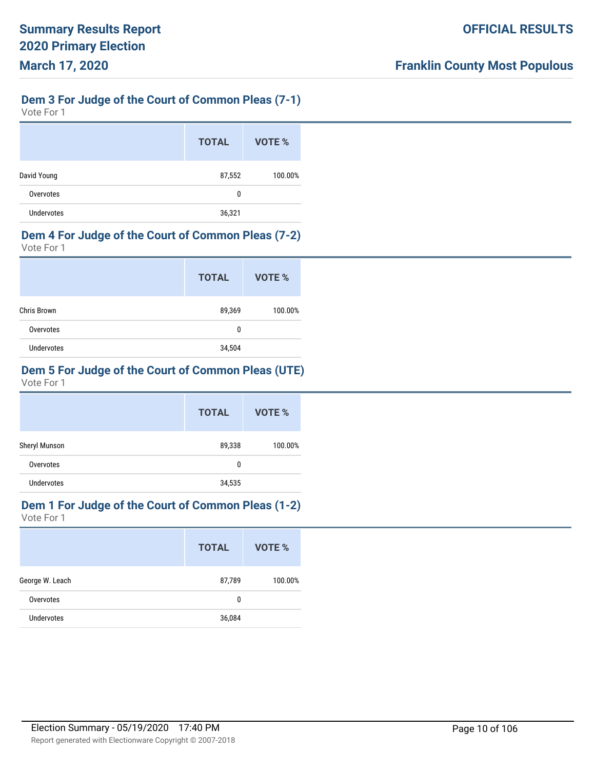## Dem 3 For Judge of the Court of Common Pleas (7-1)

Vote For 1

| | TOTAL | VOTE % |
|---|---|---|
| David Young | 87,552 | 100.00% |
| Overvotes | 0 | |
| Undervotes | 36,321 | |

## Dem 4 For Judge of the Court of Common Pleas (7-2)

Vote For 1

| | TOTAL | VOTE % |
|---|---|---|
| Chris Brown | 89,369 | 100.00% |
| Overvotes | 0 | |
| Undervotes | 34,504 | |

## Dem 5 For Judge of the Court of Common Pleas (UTE)

Vote For 1

| | TOTAL | VOTE % |
|---|---|---|
| Sheryl Munson | 89,338 | 100.00% |
| Overvotes | 0 | |
| Undervotes | 34,535 | |

## Dem 1 For Judge of the Court of Common Pleas (1-2)

Vote For 1

| | TOTAL | VOTE % |
|---|---|---|
| George W. Leach | 87,789 | 100.00% |
| Overvotes | 0 | |
| Undervotes | 36,084 | |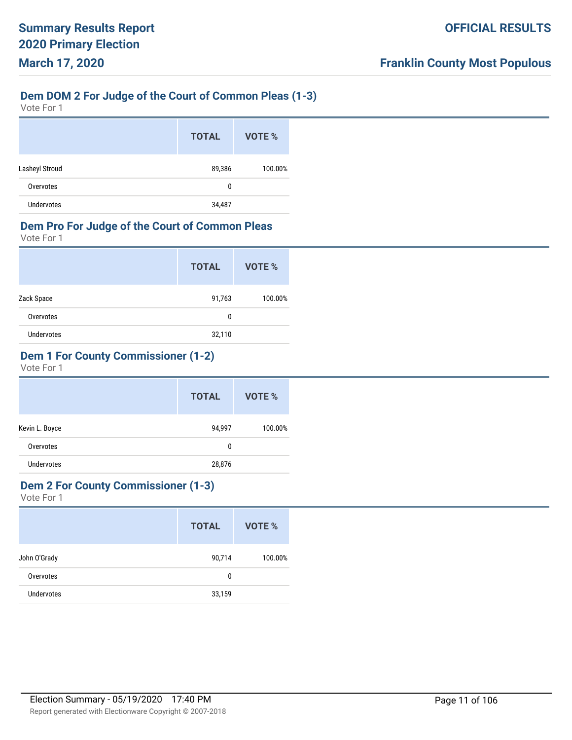## Dem DOM 2 For Judge of the Court of Common Pleas (1-3)

Vote For 1

| | TOTAL | VOTE % |
|---|---|---|
| Lasheyl Stroud | 89,386 | 100.00% |
| Overvotes | 0 | |
| Undervotes | 34,487 | |

## Dem Pro For Judge of the Court of Common Pleas

Vote For 1

| | TOTAL | VOTE % |
|---|---|---|
| Zack Space | 91,763 | 100.00% |
| Overvotes | 0 | |
| Undervotes | 32,110 | |

## Dem 1 For County Commissioner (1-2)

Vote For 1

| | TOTAL | VOTE % |
|---|---|---|
| Kevin L. Boyce | 94,997 | 100.00% |
| Overvotes | 0 | |
| Undervotes | 28,876 | |

## Dem 2 For County Commissioner (1-3)

Vote For 1

| | TOTAL | VOTE % |
|---|---|---|
| John O'Grady | 90,714 | 100.00% |
| Overvotes | 0 | |
| Undervotes | 33,159 | |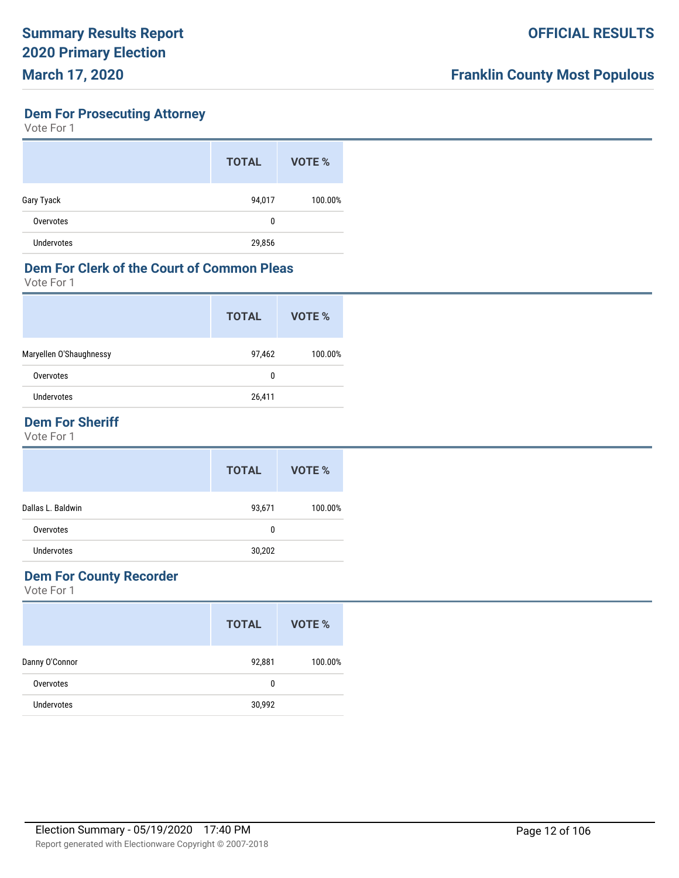## Dem For Prosecuting Attorney

Vote For 1

| | TOTAL | VOTE % |
|---|---|---|
| Gary Tyack | 94,017 | 100.00% |
| Overvotes | 0 | |
| Undervotes | 29,856 | |

## Dem For Clerk of the Court of Common Pleas

Vote For 1

| | TOTAL | VOTE % |
|---|---|---|
| Maryellen O'Shaughnessy | 97,462 | 100.00% |
| Overvotes | 0 | |
| Undervotes | 26,411 | |

## Dem For Sheriff

Vote For 1

| | TOTAL | VOTE % |
|---|---|---|
| Dallas L. Baldwin | 93,671 | 100.00% |
| Overvotes | 0 | |
| Undervotes | 30,202 | |

## Dem For County Recorder

Vote For 1

| | TOTAL | VOTE % |
|---|---|---|
| Danny O'Connor | 92,881 | 100.00% |
| Overvotes | 0 | |
| Undervotes | 30,992 | |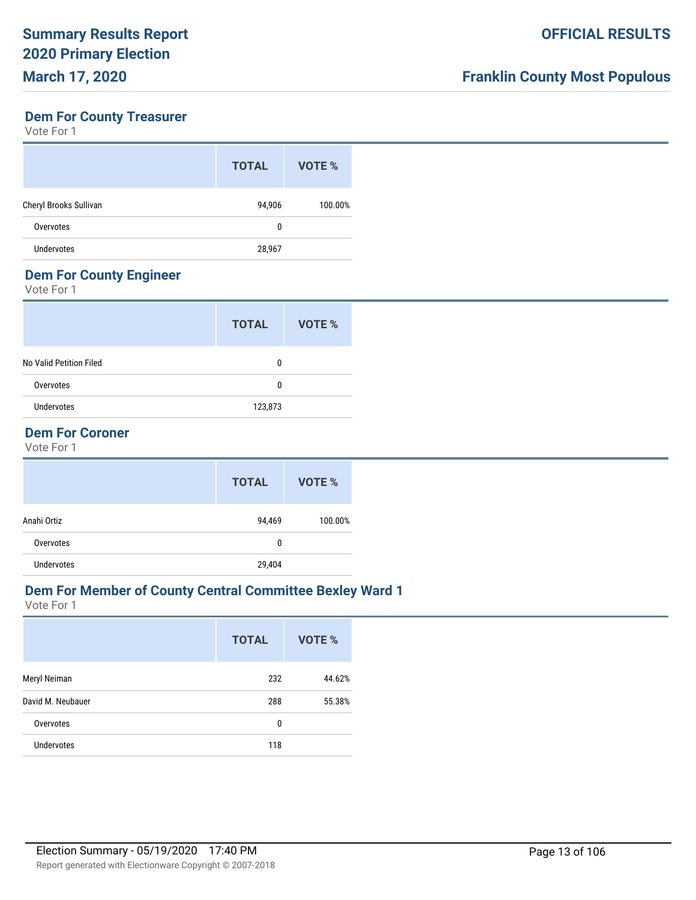## Dem For County Treasurer

Vote For 1

| | TOTAL | VOTE % |
|---|---|---|
| Cheryl Brooks Sullivan | 94,906 | 100.00% |
| Overvotes | 0 | |
| Undervotes | 28,967 | |

## Dem For County Engineer

Vote For 1

| | TOTAL | VOTE % |
|---|---|---|
| No Valid Petition Filed | 0 | |
| Overvotes | 0 | |
| Undervotes | 123,873 | |

## Dem For Coroner

Vote For 1

| | TOTAL | VOTE % |
|---|---|---|
| Anahi Ortiz | 94,469 | 100.00% |
| Overvotes | 0 | |
| Undervotes | 29,404 | |

## Dem For Member of County Central Committee Bexley Ward 1

Vote For 1

| | TOTAL | VOTE % |
|---|---|---|
| Meryl Neiman | 232 | 44.62% |
| David M. Neubauer | 288 | 55.38% |
| Overvotes | 0 | |
| Undervotes | 118 | |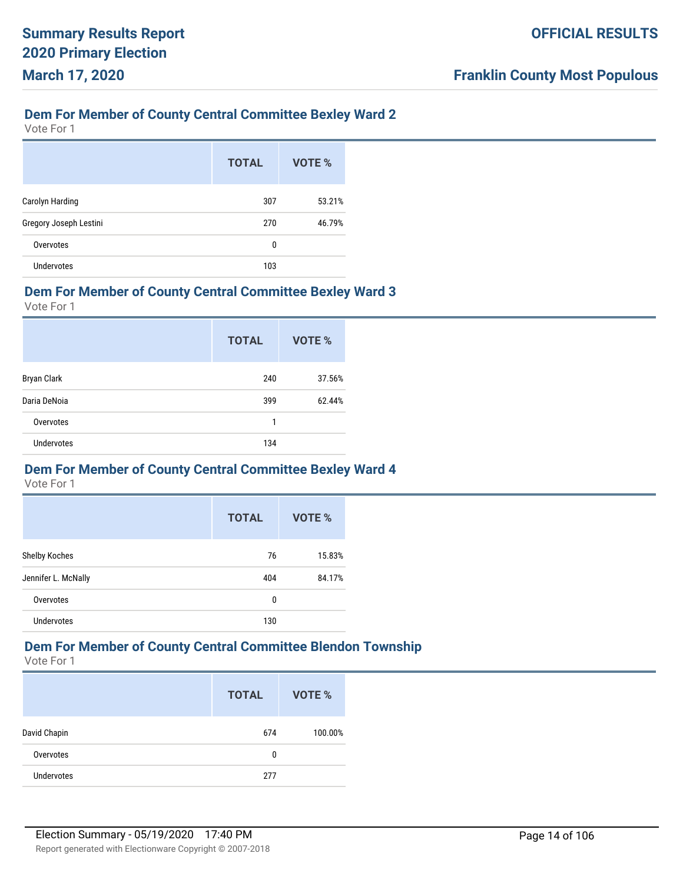## Dem For Member of County Central Committee Bexley Ward 2

Vote For 1

| | TOTAL | VOTE % |
|---|---|---|
| Carolyn Harding | 307 | 53.21% |
| Gregory Joseph Lestini | 270 | 46.79% |
| Overvotes | 0 | |
| Undervotes | 103 | |

## Dem For Member of County Central Committee Bexley Ward 3

Vote For 1

| | TOTAL | VOTE % |
|---|---|---|
| Bryan Clark | 240 | 37.56% |
| Daria DeNoia | 399 | 62.44% |
| Overvotes | 1 | |
| Undervotes | 134 | |

## Dem For Member of County Central Committee Bexley Ward 4

Vote For 1

| | TOTAL | VOTE % |
|---|---|---|
| Shelby Koches | 76 | 15.83% |
| Jennifer L. McNally | 404 | 84.17% |
| Overvotes | 0 | |
| Undervotes | 130 | |

## Dem For Member of County Central Committee Blendon Township

Vote For 1

| | TOTAL | VOTE % |
|---|---|---|
| David Chapin | 674 | 100.00% |
| Overvotes | 0 | |
| Undervotes | 277 | |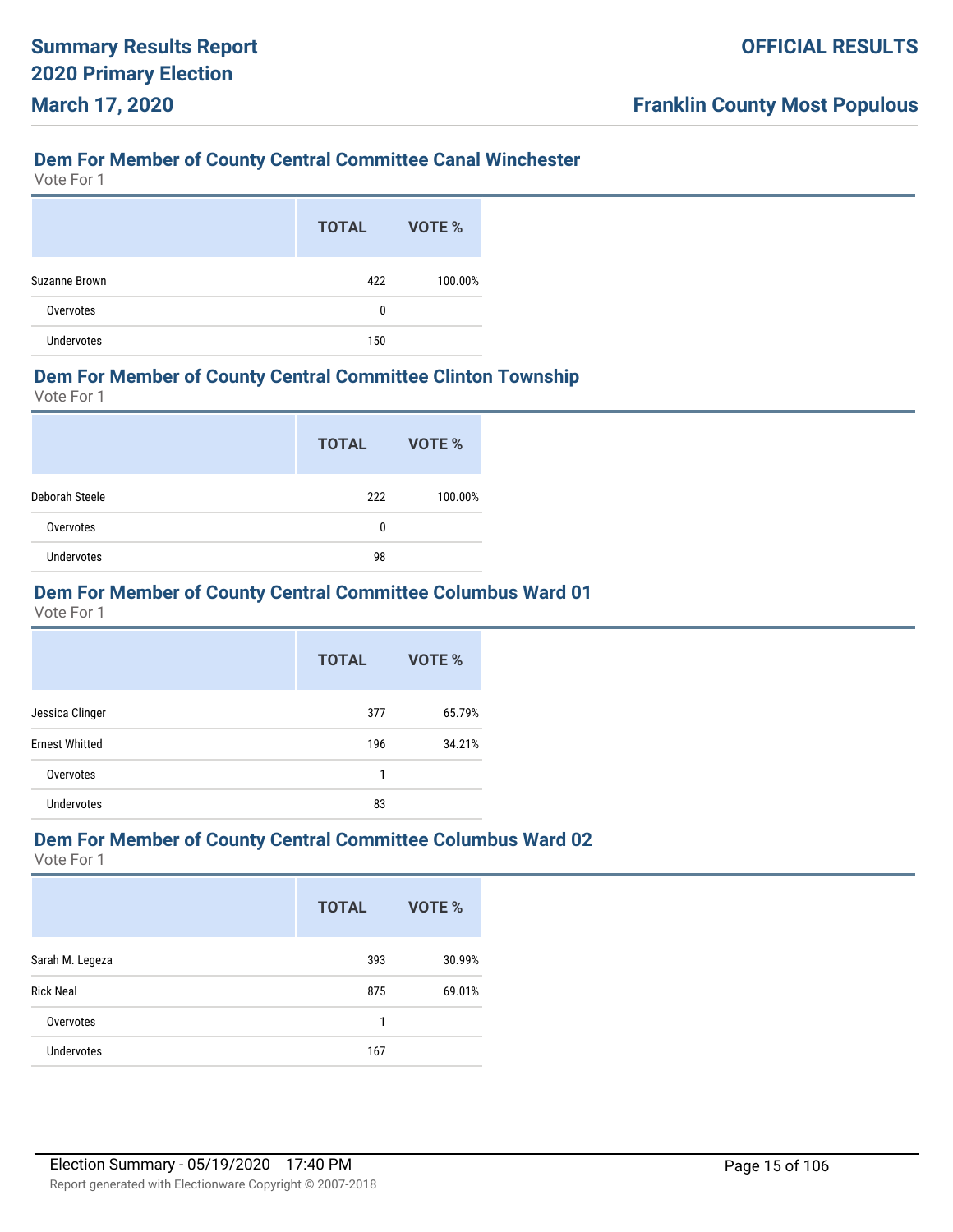## Dem For Member of County Central Committee Canal Winchester

Vote For 1

| | TOTAL | VOTE % |
|---|---|---|
| Suzanne Brown | 422 | 100.00% |
| Overvotes | 0 | |
| Undervotes | 150 | |

## Dem For Member of County Central Committee Clinton Township

Vote For 1

| | TOTAL | VOTE % |
|---|---|---|
| Deborah Steele | 222 | 100.00% |
| Overvotes | 0 | |
| Undervotes | 98 | |

## Dem For Member of County Central Committee Columbus Ward 01

Vote For 1

| | TOTAL | VOTE % |
|---|---|---|
| Jessica Clinger | 377 | 65.79% |
| Ernest Whitted | 196 | 34.21% |
| Overvotes | 1 | |
| Undervotes | 83 | |

## Dem For Member of County Central Committee Columbus Ward 02

Vote For 1

| | TOTAL | VOTE % |
|---|---|---|
| Sarah M. Legeza | 393 | 30.99% |
| Rick Neal | 875 | 69.01% |
| Overvotes | 1 | |
| Undervotes | 167 | |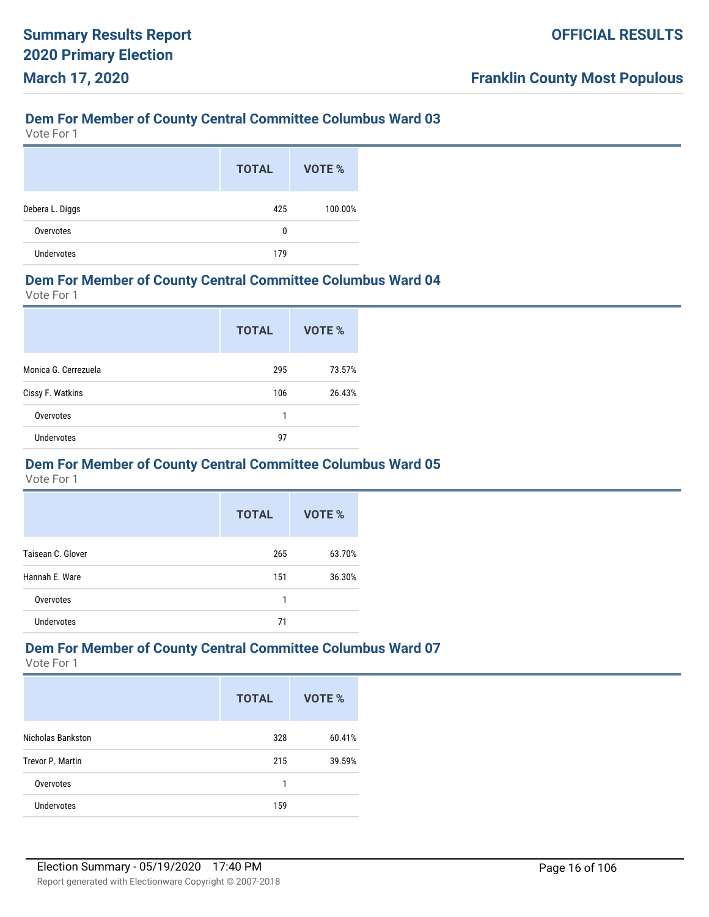## Dem For Member of County Central Committee Columbus Ward 03

Vote For 1

| | TOTAL | VOTE % |
|---|---|---|
| Debera L. Diggs | 425 | 100.00% |
| Overvotes | 0 | |
| Undervotes | 179 | |

## Dem For Member of County Central Committee Columbus Ward 04

Vote For 1

| | TOTAL | VOTE % |
|---|---|---|
| Monica G. Cerrezuela | 295 | 73.57% |
| Cissy F. Watkins | 106 | 26.43% |
| Overvotes | 1 | |
| Undervotes | 97 | |

## Dem For Member of County Central Committee Columbus Ward 05

Vote For 1

| | TOTAL | VOTE % |
|---|---|---|
| Taisean C. Glover | 265 | 63.70% |
| Hannah E. Ware | 151 | 36.30% |
| Overvotes | 1 | |
| Undervotes | 71 | |

## Dem For Member of County Central Committee Columbus Ward 07

Vote For 1

| | TOTAL | VOTE % |
|---|---|---|
| Nicholas Bankston | 328 | 60.41% |
| Trevor P. Martin | 215 | 39.59% |
| Overvotes | 1 | |
| Undervotes | 159 | |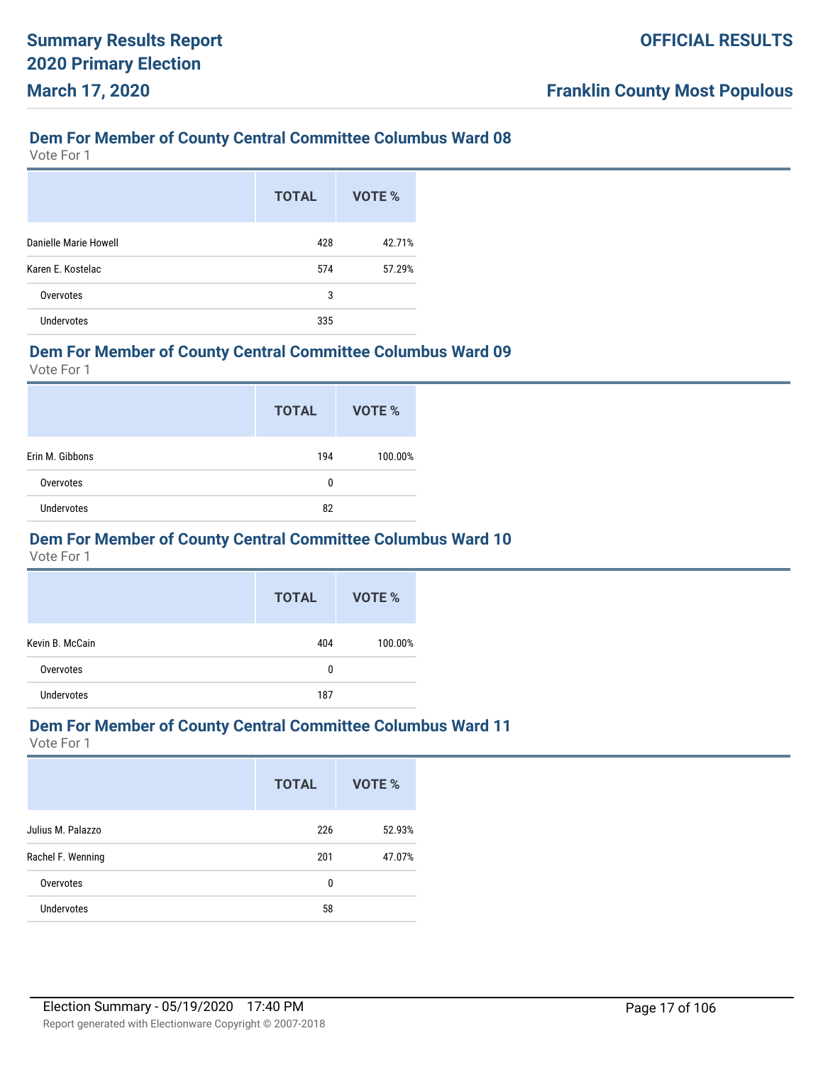## Dem For Member of County Central Committee Columbus Ward 08

Vote For 1

| | TOTAL | VOTE % |
|---|---|---|
| Danielle Marie Howell | 428 | 42.71% |
| Karen E. Kostelac | 574 | 57.29% |
| Overvotes | 3 | |
| Undervotes | 335 | |

## Dem For Member of County Central Committee Columbus Ward 09

Vote For 1

| | TOTAL | VOTE % |
|---|---|---|
| Erin M. Gibbons | 194 | 100.00% |
| Overvotes | 0 | |
| Undervotes | 82 | |

## Dem For Member of County Central Committee Columbus Ward 10

Vote For 1

| | TOTAL | VOTE % |
|---|---|---|
| Kevin B. McCain | 404 | 100.00% |
| Overvotes | 0 | |
| Undervotes | 187 | |

## Dem For Member of County Central Committee Columbus Ward 11

Vote For 1

| | TOTAL | VOTE % |
|---|---|---|
| Julius M. Palazzo | 226 | 52.93% |
| Rachel F. Wenning | 201 | 47.07% |
| Overvotes | 0 | |
| Undervotes | 58 | |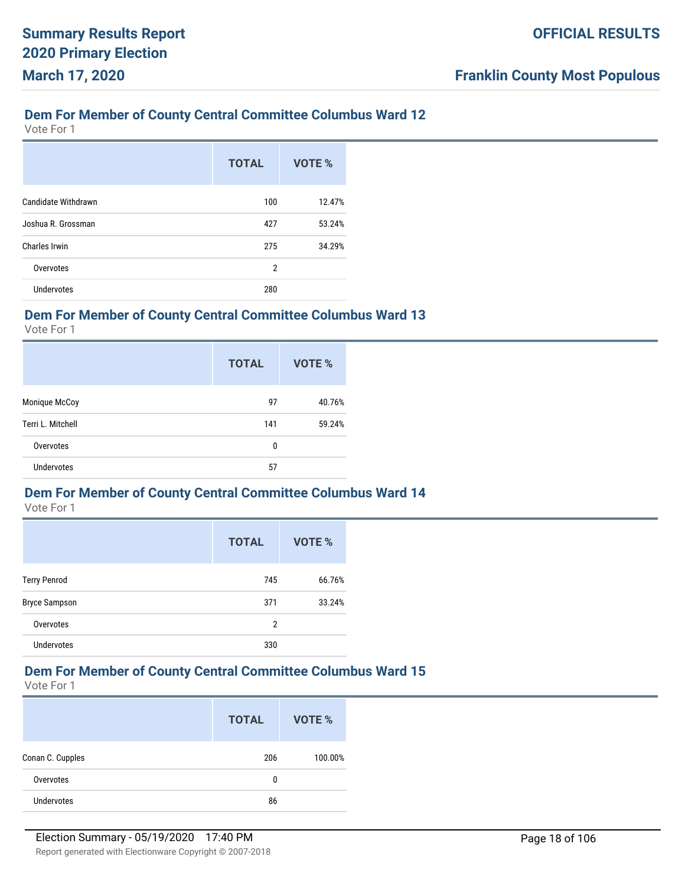## Dem For Member of County Central Committee Columbus Ward 12

Vote For 1

| | TOTAL | VOTE % |
|---|---|---|
| Candidate Withdrawn | 100 | 12.47% |
| Joshua R. Grossman | 427 | 53.24% |
| Charles Irwin | 275 | 34.29% |
| Overvotes | 2 | |
| Undervotes | 280 | |

## Dem For Member of County Central Committee Columbus Ward 13

Vote For 1

| | TOTAL | VOTE % |
|---|---|---|
| Monique McCoy | 97 | 40.76% |
| Terri L. Mitchell | 141 | 59.24% |
| Overvotes | 0 | |
| Undervotes | 57 | |

## Dem For Member of County Central Committee Columbus Ward 14

Vote For 1

| | TOTAL | VOTE % |
|---|---|---|
| Terry Penrod | 745 | 66.76% |
| Bryce Sampson | 371 | 33.24% |
| Overvotes | 2 | |
| Undervotes | 330 | |

## Dem For Member of County Central Committee Columbus Ward 15

Vote For 1

| | TOTAL | VOTE % |
|---|---|---|
| Conan C. Cupples | 206 | 100.00% |
| Overvotes | 0 | |
| Undervotes | 86 | |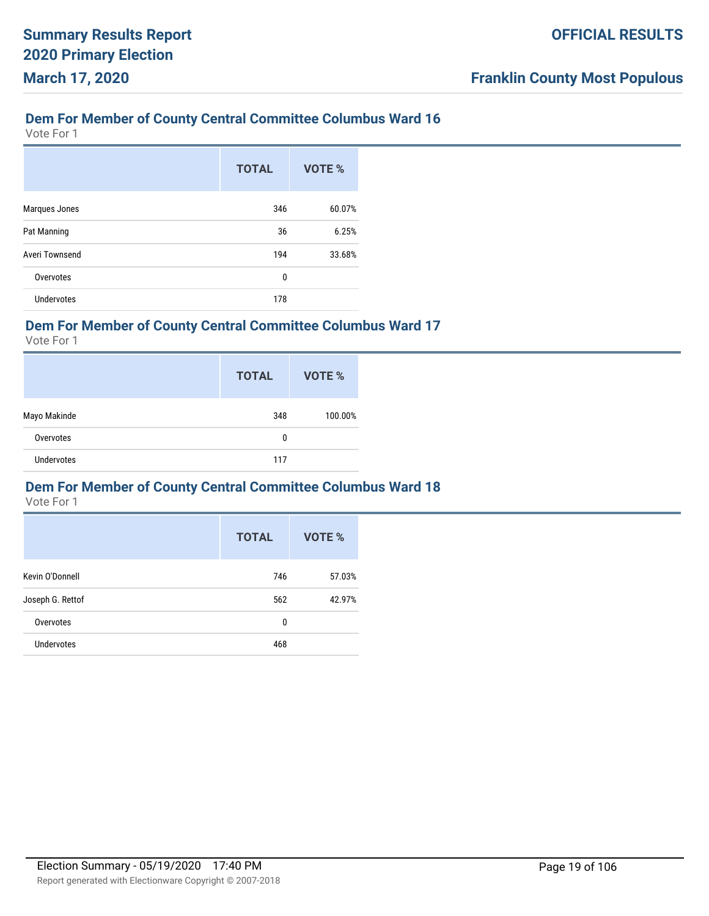## Dem For Member of County Central Committee Columbus Ward 16

Vote For 1

| | TOTAL | VOTE % |
|---|---|---|
| Marques Jones | 346 | 60.07% |
| Pat Manning | 36 | 6.25% |
| Averi Townsend | 194 | 33.68% |
| Overvotes | 0 | |
| Undervotes | 178 | |

## Dem For Member of County Central Committee Columbus Ward 17

Vote For 1

| | TOTAL | VOTE % |
|---|---|---|
| Mayo Makinde | 348 | 100.00% |
| Overvotes | 0 | |
| Undervotes | 117 | |

## Dem For Member of County Central Committee Columbus Ward 18

Vote For 1

| | TOTAL | VOTE % |
|---|---|---|
| Kevin O'Donnell | 746 | 57.03% |
| Joseph G. Rettof | 562 | 42.97% |
| Overvotes | 0 | |
| Undervotes | 468 | |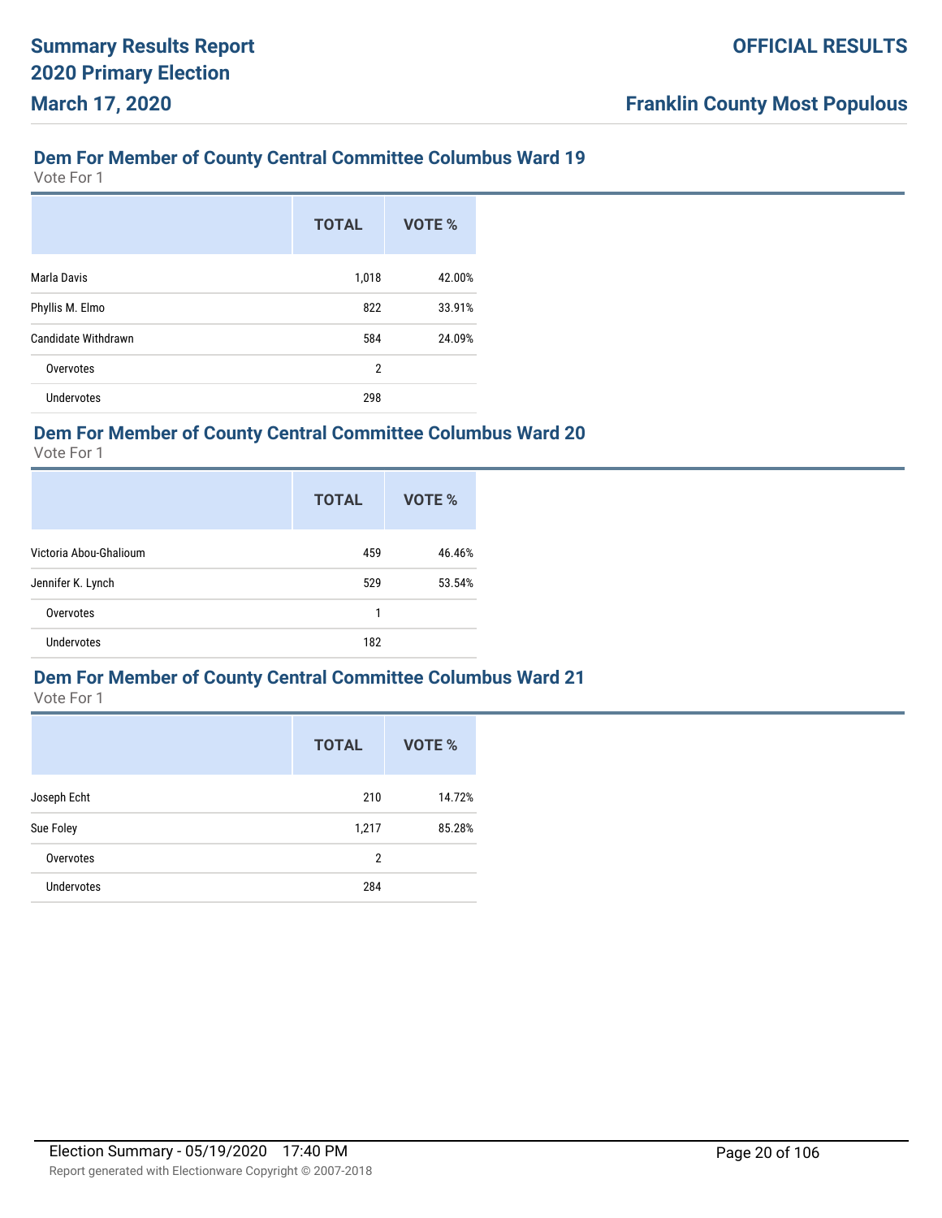## Dem For Member of County Central Committee Columbus Ward 19

Vote For 1

| | TOTAL | VOTE % |
|---|---|---|
| Marla Davis | 1,018 | 42.00% |
| Phyllis M. Elmo | 822 | 33.91% |
| Candidate Withdrawn | 584 | 24.09% |
| Overvotes | 2 | |
| Undervotes | 298 | |

## Dem For Member of County Central Committee Columbus Ward 20

Vote For 1

| | TOTAL | VOTE % |
|---|---|---|
| Victoria Abou-Ghalioum | 459 | 46.46% |
| Jennifer K. Lynch | 529 | 53.54% |
| Overvotes | 1 | |
| Undervotes | 182 | |

## Dem For Member of County Central Committee Columbus Ward 21

Vote For 1

| | TOTAL | VOTE % |
|---|---|---|
| Joseph Echt | 210 | 14.72% |
| Sue Foley | 1,217 | 85.28% |
| Overvotes | 2 | |
| Undervotes | 284 | |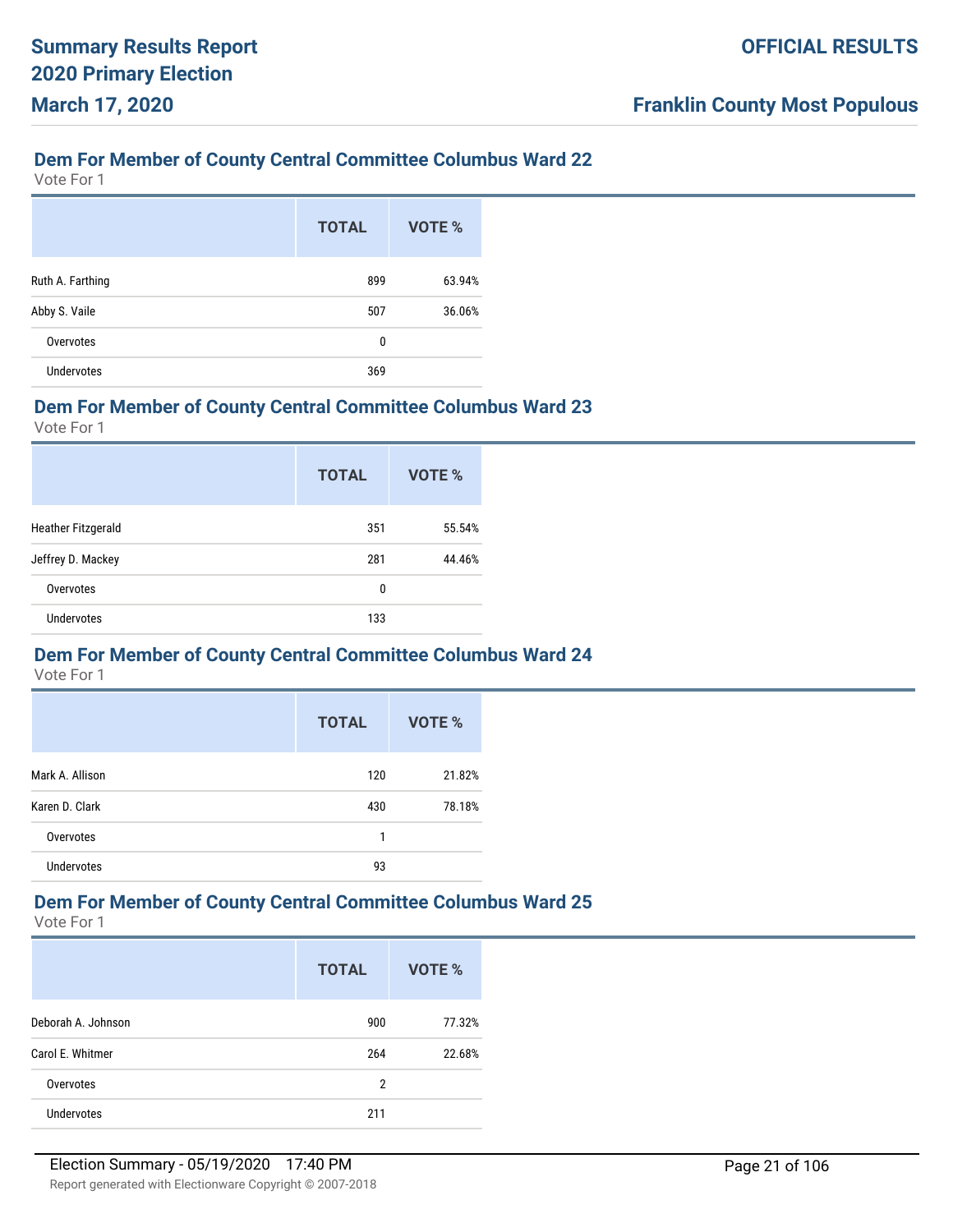## Dem For Member of County Central Committee Columbus Ward 22

Vote For 1

| | TOTAL | VOTE % |
|---|---|---|
| Ruth A. Farthing | 899 | 63.94% |
| Abby S. Vaile | 507 | 36.06% |
| Overvotes | 0 | |
| Undervotes | 369 | |

## Dem For Member of County Central Committee Columbus Ward 23

Vote For 1

| | TOTAL | VOTE % |
|---|---|---|
| Heather Fitzgerald | 351 | 55.54% |
| Jeffrey D. Mackey | 281 | 44.46% |
| Overvotes | 0 | |
| Undervotes | 133 | |

## Dem For Member of County Central Committee Columbus Ward 24

Vote For 1

| | TOTAL | VOTE % |
|---|---|---|
| Mark A. Allison | 120 | 21.82% |
| Karen D. Clark | 430 | 78.18% |
| Overvotes | 1 | |
| Undervotes | 93 | |

## Dem For Member of County Central Committee Columbus Ward 25

Vote For 1

| | TOTAL | VOTE % |
|---|---|---|
| Deborah A. Johnson | 900 | 77.32% |
| Carol E. Whitmer | 264 | 22.68% |
| Overvotes | 2 | |
| Undervotes | 211 | |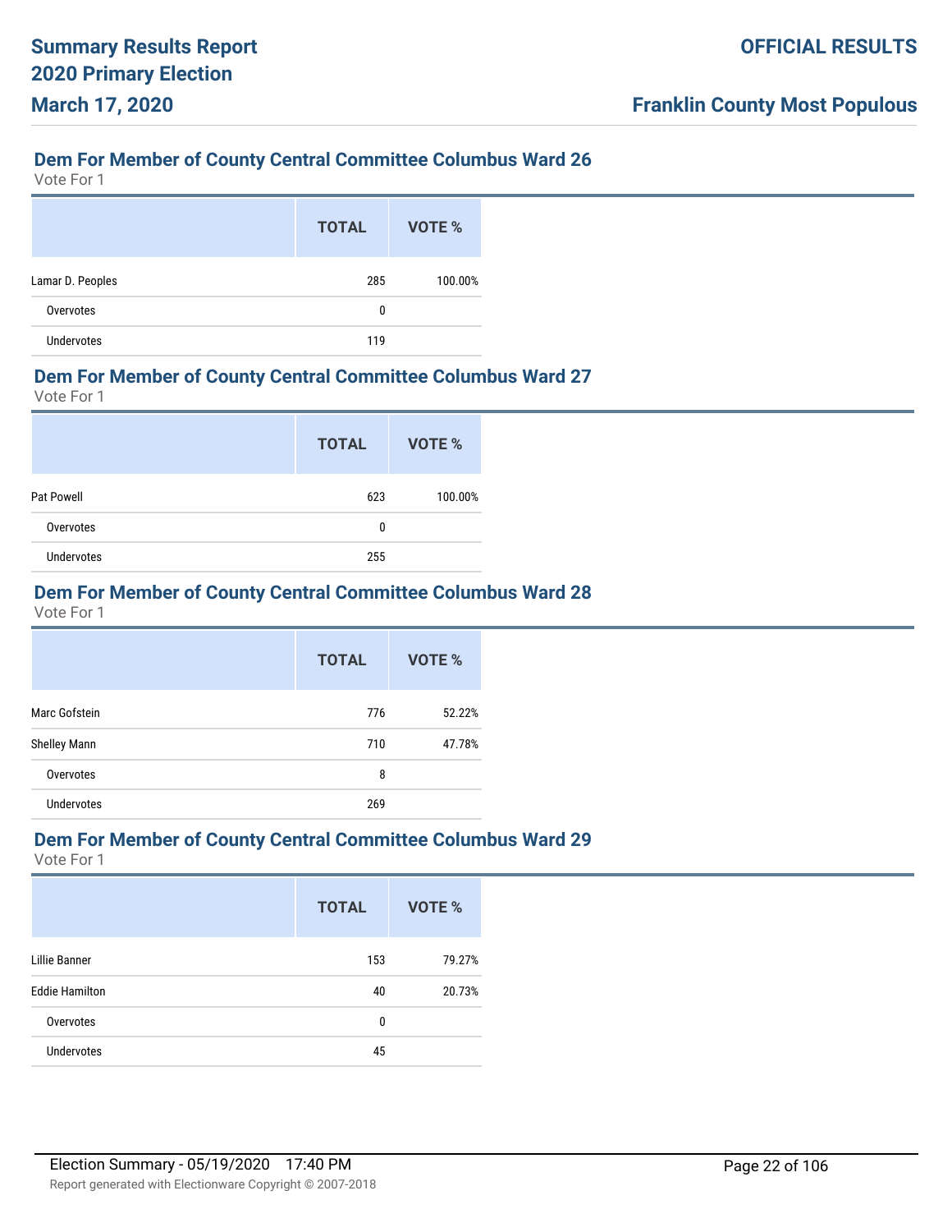## Dem For Member of County Central Committee Columbus Ward 26

Vote For 1

| | TOTAL | VOTE % |
|---|---|---|
| Lamar D. Peoples | 285 | 100.00% |
| Overvotes | 0 | |
| Undervotes | 119 | |

## Dem For Member of County Central Committee Columbus Ward 27

Vote For 1

| | TOTAL | VOTE % |
|---|---|---|
| Pat Powell | 623 | 100.00% |
| Overvotes | 0 | |
| Undervotes | 255 | |

## Dem For Member of County Central Committee Columbus Ward 28

Vote For 1

| | TOTAL | VOTE % |
|---|---|---|
| Marc Gofstein | 776 | 52.22% |
| Shelley Mann | 710 | 47.78% |
| Overvotes | 8 | |
| Undervotes | 269 | |

## Dem For Member of County Central Committee Columbus Ward 29

Vote For 1

| | TOTAL | VOTE % |
|---|---|---|
| Lillie Banner | 153 | 79.27% |
| Eddie Hamilton | 40 | 20.73% |
| Overvotes | 0 | |
| Undervotes | 45 | |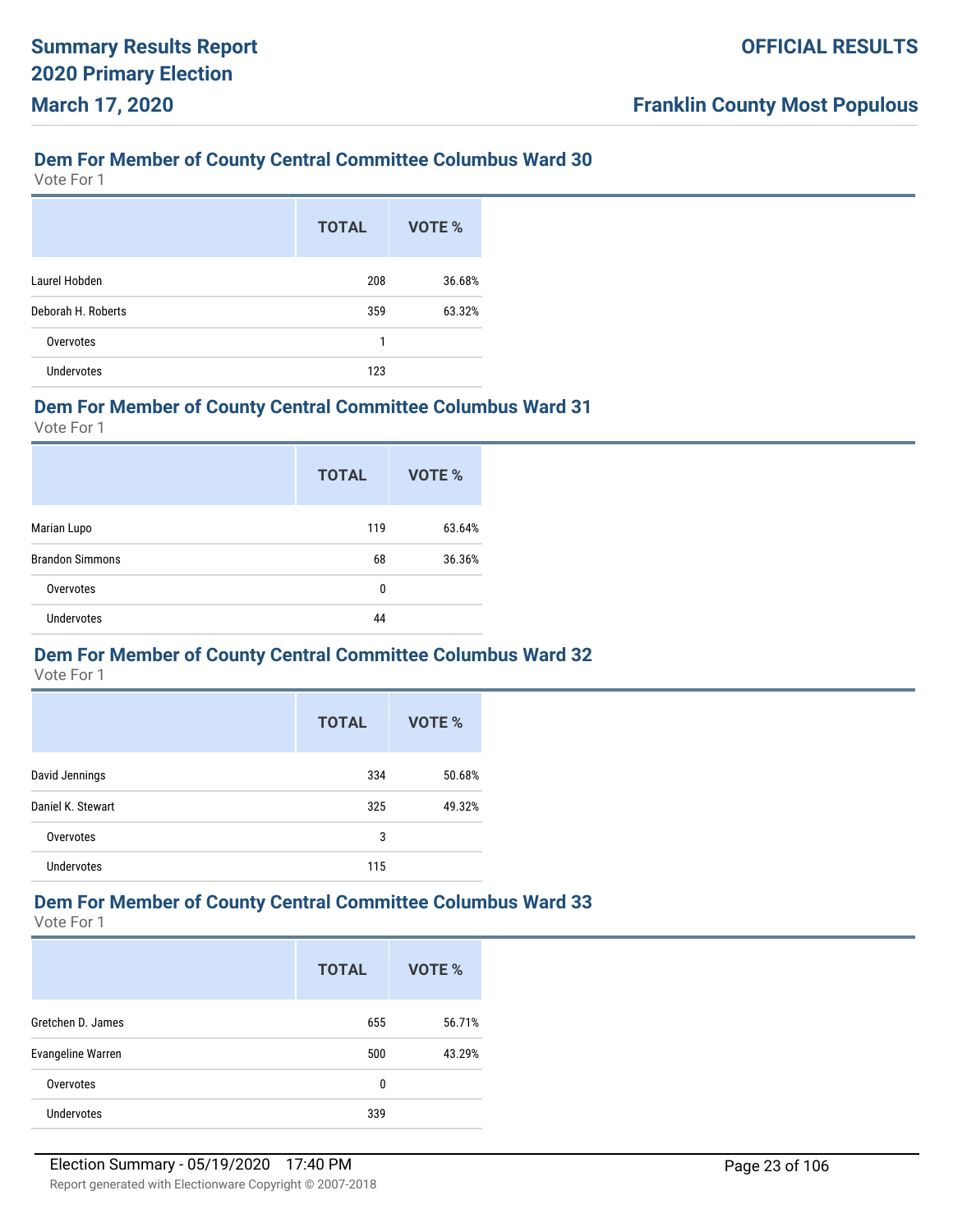## Dem For Member of County Central Committee Columbus Ward 30

Vote For 1

| | TOTAL | VOTE % |
|---|---|---|
| Laurel Hobden | 208 | 36.68% |
| Deborah H. Roberts | 359 | 63.32% |
| Overvotes | 1 | |
| Undervotes | 123 | |

## Dem For Member of County Central Committee Columbus Ward 31

Vote For 1

| | TOTAL | VOTE % |
|---|---|---|
| Marian Lupo | 119 | 63.64% |
| Brandon Simmons | 68 | 36.36% |
| Overvotes | 0 | |
| Undervotes | 44 | |

## Dem For Member of County Central Committee Columbus Ward 32

Vote For 1

| | TOTAL | VOTE % |
|---|---|---|
| David Jennings | 334 | 50.68% |
| Daniel K. Stewart | 325 | 49.32% |
| Overvotes | 3 | |
| Undervotes | 115 | |

## Dem For Member of County Central Committee Columbus Ward 33

Vote For 1

| | TOTAL | VOTE % |
|---|---|---|
| Gretchen D. James | 655 | 56.71% |
| Evangeline Warren | 500 | 43.29% |
| Overvotes | 0 | |
| Undervotes | 339 | |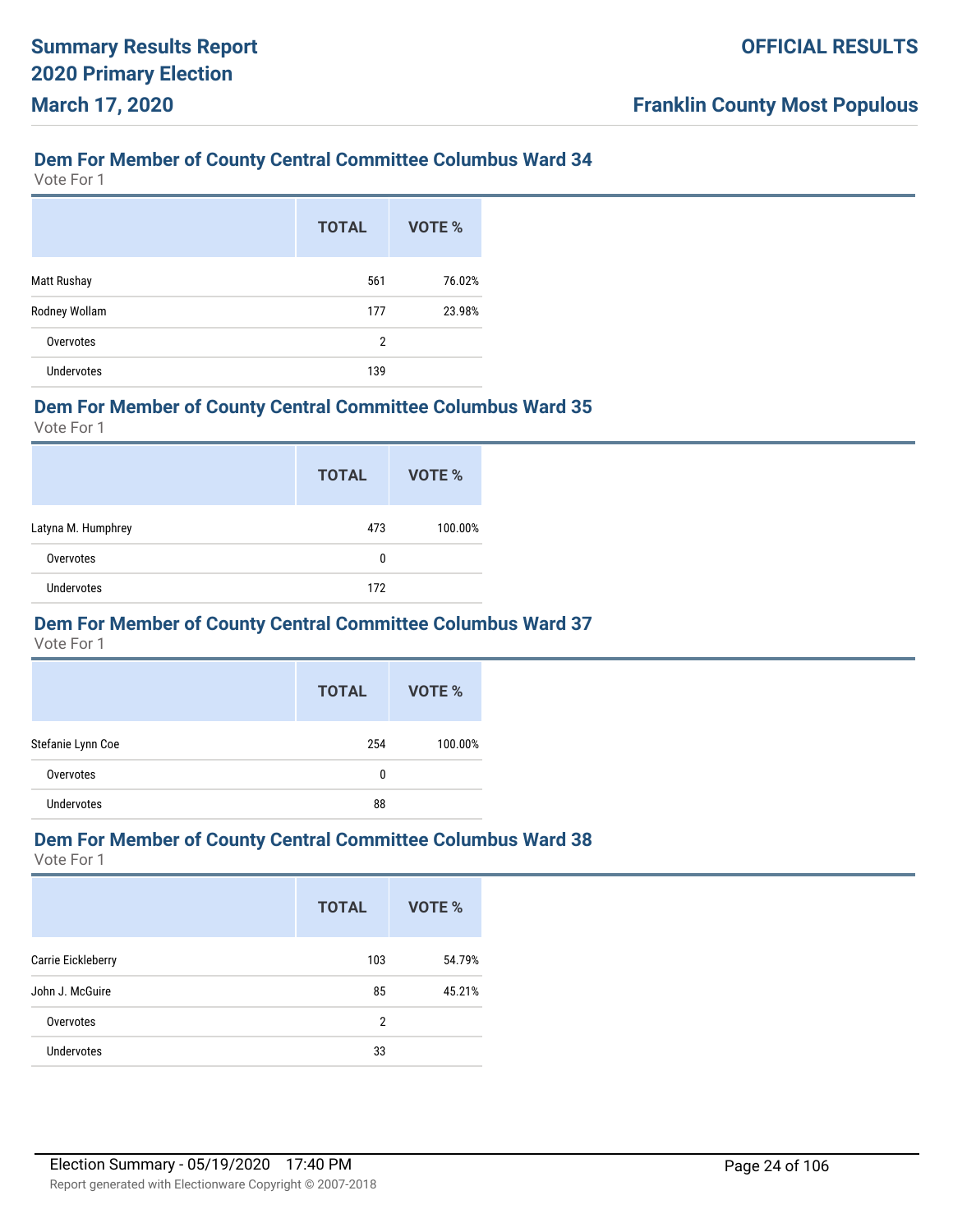## Dem For Member of County Central Committee Columbus Ward 34

Vote For 1

| | TOTAL | VOTE % |
|---|---|---|
| Matt Rushay | 561 | 76.02% |
| Rodney Wollam | 177 | 23.98% |
| Overvotes | 2 | |
| Undervotes | 139 | |

## Dem For Member of County Central Committee Columbus Ward 35

Vote For 1

| | TOTAL | VOTE % |
|---|---|---|
| Latyna M. Humphrey | 473 | 100.00% |
| Overvotes | 0 | |
| Undervotes | 172 | |

## Dem For Member of County Central Committee Columbus Ward 37

Vote For 1

| | TOTAL | VOTE % |
|---|---|---|
| Stefanie Lynn Coe | 254 | 100.00% |
| Overvotes | 0 | |
| Undervotes | 88 | |

## Dem For Member of County Central Committee Columbus Ward 38

Vote For 1

| | TOTAL | VOTE % |
|---|---|---|
| Carrie Eickleberry | 103 | 54.79% |
| John J. McGuire | 85 | 45.21% |
| Overvotes | 2 | |
| Undervotes | 33 | |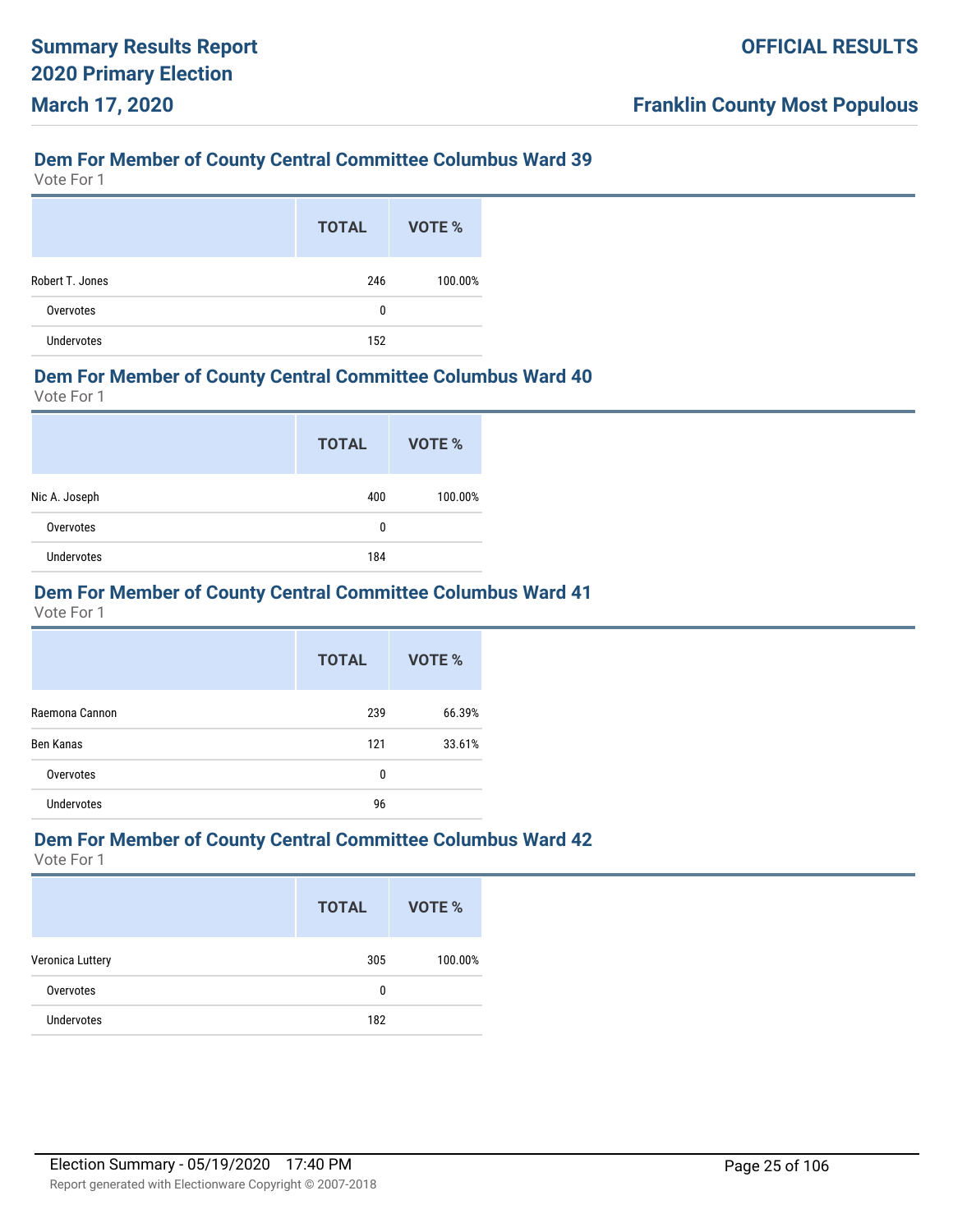## Dem For Member of County Central Committee Columbus Ward 39

Vote For 1

| | TOTAL | VOTE % |
|---|---|---|
| Robert T. Jones | 246 | 100.00% |
| Overvotes | 0 | |
| Undervotes | 152 | |

## Dem For Member of County Central Committee Columbus Ward 40

Vote For 1

| | TOTAL | VOTE % |
|---|---|---|
| Nic A. Joseph | 400 | 100.00% |
| Overvotes | 0 | |
| Undervotes | 184 | |

## Dem For Member of County Central Committee Columbus Ward 41

Vote For 1

| | TOTAL | VOTE % |
|---|---|---|
| Raemona Cannon | 239 | 66.39% |
| Ben Kanas | 121 | 33.61% |
| Overvotes | 0 | |
| Undervotes | 96 | |

## Dem For Member of County Central Committee Columbus Ward 42

Vote For 1

| | TOTAL | VOTE % |
|---|---|---|
| Veronica Luttery | 305 | 100.00% |
| Overvotes | 0 | |
| Undervotes | 182 | |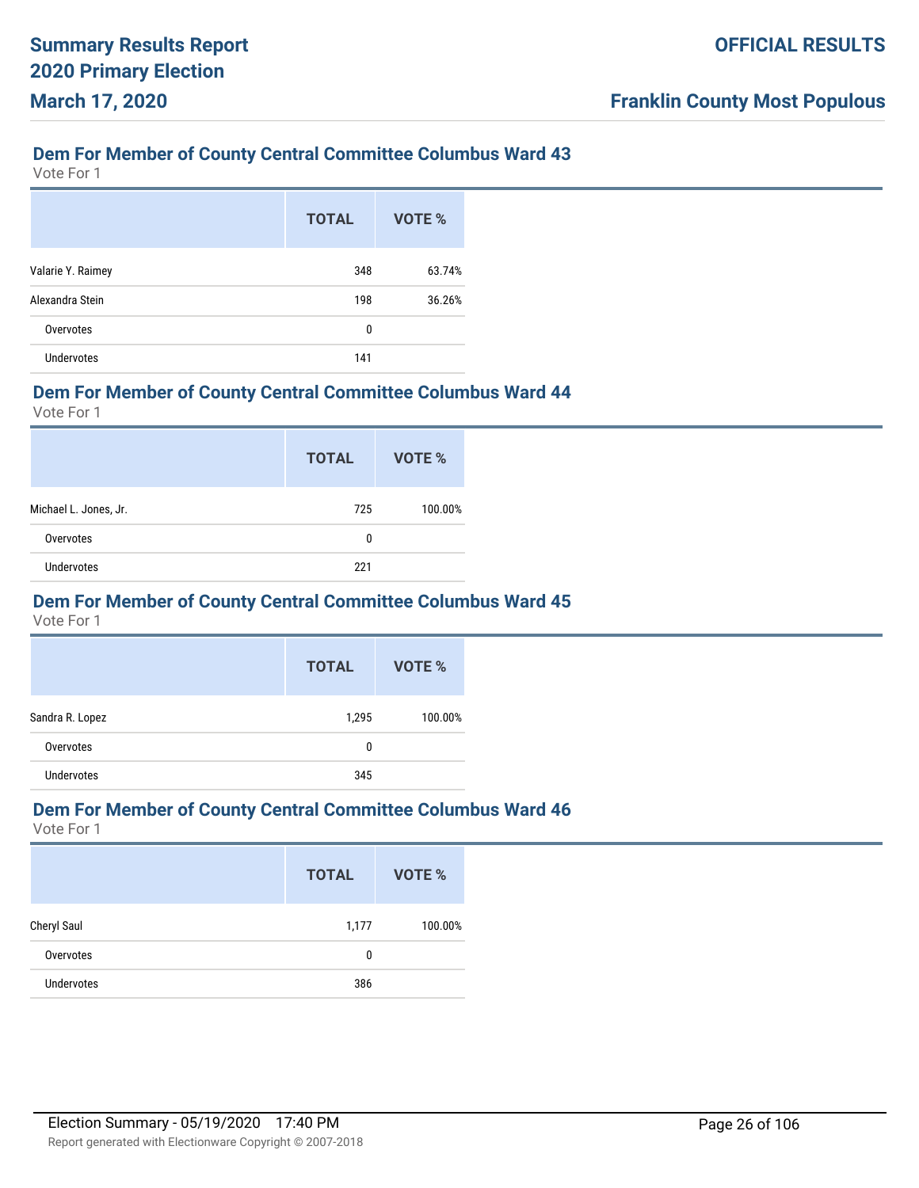## Dem For Member of County Central Committee Columbus Ward 43

Vote For 1

| | TOTAL | VOTE % |
|---|---|---|
| Valarie Y. Raimey | 348 | 63.74% |
| Alexandra Stein | 198 | 36.26% |
| Overvotes | 0 | |
| Undervotes | 141 | |

## Dem For Member of County Central Committee Columbus Ward 44

Vote For 1

| | TOTAL | VOTE % |
|---|---|---|
| Michael L. Jones, Jr. | 725 | 100.00% |
| Overvotes | 0 | |
| Undervotes | 221 | |

## Dem For Member of County Central Committee Columbus Ward 45

Vote For 1

| | TOTAL | VOTE % |
|---|---|---|
| Sandra R. Lopez | 1,295 | 100.00% |
| Overvotes | 0 | |
| Undervotes | 345 | |

## Dem For Member of County Central Committee Columbus Ward 46

Vote For 1

| | TOTAL | VOTE % |
|---|---|---|
| Cheryl Saul | 1,177 | 100.00% |
| Overvotes | 0 | |
| Undervotes | 386 | |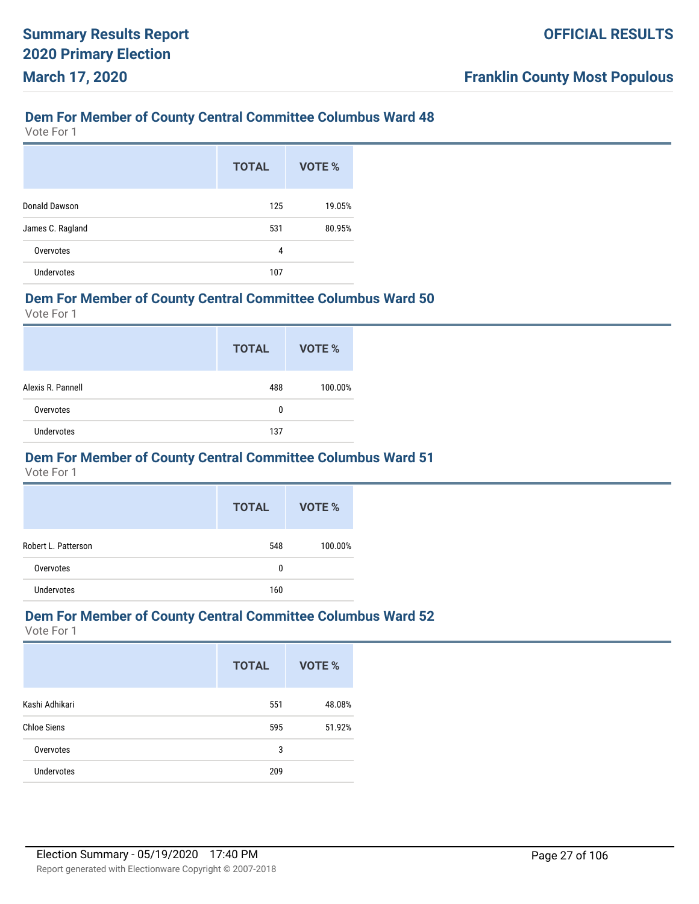## Dem For Member of County Central Committee Columbus Ward 48

Vote For 1

| | TOTAL | VOTE % |
|---|---|---|
| Donald Dawson | 125 | 19.05% |
| James C. Ragland | 531 | 80.95% |
| Overvotes | 4 | |
| Undervotes | 107 | |

## Dem For Member of County Central Committee Columbus Ward 50

Vote For 1

| | TOTAL | VOTE % |
|---|---|---|
| Alexis R. Pannell | 488 | 100.00% |
| Overvotes | 0 | |
| Undervotes | 137 | |

## Dem For Member of County Central Committee Columbus Ward 51

Vote For 1

| | TOTAL | VOTE % |
|---|---|---|
| Robert L. Patterson | 548 | 100.00% |
| Overvotes | 0 | |
| Undervotes | 160 | |

## Dem For Member of County Central Committee Columbus Ward 52

Vote For 1

| | TOTAL | VOTE % |
|---|---|---|
| Kashi Adhikari | 551 | 48.08% |
| Chloe Siens | 595 | 51.92% |
| Overvotes | 3 | |
| Undervotes | 209 | |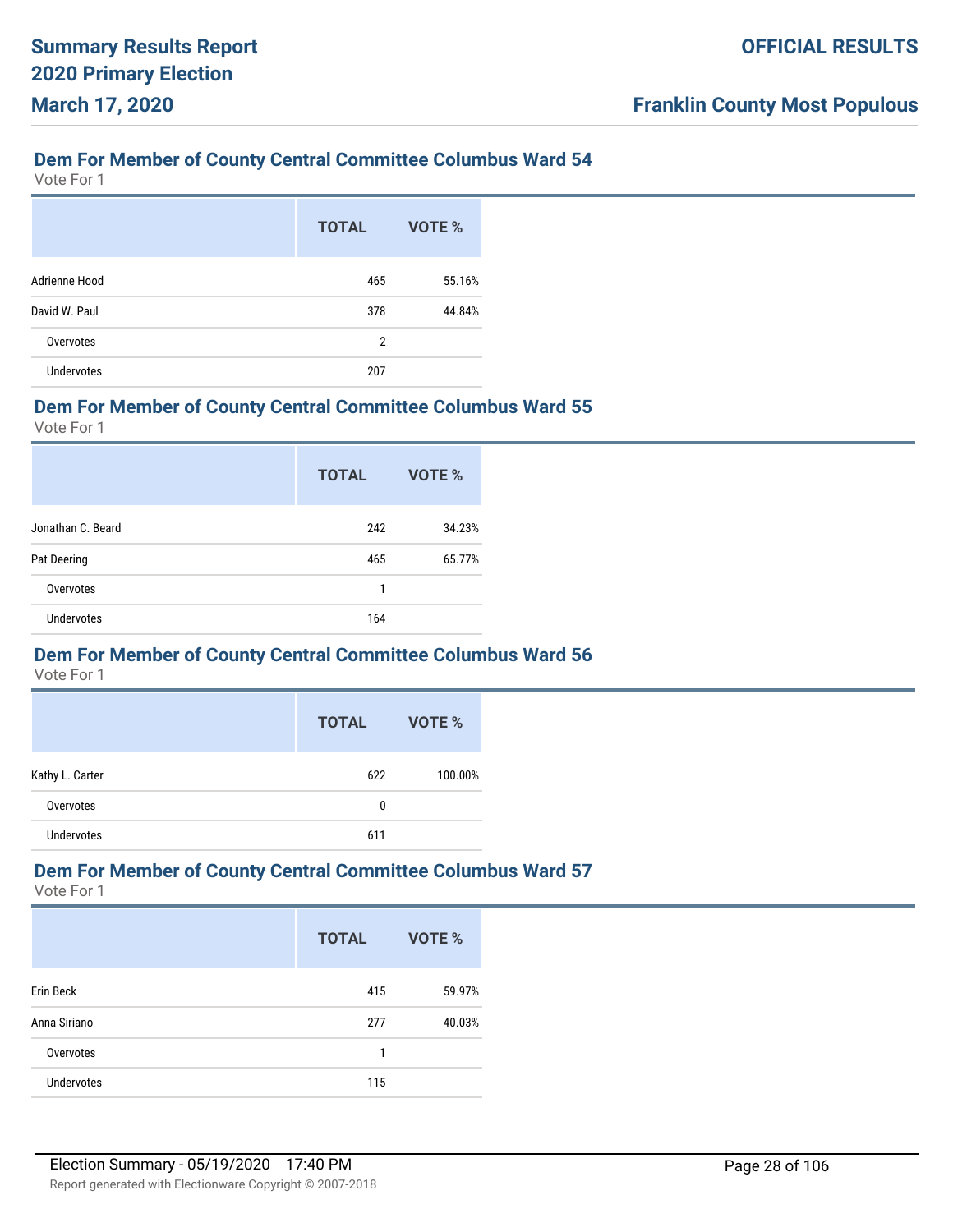## Dem For Member of County Central Committee Columbus Ward 54

Vote For 1

| | TOTAL | VOTE % |
|---|---|---|
| Adrienne Hood | 465 | 55.16% |
| David W. Paul | 378 | 44.84% |
| Overvotes | 2 | |
| Undervotes | 207 | |

## Dem For Member of County Central Committee Columbus Ward 55

Vote For 1

| | TOTAL | VOTE % |
|---|---|---|
| Jonathan C. Beard | 242 | 34.23% |
| Pat Deering | 465 | 65.77% |
| Overvotes | 1 | |
| Undervotes | 164 | |

## Dem For Member of County Central Committee Columbus Ward 56

Vote For 1

| | TOTAL | VOTE % |
|---|---|---|
| Kathy L. Carter | 622 | 100.00% |
| Overvotes | 0 | |
| Undervotes | 611 | |

## Dem For Member of County Central Committee Columbus Ward 57

Vote For 1

| | TOTAL | VOTE % |
|---|---|---|
| Erin Beck | 415 | 59.97% |
| Anna Siriano | 277 | 40.03% |
| Overvotes | 1 | |
| Undervotes | 115 | |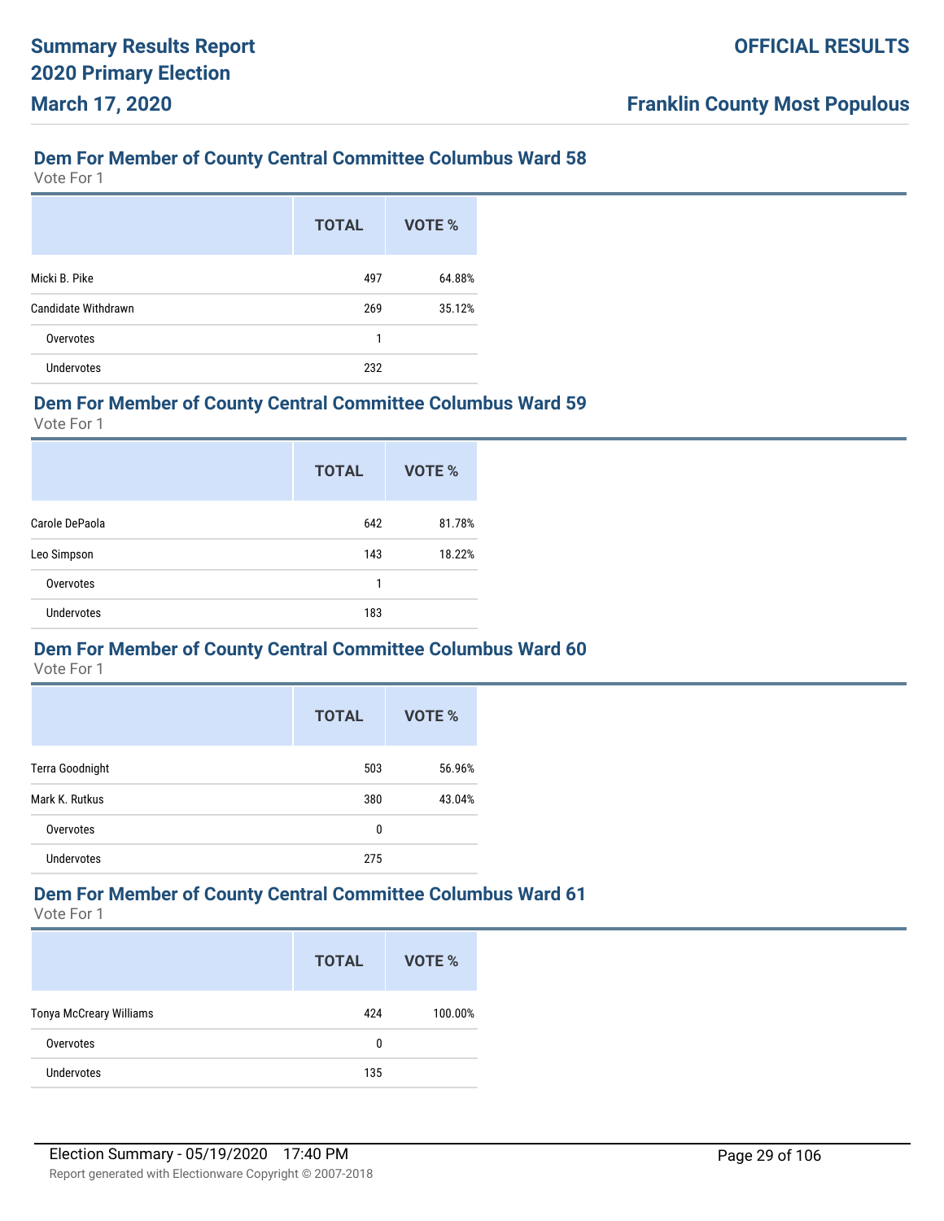## Dem For Member of County Central Committee Columbus Ward 58

Vote For 1

| | TOTAL | VOTE % |
|---|---|---|
| Micki B. Pike | 497 | 64.88% |
| Candidate Withdrawn | 269 | 35.12% |
| Overvotes | 1 | |
| Undervotes | 232 | |

## Dem For Member of County Central Committee Columbus Ward 59

Vote For 1

| | TOTAL | VOTE % |
|---|---|---|
| Carole DePaola | 642 | 81.78% |
| Leo Simpson | 143 | 18.22% |
| Overvotes | 1 | |
| Undervotes | 183 | |

## Dem For Member of County Central Committee Columbus Ward 60

Vote For 1

| | TOTAL | VOTE % |
|---|---|---|
| Terra Goodnight | 503 | 56.96% |
| Mark K. Rutkus | 380 | 43.04% |
| Overvotes | 0 | |
| Undervotes | 275 | |

## Dem For Member of County Central Committee Columbus Ward 61

Vote For 1

| | TOTAL | VOTE % |
|---|---|---|
| Tonya McCreary Williams | 424 | 100.00% |
| Overvotes | 0 | |
| Undervotes | 135 | |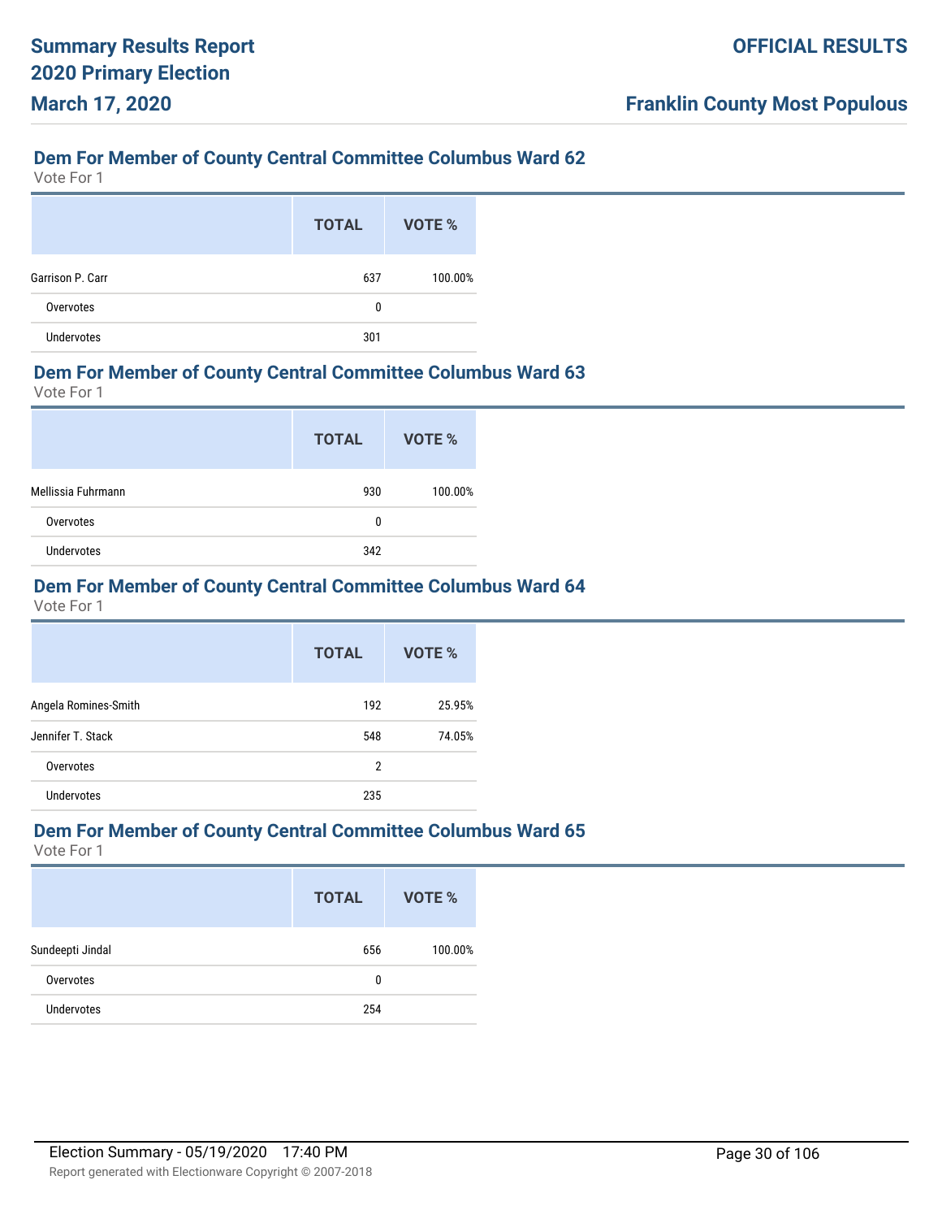## Dem For Member of County Central Committee Columbus Ward 62

Vote For 1

| | TOTAL | VOTE % |
|---|---|---|
| Garrison P. Carr | 637 | 100.00% |
| Overvotes | 0 | |
| Undervotes | 301 | |

## Dem For Member of County Central Committee Columbus Ward 63

Vote For 1

| | TOTAL | VOTE % |
|---|---|---|
| Mellissia Fuhrmann | 930 | 100.00% |
| Overvotes | 0 | |
| Undervotes | 342 | |

## Dem For Member of County Central Committee Columbus Ward 64

Vote For 1

| | TOTAL | VOTE % |
|---|---|---|
| Angela Romines-Smith | 192 | 25.95% |
| Jennifer T. Stack | 548 | 74.05% |
| Overvotes | 2 | |
| Undervotes | 235 | |

## Dem For Member of County Central Committee Columbus Ward 65

Vote For 1

| | TOTAL | VOTE % |
|---|---|---|
| Sundeepti Jindal | 656 | 100.00% |
| Overvotes | 0 | |
| Undervotes | 254 | |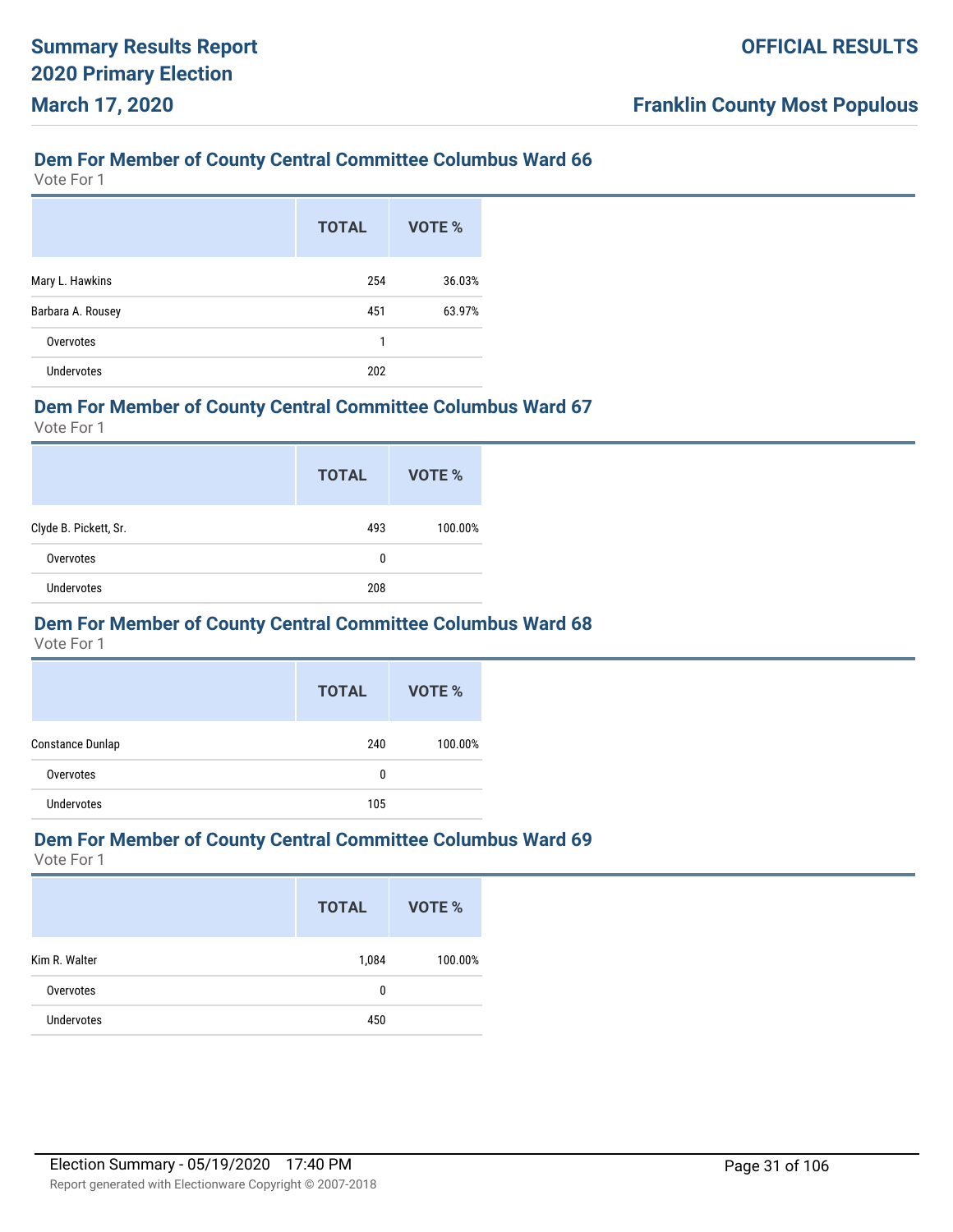### Dem For Member of County Central Committee Columbus Ward 66

Vote For 1

| | TOTAL | VOTE % |
|---|---|---|
| Mary L. Hawkins | 254 | 36.03% |
| Barbara A. Rousey | 451 | 63.97% |
| Overvotes | 1 | |
| Undervotes | 202 | |

### Dem For Member of County Central Committee Columbus Ward 67

Vote For 1

| | TOTAL | VOTE % |
|---|---|---|
| Clyde B. Pickett, Sr. | 493 | 100.00% |
| Overvotes | 0 | |
| Undervotes | 208 | |

### Dem For Member of County Central Committee Columbus Ward 68

Vote For 1

| | TOTAL | VOTE % |
|---|---|---|
| Constance Dunlap | 240 | 100.00% |
| Overvotes | 0 | |
| Undervotes | 105 | |

### Dem For Member of County Central Committee Columbus Ward 69

Vote For 1

| | TOTAL | VOTE % |
|---|---|---|
| Kim R. Walter | 1,084 | 100.00% |
| Overvotes | 0 | |
| Undervotes | 450 | |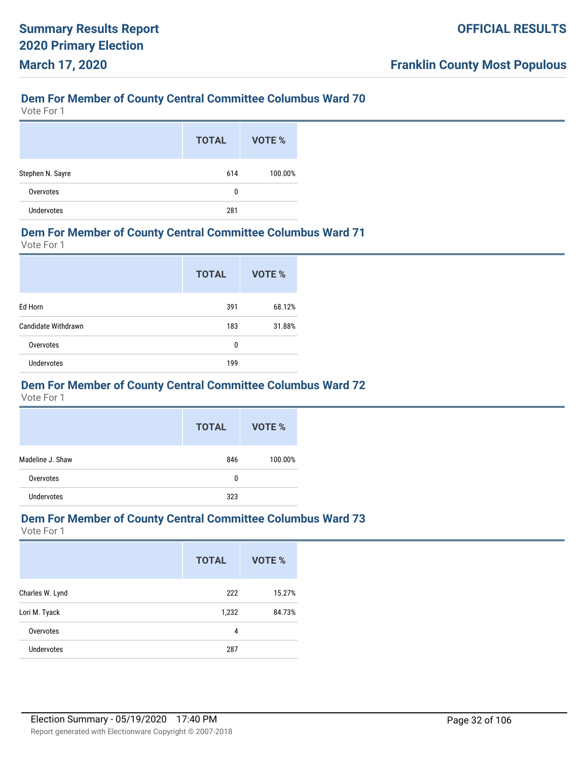## Dem For Member of County Central Committee Columbus Ward 70

Vote For 1

| | TOTAL | VOTE % |
|---|---|---|
| Stephen N. Sayre | 614 | 100.00% |
| Overvotes | 0 | |
| Undervotes | 281 | |

## Dem For Member of County Central Committee Columbus Ward 71

Vote For 1

| | TOTAL | VOTE % |
|---|---|---|
| Ed Horn | 391 | 68.12% |
| Candidate Withdrawn | 183 | 31.88% |
| Overvotes | 0 | |
| Undervotes | 199 | |

## Dem For Member of County Central Committee Columbus Ward 72

Vote For 1

| | TOTAL | VOTE % |
|---|---|---|
| Madeline J. Shaw | 846 | 100.00% |
| Overvotes | 0 | |
| Undervotes | 323 | |

## Dem For Member of County Central Committee Columbus Ward 73

Vote For 1

| | TOTAL | VOTE % |
|---|---|---|
| Charles W. Lynd | 222 | 15.27% |
| Lori M. Tyack | 1,232 | 84.73% |
| Overvotes | 4 | |
| Undervotes | 287 | |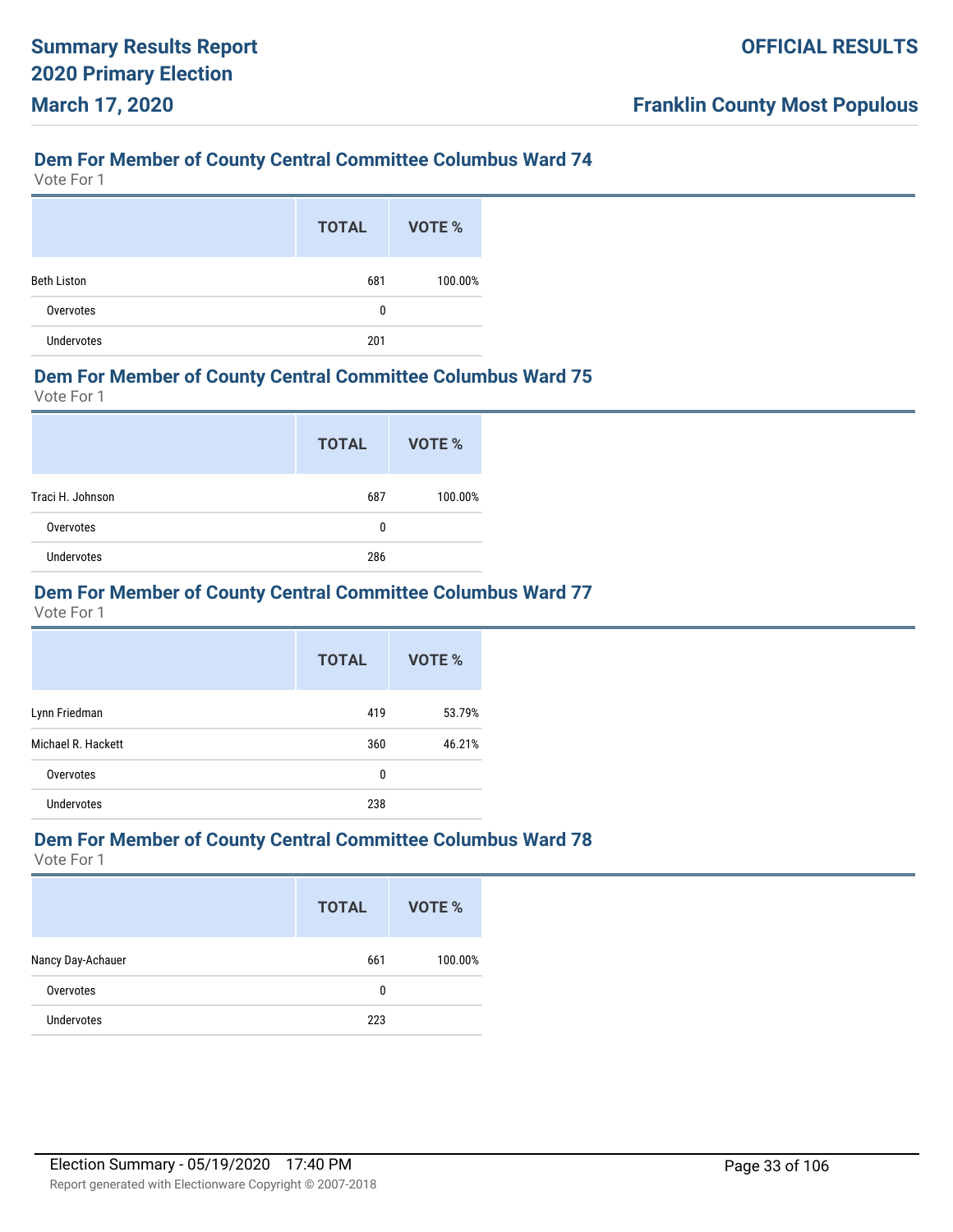## Dem For Member of County Central Committee Columbus Ward 74

Vote For 1

| | TOTAL | VOTE % |
|---|---|---|
| Beth Liston | 681 | 100.00% |
| Overvotes | 0 | |
| Undervotes | 201 | |

## Dem For Member of County Central Committee Columbus Ward 75

Vote For 1

| | TOTAL | VOTE % |
|---|---|---|
| Traci H. Johnson | 687 | 100.00% |
| Overvotes | 0 | |
| Undervotes | 286 | |

## Dem For Member of County Central Committee Columbus Ward 77

Vote For 1

| | TOTAL | VOTE % |
|---|---|---|
| Lynn Friedman | 419 | 53.79% |
| Michael R. Hackett | 360 | 46.21% |
| Overvotes | 0 | |
| Undervotes | 238 | |

## Dem For Member of County Central Committee Columbus Ward 78

Vote For 1

| | TOTAL | VOTE % |
|---|---|---|
| Nancy Day-Achauer | 661 | 100.00% |
| Overvotes | 0 | |
| Undervotes | 223 | |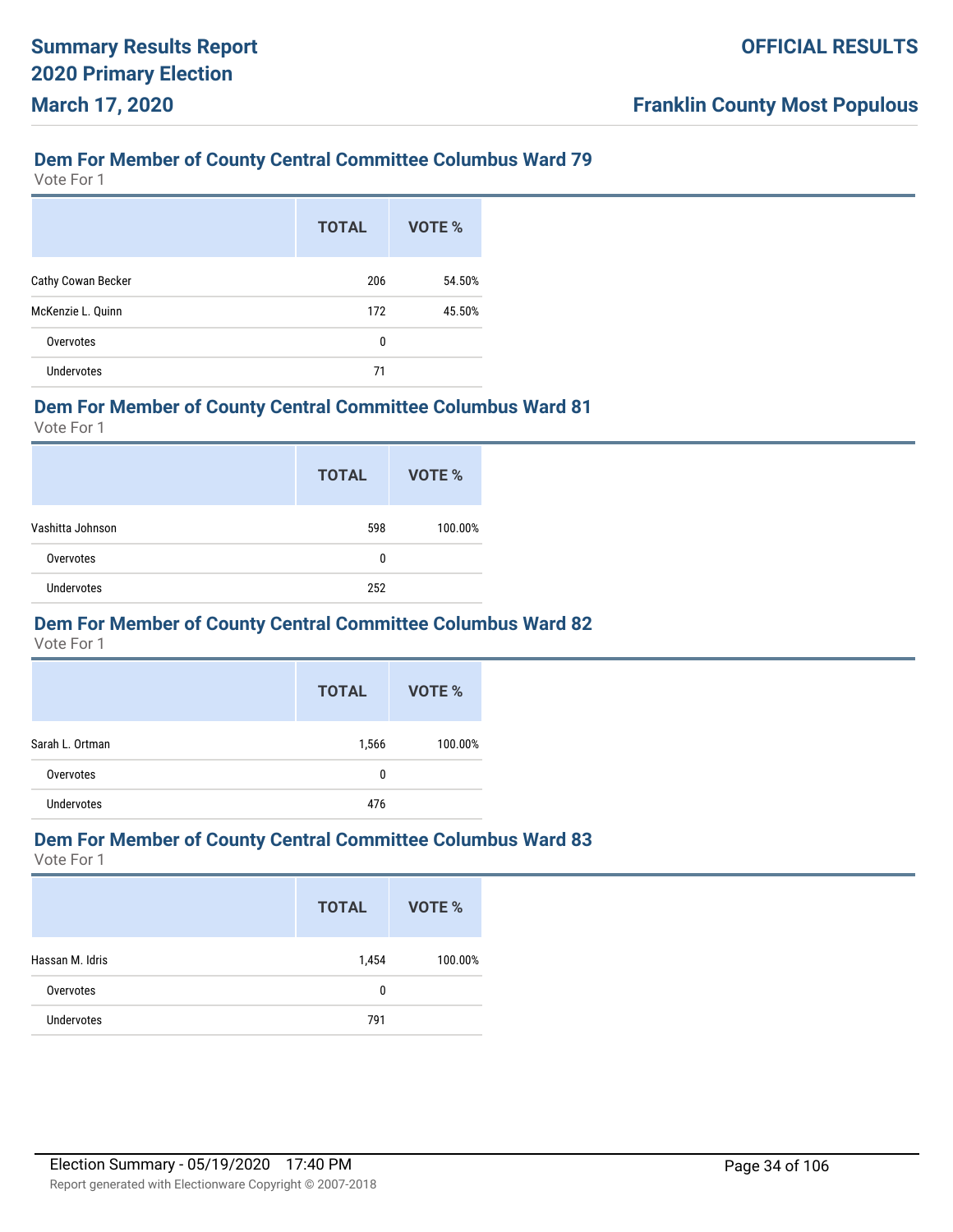## Dem For Member of County Central Committee Columbus Ward 79

Vote For 1

| | TOTAL | VOTE % |
|---|---|---|
| Cathy Cowan Becker | 206 | 54.50% |
| McKenzie L. Quinn | 172 | 45.50% |
| Overvotes | 0 | |
| Undervotes | 71 | |

## Dem For Member of County Central Committee Columbus Ward 81

Vote For 1

| | TOTAL | VOTE % |
|---|---|---|
| Vashitta Johnson | 598 | 100.00% |
| Overvotes | 0 | |
| Undervotes | 252 | |

## Dem For Member of County Central Committee Columbus Ward 82

Vote For 1

| | TOTAL | VOTE % |
|---|---|---|
| Sarah L. Ortman | 1,566 | 100.00% |
| Overvotes | 0 | |
| Undervotes | 476 | |

## Dem For Member of County Central Committee Columbus Ward 83

Vote For 1

| | TOTAL | VOTE % |
|---|---|---|
| Hassan M. Idris | 1,454 | 100.00% |
| Overvotes | 0 | |
| Undervotes | 791 | |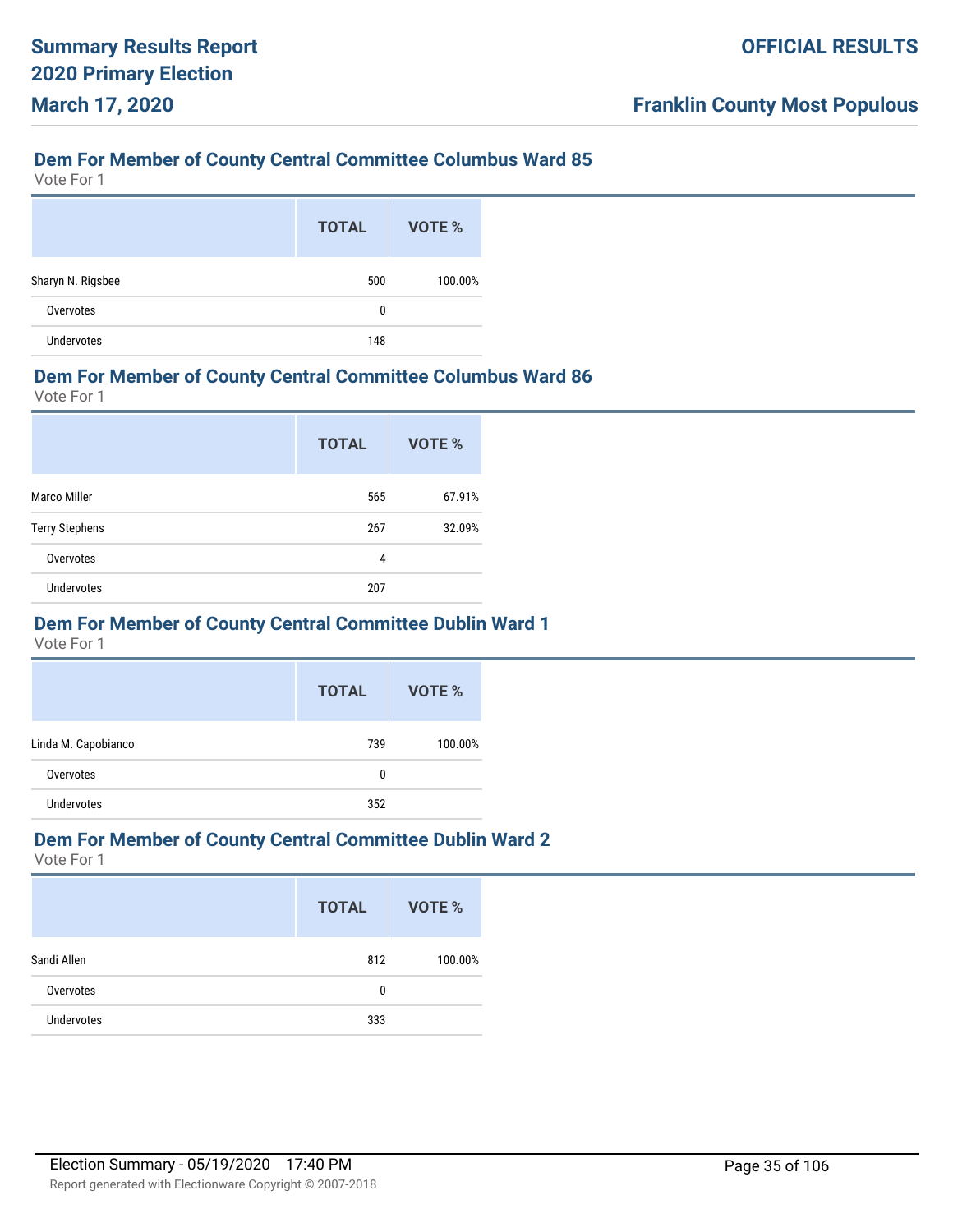## Dem For Member of County Central Committee Columbus Ward 85

Vote For 1

| | TOTAL | VOTE % |
|---|---|---|
| Sharyn N. Rigsbee | 500 | 100.00% |
| Overvotes | 0 | |
| Undervotes | 148 | |

## Dem For Member of County Central Committee Columbus Ward 86

Vote For 1

| | TOTAL | VOTE % |
|---|---|---|
| Marco Miller | 565 | 67.91% |
| Terry Stephens | 267 | 32.09% |
| Overvotes | 4 | |
| Undervotes | 207 | |

## Dem For Member of County Central Committee Dublin Ward 1

Vote For 1

| | TOTAL | VOTE % |
|---|---|---|
| Linda M. Capobianco | 739 | 100.00% |
| Overvotes | 0 | |
| Undervotes | 352 | |

## Dem For Member of County Central Committee Dublin Ward 2

Vote For 1

| | TOTAL | VOTE % |
|---|---|---|
| Sandi Allen | 812 | 100.00% |
| Overvotes | 0 | |
| Undervotes | 333 | |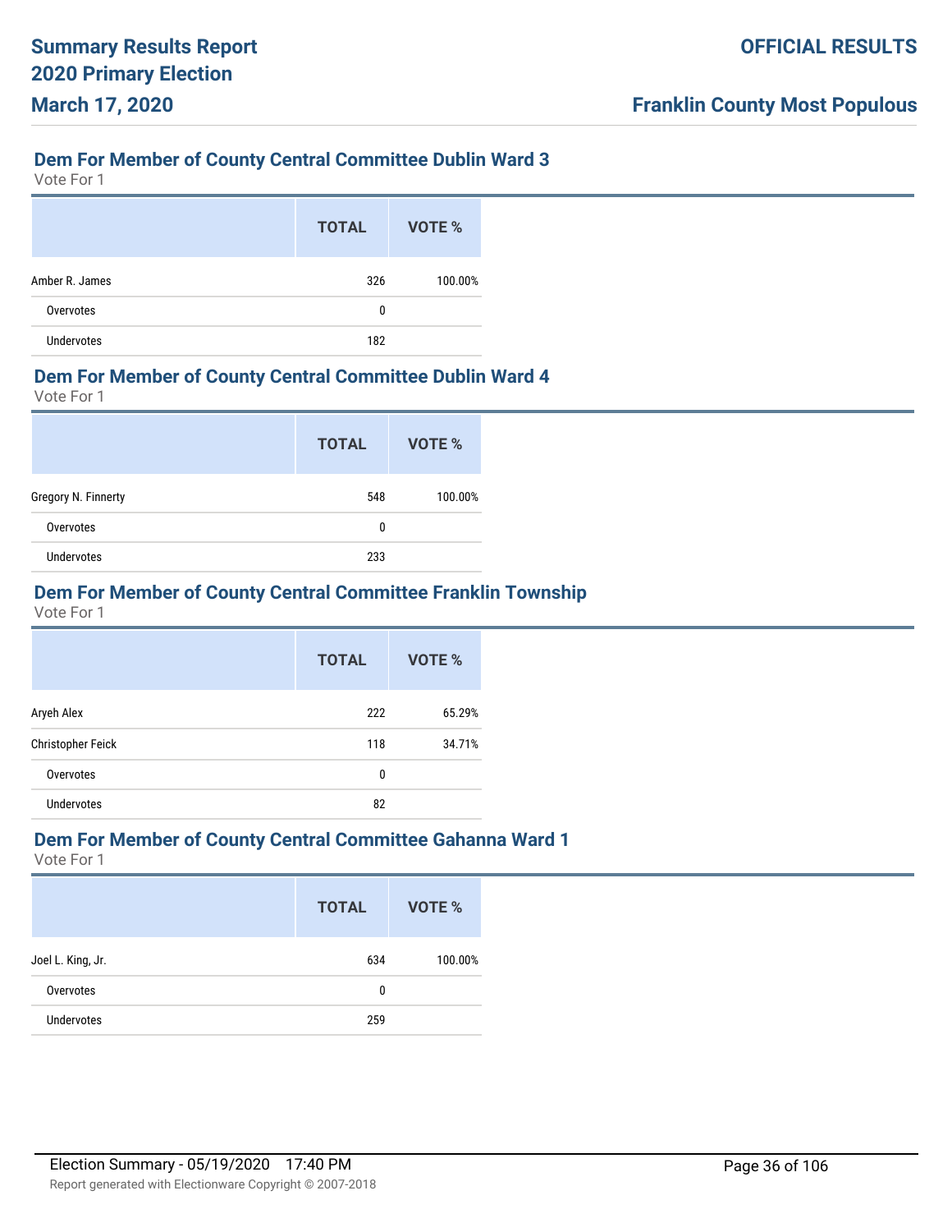## Dem For Member of County Central Committee Dublin Ward 3

Vote For 1

| | TOTAL | VOTE % |
|---|---|---|
| Amber R. James | 326 | 100.00% |
| Overvotes | 0 | |
| Undervotes | 182 | |

## Dem For Member of County Central Committee Dublin Ward 4

Vote For 1

| | TOTAL | VOTE % |
|---|---|---|
| Gregory N. Finnerty | 548 | 100.00% |
| Overvotes | 0 | |
| Undervotes | 233 | |

## Dem For Member of County Central Committee Franklin Township

Vote For 1

| | TOTAL | VOTE % |
|---|---|---|
| Aryeh Alex | 222 | 65.29% |
| Christopher Feick | 118 | 34.71% |
| Overvotes | 0 | |
| Undervotes | 82 | |

## Dem For Member of County Central Committee Gahanna Ward 1

Vote For 1

| | TOTAL | VOTE % |
|---|---|---|
| Joel L. King, Jr. | 634 | 100.00% |
| Overvotes | 0 | |
| Undervotes | 259 | |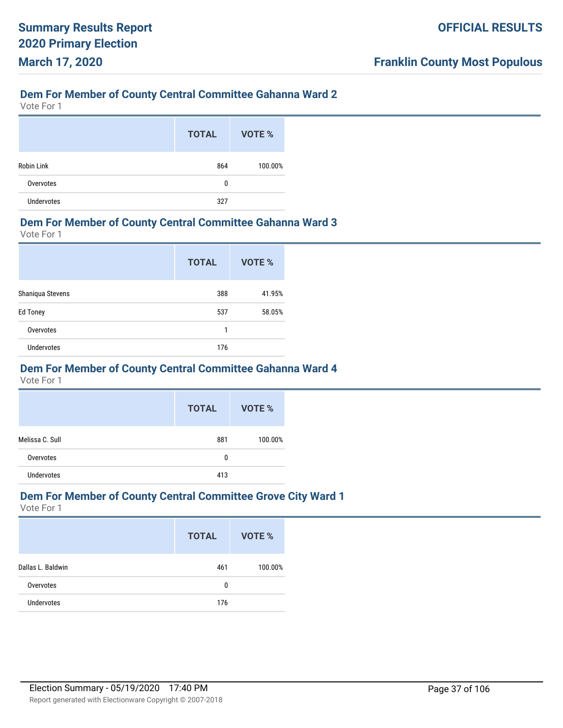## Dem For Member of County Central Committee Gahanna Ward 2

Vote For 1

| | TOTAL | VOTE % |
|---|---|---|
| Robin Link | 864 | 100.00% |
| Overvotes | 0 | |
| Undervotes | 327 | |

## Dem For Member of County Central Committee Gahanna Ward 3

Vote For 1

| | TOTAL | VOTE % |
|---|---|---|
| Shaniqua Stevens | 388 | 41.95% |
| Ed Toney | 537 | 58.05% |
| Overvotes | 1 | |
| Undervotes | 176 | |

## Dem For Member of County Central Committee Gahanna Ward 4

Vote For 1

| | TOTAL | VOTE % |
|---|---|---|
| Melissa C. Sull | 881 | 100.00% |
| Overvotes | 0 | |
| Undervotes | 413 | |

## Dem For Member of County Central Committee Grove City Ward 1

Vote For 1

| | TOTAL | VOTE % |
|---|---|---|
| Dallas L. Baldwin | 461 | 100.00% |
| Overvotes | 0 | |
| Undervotes | 176 | |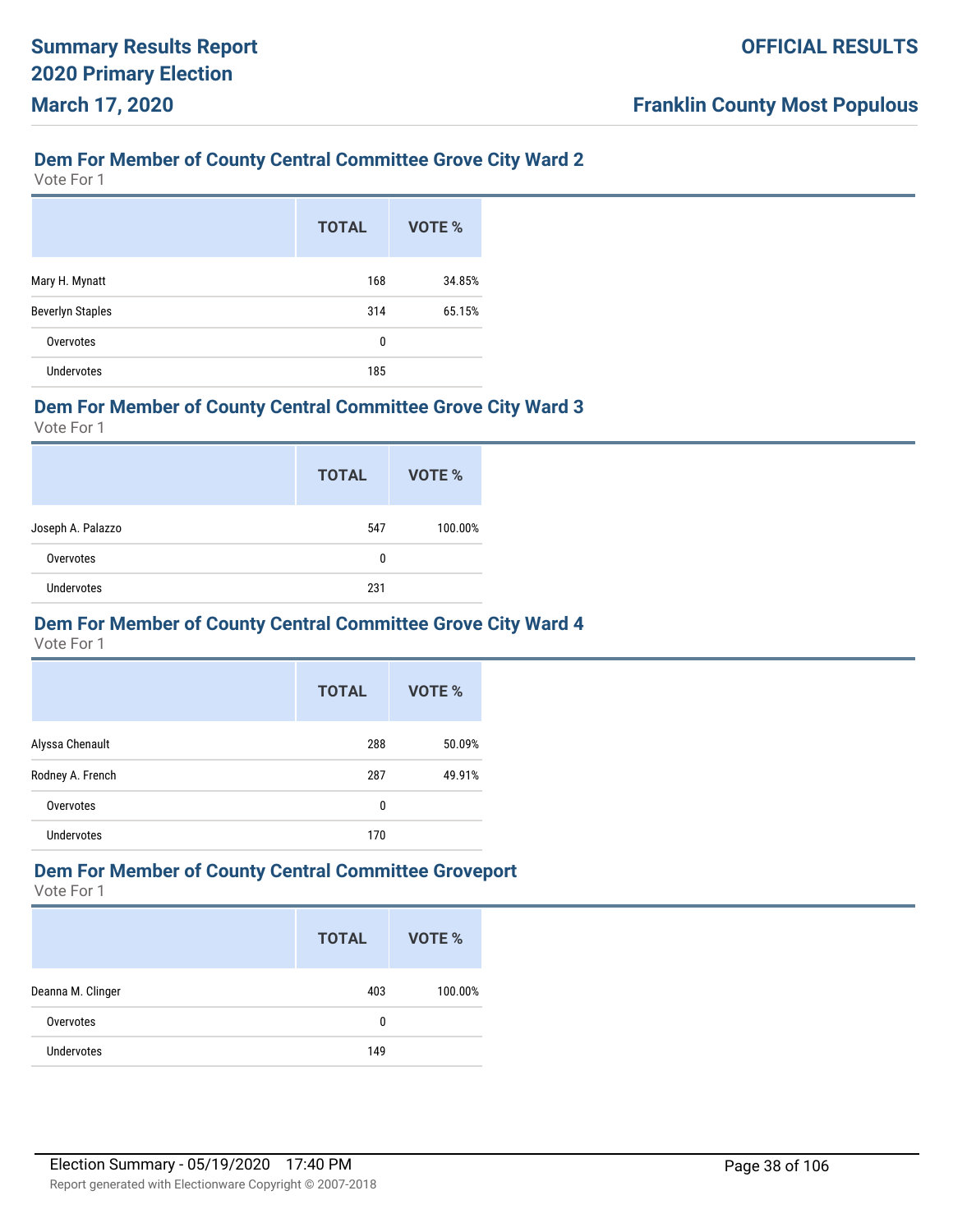## Dem For Member of County Central Committee Grove City Ward 2

Vote For 1

| | TOTAL | VOTE % |
|---|---|---|
| Mary H. Mynatt | 168 | 34.85% |
| Beverlyn Staples | 314 | 65.15% |
| Overvotes | 0 | |
| Undervotes | 185 | |

## Dem For Member of County Central Committee Grove City Ward 3

Vote For 1

| | TOTAL | VOTE % |
|---|---|---|
| Joseph A. Palazzo | 547 | 100.00% |
| Overvotes | 0 | |
| Undervotes | 231 | |

## Dem For Member of County Central Committee Grove City Ward 4

Vote For 1

| | TOTAL | VOTE % |
|---|---|---|
| Alyssa Chenault | 288 | 50.09% |
| Rodney A. French | 287 | 49.91% |
| Overvotes | 0 | |
| Undervotes | 170 | |

## Dem For Member of County Central Committee Groveport

Vote For 1

| | TOTAL | VOTE % |
|---|---|---|
| Deanna M. Clinger | 403 | 100.00% |
| Overvotes | 0 | |
| Undervotes | 149 | |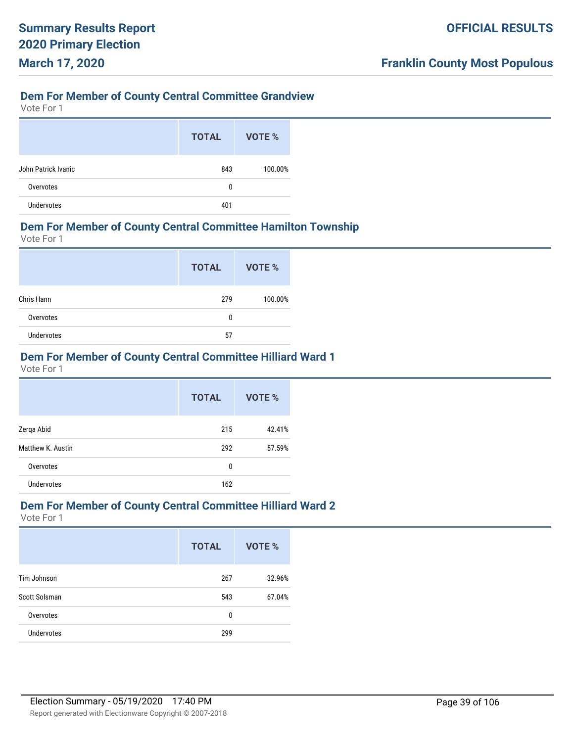## Dem For Member of County Central Committee Grandview

Vote For 1

| | TOTAL | VOTE % |
|---|---|---|
| John Patrick Ivanic | 843 | 100.00% |
| Overvotes | 0 | |
| Undervotes | 401 | |

## Dem For Member of County Central Committee Hamilton Township

Vote For 1

| | TOTAL | VOTE % |
|---|---|---|
| Chris Hann | 279 | 100.00% |
| Overvotes | 0 | |
| Undervotes | 57 | |

## Dem For Member of County Central Committee Hilliard Ward 1

Vote For 1

| | TOTAL | VOTE % |
|---|---|---|
| Zerqa Abid | 215 | 42.41% |
| Matthew K. Austin | 292 | 57.59% |
| Overvotes | 0 | |
| Undervotes | 162 | |

## Dem For Member of County Central Committee Hilliard Ward 2

Vote For 1

| | TOTAL | VOTE % |
|---|---|---|
| Tim Johnson | 267 | 32.96% |
| Scott Solsman | 543 | 67.04% |
| Overvotes | 0 | |
| Undervotes | 299 | |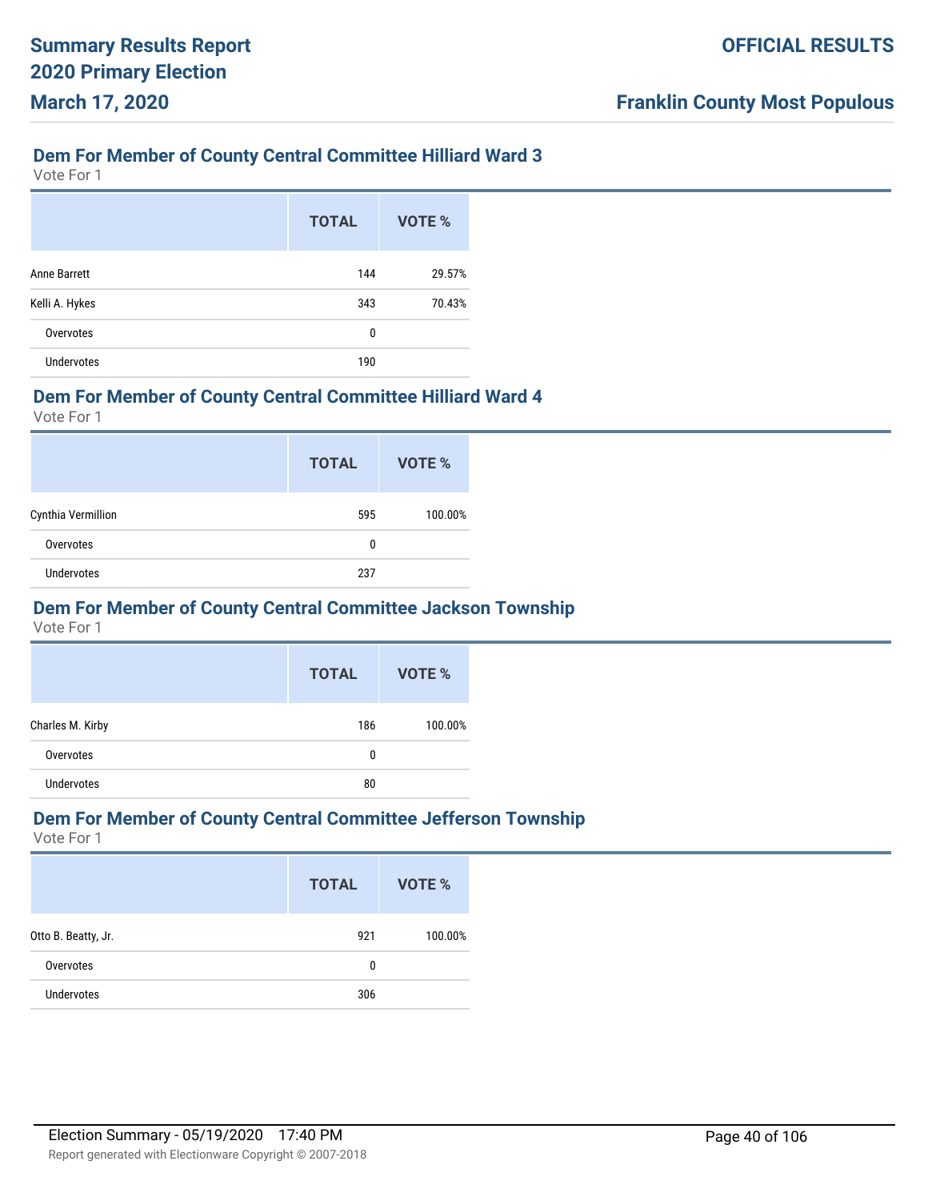## Dem For Member of County Central Committee Hilliard Ward 3

Vote For 1

| | TOTAL | VOTE % |
|---|---|---|
| Anne Barrett | 144 | 29.57% |
| Kelli A. Hykes | 343 | 70.43% |
| Overvotes | 0 | |
| Undervotes | 190 | |

## Dem For Member of County Central Committee Hilliard Ward 4

Vote For 1

| | TOTAL | VOTE % |
|---|---|---|
| Cynthia Vermillion | 595 | 100.00% |
| Overvotes | 0 | |
| Undervotes | 237 | |

## Dem For Member of County Central Committee Jackson Township

Vote For 1

| | TOTAL | VOTE % |
|---|---|---|
| Charles M. Kirby | 186 | 100.00% |
| Overvotes | 0 | |
| Undervotes | 80 | |

## Dem For Member of County Central Committee Jefferson Township

Vote For 1

| | TOTAL | VOTE % |
|---|---|---|
| Otto B. Beatty, Jr. | 921 | 100.00% |
| Overvotes | 0 | |
| Undervotes | 306 | |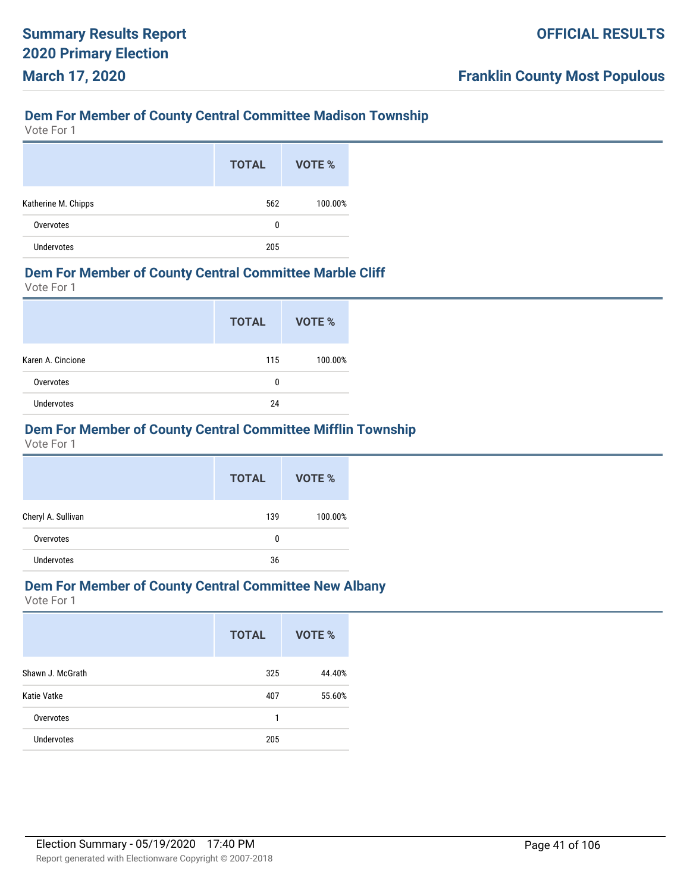## Dem For Member of County Central Committee Madison Township

Vote For 1

| | TOTAL | VOTE % |
|---|---|---|
| Katherine M. Chipps | 562 | 100.00% |
| Overvotes | 0 | |
| Undervotes | 205 | |

## Dem For Member of County Central Committee Marble Cliff

Vote For 1

| | TOTAL | VOTE % |
|---|---|---|
| Karen A. Cincione | 115 | 100.00% |
| Overvotes | 0 | |
| Undervotes | 24 | |

## Dem For Member of County Central Committee Mifflin Township

Vote For 1

| | TOTAL | VOTE % |
|---|---|---|
| Cheryl A. Sullivan | 139 | 100.00% |
| Overvotes | 0 | |
| Undervotes | 36 | |

## Dem For Member of County Central Committee New Albany

Vote For 1

| | TOTAL | VOTE % |
|---|---|---|
| Shawn J. McGrath | 325 | 44.40% |
| Katie Vatke | 407 | 55.60% |
| Overvotes | 1 | |
| Undervotes | 205 | |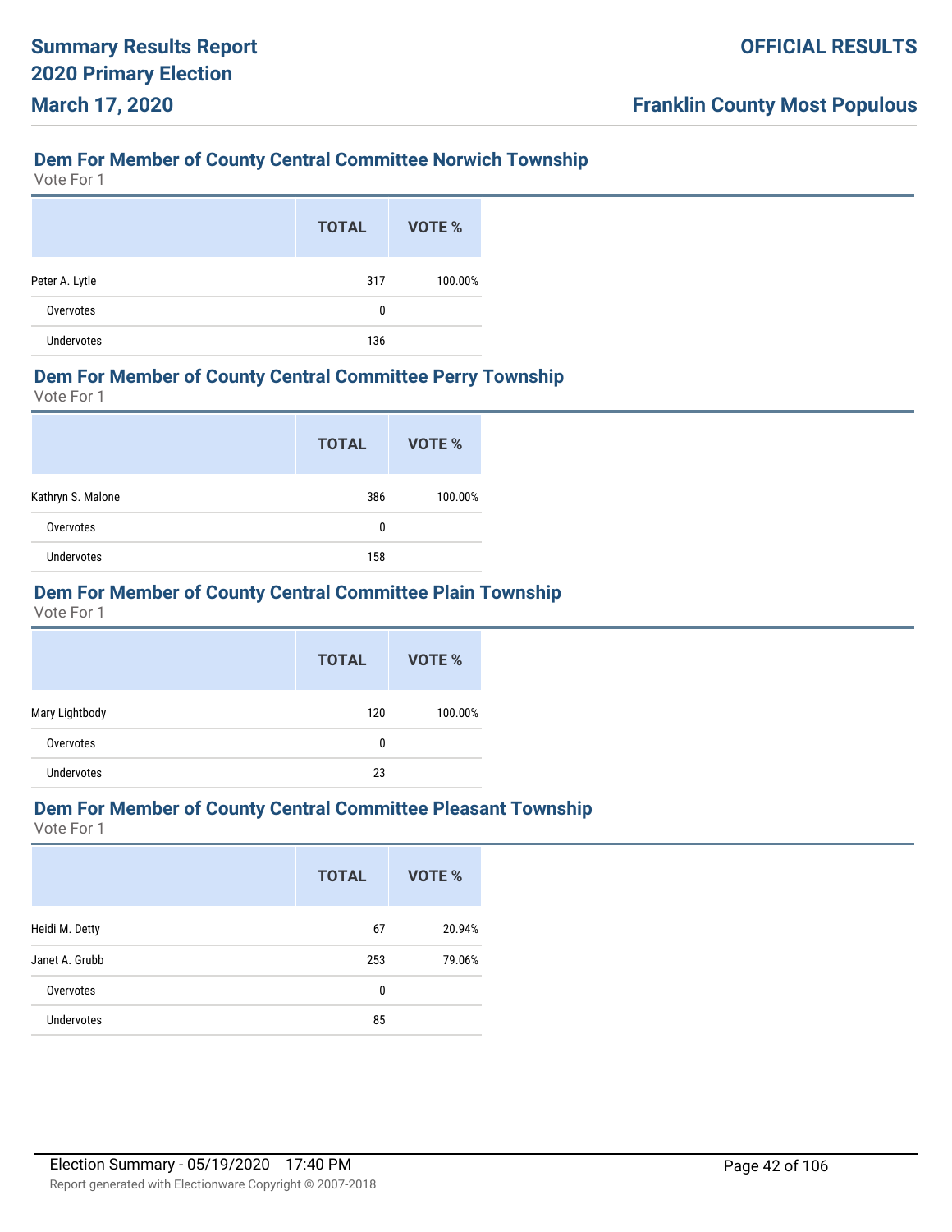## Dem For Member of County Central Committee Norwich Township

Vote For 1

| | TOTAL | VOTE % |
|---|---|---|
| Peter A. Lytle | 317 | 100.00% |
| Overvotes | 0 | |
| Undervotes | 136 | |

## Dem For Member of County Central Committee Perry Township

Vote For 1

| | TOTAL | VOTE % |
|---|---|---|
| Kathryn S. Malone | 386 | 100.00% |
| Overvotes | 0 | |
| Undervotes | 158 | |

## Dem For Member of County Central Committee Plain Township

Vote For 1

| | TOTAL | VOTE % |
|---|---|---|
| Mary Lightbody | 120 | 100.00% |
| Overvotes | 0 | |
| Undervotes | 23 | |

## Dem For Member of County Central Committee Pleasant Township

Vote For 1

| | TOTAL | VOTE % |
|---|---|---|
| Heidi M. Detty | 67 | 20.94% |
| Janet A. Grubb | 253 | 79.06% |
| Overvotes | 0 | |
| Undervotes | 85 | |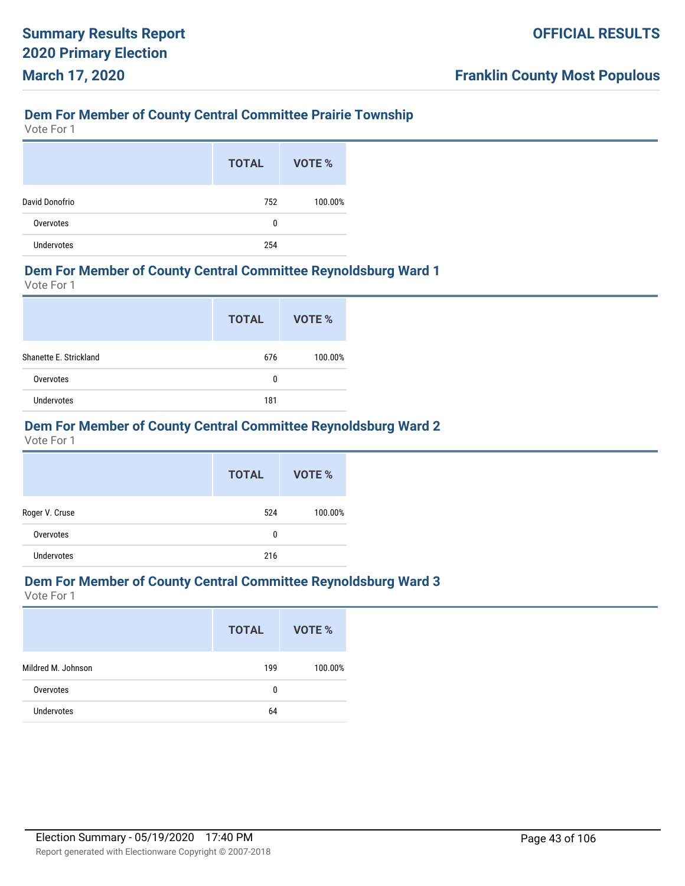## Dem For Member of County Central Committee Prairie Township

Vote For 1

| | TOTAL | VOTE % |
|---|---|---|
| David Donofrio | 752 | 100.00% |
| Overvotes | 0 | |
| Undervotes | 254 | |

## Dem For Member of County Central Committee Reynoldsburg Ward 1

Vote For 1

| | TOTAL | VOTE % |
|---|---|---|
| Shanette E. Strickland | 676 | 100.00% |
| Overvotes | 0 | |
| Undervotes | 181 | |

## Dem For Member of County Central Committee Reynoldsburg Ward 2

Vote For 1

| | TOTAL | VOTE % |
|---|---|---|
| Roger V. Cruse | 524 | 100.00% |
| Overvotes | 0 | |
| Undervotes | 216 | |

## Dem For Member of County Central Committee Reynoldsburg Ward 3

Vote For 1

| | TOTAL | VOTE % |
|---|---|---|
| Mildred M. Johnson | 199 | 100.00% |
| Overvotes | 0 | |
| Undervotes | 64 | |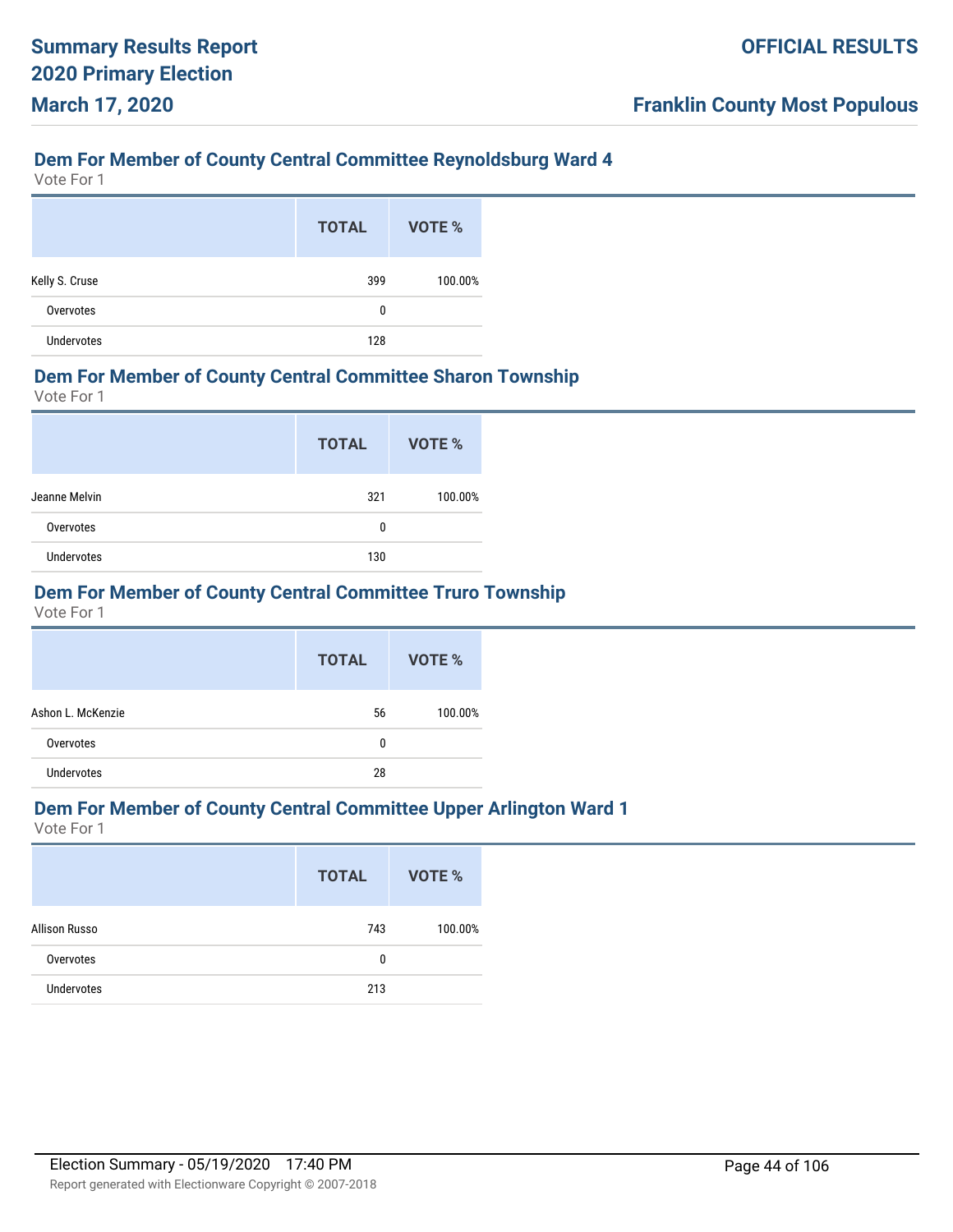## Dem For Member of County Central Committee Reynoldsburg Ward 4

Vote For 1

| | TOTAL | VOTE % |
|---|---|---|
| Kelly S. Cruse | 399 | 100.00% |
| Overvotes | 0 | |
| Undervotes | 128 | |

## Dem For Member of County Central Committee Sharon Township

Vote For 1

| | TOTAL | VOTE % |
|---|---|---|
| Jeanne Melvin | 321 | 100.00% |
| Overvotes | 0 | |
| Undervotes | 130 | |

## Dem For Member of County Central Committee Truro Township

Vote For 1

| | TOTAL | VOTE % |
|---|---|---|
| Ashon L. McKenzie | 56 | 100.00% |
| Overvotes | 0 | |
| Undervotes | 28 | |

## Dem For Member of County Central Committee Upper Arlington Ward 1

Vote For 1

| | TOTAL | VOTE % |
|---|---|---|
| Allison Russo | 743 | 100.00% |
| Overvotes | 0 | |
| Undervotes | 213 | |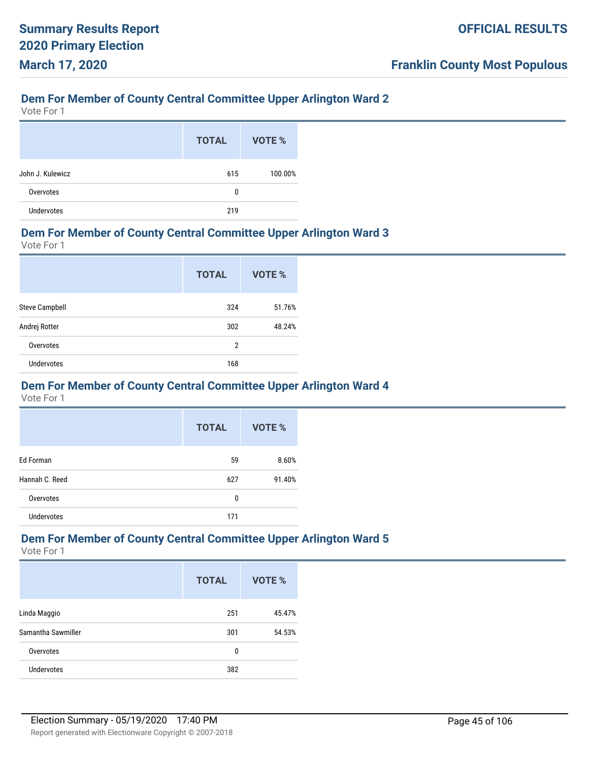## Dem For Member of County Central Committee Upper Arlington Ward 2

Vote For 1

| | TOTAL | VOTE % |
|---|---|---|
| John J. Kulewicz | 615 | 100.00% |
| Overvotes | 0 | |
| Undervotes | 219 | |

## Dem For Member of County Central Committee Upper Arlington Ward 3

Vote For 1

| | TOTAL | VOTE % |
|---|---|---|
| Steve Campbell | 324 | 51.76% |
| Andrej Rotter | 302 | 48.24% |
| Overvotes | 2 | |
| Undervotes | 168 | |

## Dem For Member of County Central Committee Upper Arlington Ward 4

Vote For 1

| | TOTAL | VOTE % |
|---|---|---|
| Ed Forman | 59 | 8.60% |
| Hannah C. Reed | 627 | 91.40% |
| Overvotes | 0 | |
| Undervotes | 171 | |

## Dem For Member of County Central Committee Upper Arlington Ward 5

Vote For 1

| | TOTAL | VOTE % |
|---|---|---|
| Linda Maggio | 251 | 45.47% |
| Samantha Sawmiller | 301 | 54.53% |
| Overvotes | 0 | |
| Undervotes | 382 | |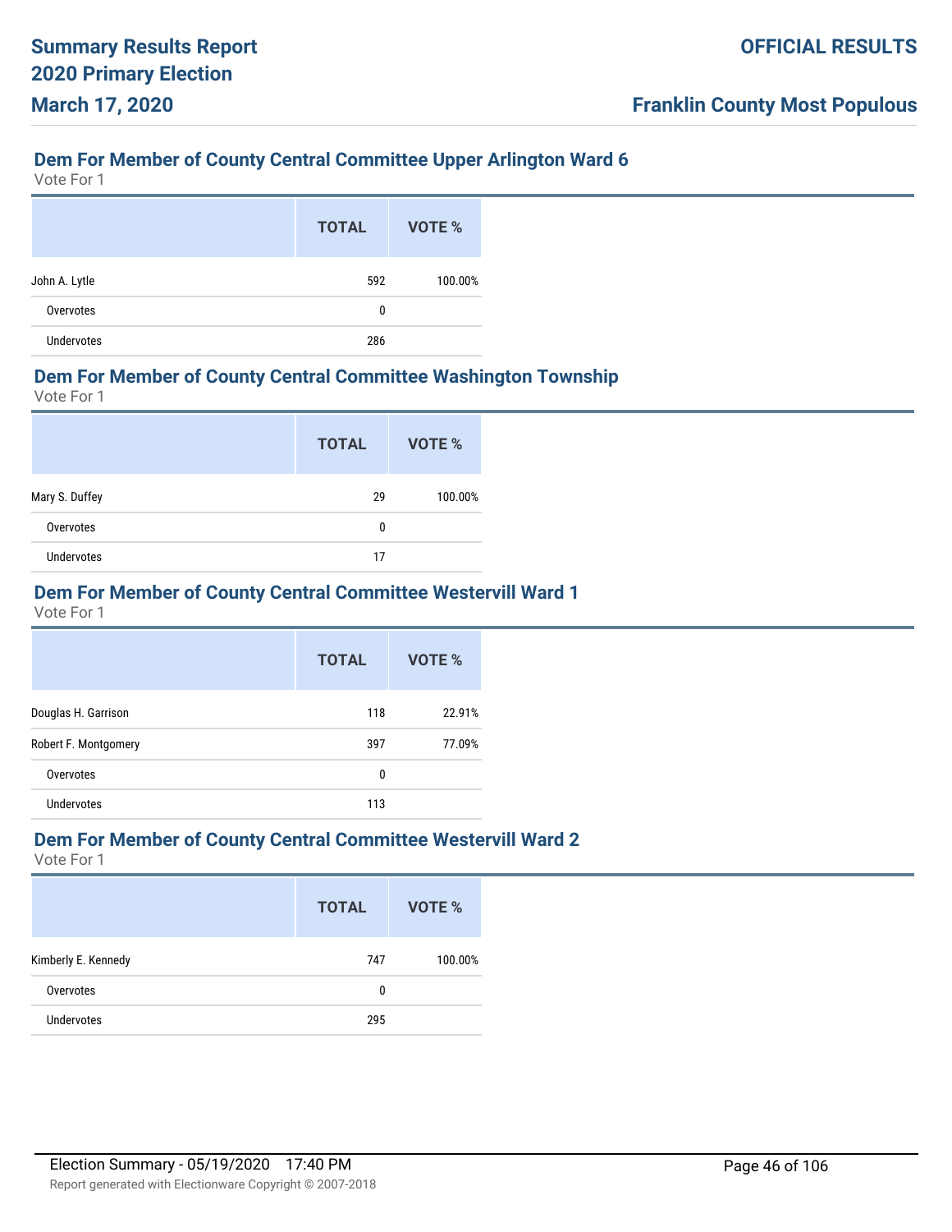## Dem For Member of County Central Committee Upper Arlington Ward 6

Vote For 1

| | TOTAL | VOTE % |
|---|---|---|
| John A. Lytle | 592 | 100.00% |
| Overvotes | 0 | |
| Undervotes | 286 | |

## Dem For Member of County Central Committee Washington Township

Vote For 1

| | TOTAL | VOTE % |
|---|---|---|
| Mary S. Duffey | 29 | 100.00% |
| Overvotes | 0 | |
| Undervotes | 17 | |

## Dem For Member of County Central Committee Westervill Ward 1

Vote For 1

| | TOTAL | VOTE % |
|---|---|---|
| Douglas H. Garrison | 118 | 22.91% |
| Robert F. Montgomery | 397 | 77.09% |
| Overvotes | 0 | |
| Undervotes | 113 | |

## Dem For Member of County Central Committee Westervill Ward 2

Vote For 1

| | TOTAL | VOTE % |
|---|---|---|
| Kimberly E. Kennedy | 747 | 100.00% |
| Overvotes | 0 | |
| Undervotes | 295 | |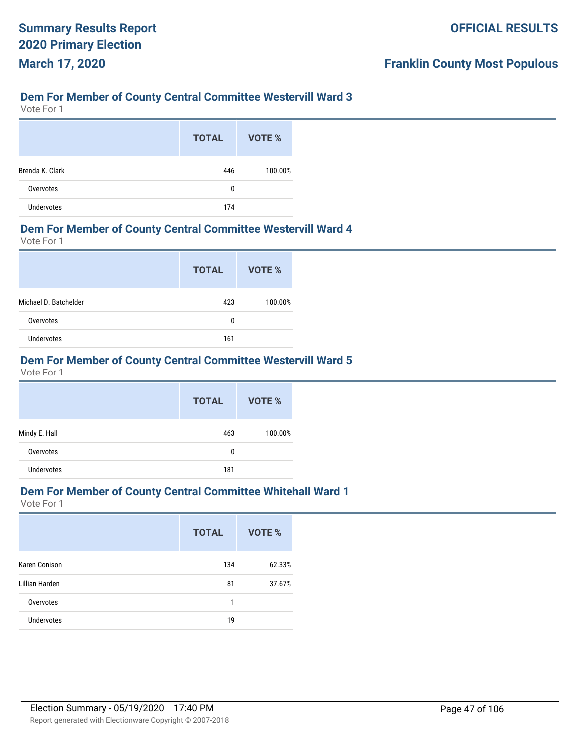## Dem For Member of County Central Committee Westervill Ward 3

Vote For 1

| | TOTAL | VOTE % |
|---|---|---|
| Brenda K. Clark | 446 | 100.00% |
| Overvotes | 0 | |
| Undervotes | 174 | |

## Dem For Member of County Central Committee Westervill Ward 4

Vote For 1

| | TOTAL | VOTE % |
|---|---|---|
| Michael D. Batchelder | 423 | 100.00% |
| Overvotes | 0 | |
| Undervotes | 161 | |

## Dem For Member of County Central Committee Westervill Ward 5

Vote For 1

| | TOTAL | VOTE % |
|---|---|---|
| Mindy E. Hall | 463 | 100.00% |
| Overvotes | 0 | |
| Undervotes | 181 | |

## Dem For Member of County Central Committee Whitehall Ward 1

Vote For 1

| | TOTAL | VOTE % |
|---|---|---|
| Karen Conison | 134 | 62.33% |
| Lillian Harden | 81 | 37.67% |
| Overvotes | 1 | |
| Undervotes | 19 | |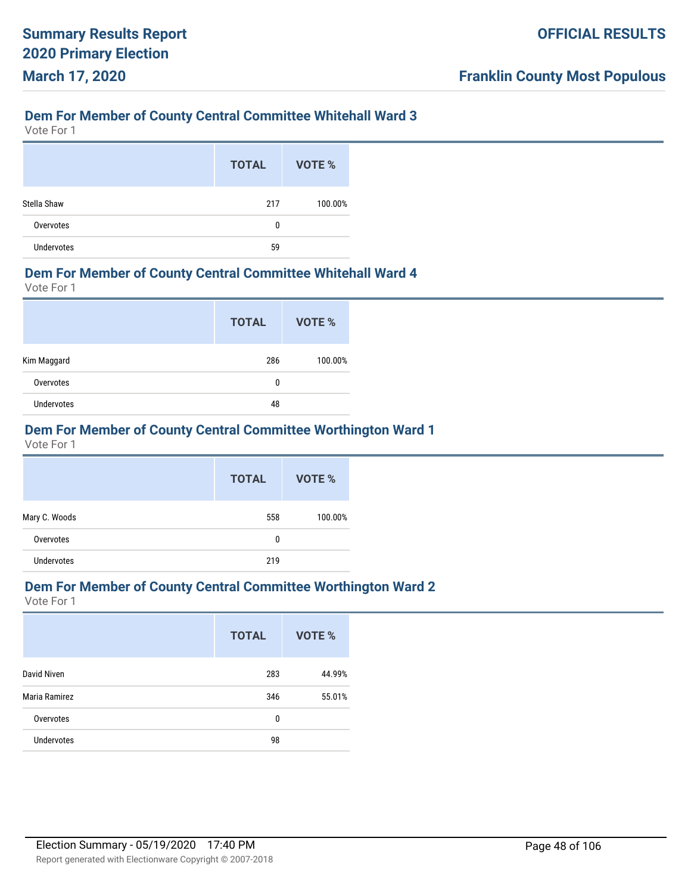## Dem For Member of County Central Committee Whitehall Ward 3

Vote For 1

| | TOTAL | VOTE % |
|---|---|---|
| Stella Shaw | 217 | 100.00% |
| Overvotes | 0 | |
| Undervotes | 59 | |

## Dem For Member of County Central Committee Whitehall Ward 4

Vote For 1

| | TOTAL | VOTE % |
|---|---|---|
| Kim Maggard | 286 | 100.00% |
| Overvotes | 0 | |
| Undervotes | 48 | |

## Dem For Member of County Central Committee Worthington Ward 1

Vote For 1

| | TOTAL | VOTE % |
|---|---|---|
| Mary C. Woods | 558 | 100.00% |
| Overvotes | 0 | |
| Undervotes | 219 | |

## Dem For Member of County Central Committee Worthington Ward 2

Vote For 1

| | TOTAL | VOTE % |
|---|---|---|
| David Niven | 283 | 44.99% |
| Maria Ramirez | 346 | 55.01% |
| Overvotes | 0 | |
| Undervotes | 98 | |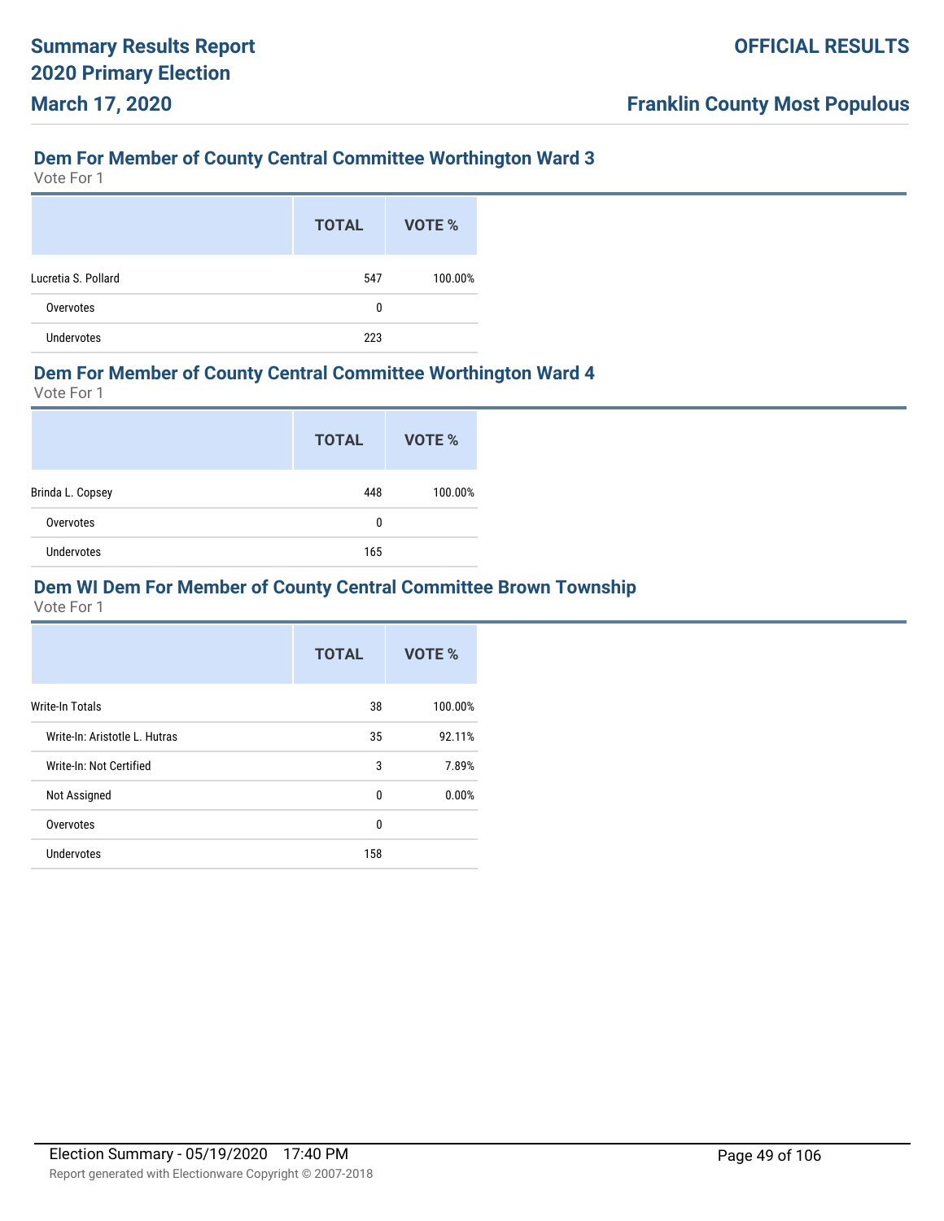## Dem For Member of County Central Committee Worthington Ward 3

Vote For 1

| | TOTAL | VOTE % |
|---|---|---|
| Lucretia S. Pollard | 547 | 100.00% |
| Overvotes | 0 | |
| Undervotes | 223 | |

## Dem For Member of County Central Committee Worthington Ward 4

Vote For 1

| | TOTAL | VOTE % |
|---|---|---|
| Brinda L. Copsey | 448 | 100.00% |
| Overvotes | 0 | |
| Undervotes | 165 | |

## Dem WI Dem For Member of County Central Committee Brown Township

Vote For 1

| | TOTAL | VOTE % |
|---|---|---|
| Write-In Totals | 38 | 100.00% |
| Write-In: Aristotle L. Hutras | 35 | 92.11% |
| Write-In: Not Certified | 3 | 7.89% |
| Not Assigned | 0 | 0.00% |
| Overvotes | 0 | |
| Undervotes | 158 | |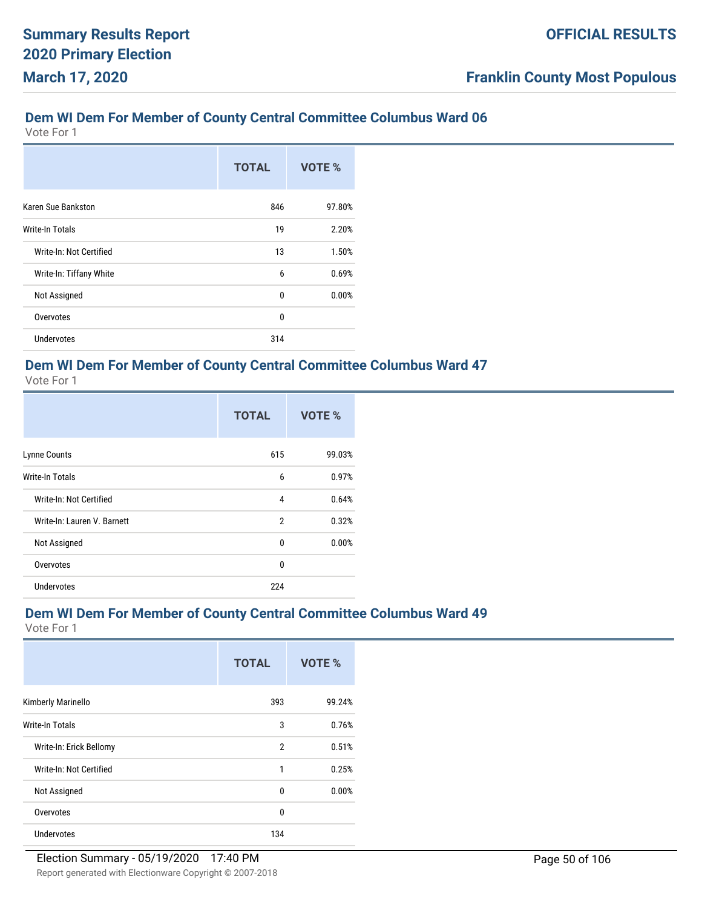## Dem WI Dem For Member of County Central Committee Columbus Ward 06

Vote For 1

| | TOTAL | VOTE % |
|---|---|---|
| Karen Sue Bankston | 846 | 97.80% |
| Write-In Totals | 19 | 2.20% |
| Write-In: Not Certified | 13 | 1.50% |
| Write-In: Tiffany White | 6 | 0.69% |
| Not Assigned | 0 | 0.00% |
| Overvotes | 0 | |
| Undervotes | 314 | |

## Dem WI Dem For Member of County Central Committee Columbus Ward 47

Vote For 1

| | TOTAL | VOTE % |
|---|---|---|
| Lynne Counts | 615 | 99.03% |
| Write-In Totals | 6 | 0.97% |
| Write-In: Not Certified | 4 | 0.64% |
| Write-In: Lauren V. Barnett | 2 | 0.32% |
| Not Assigned | 0 | 0.00% |
| Overvotes | 0 | |
| Undervotes | 224 | |

## Dem WI Dem For Member of County Central Committee Columbus Ward 49

Vote For 1

| | TOTAL | VOTE % |
|---|---|---|
| Kimberly Marinello | 393 | 99.24% |
| Write-In Totals | 3 | 0.76% |
| Write-In: Erick Bellomy | 2 | 0.51% |
| Write-In: Not Certified | 1 | 0.25% |
| Not Assigned | 0 | 0.00% |
| Overvotes | 0 | |
| Undervotes | 134 | |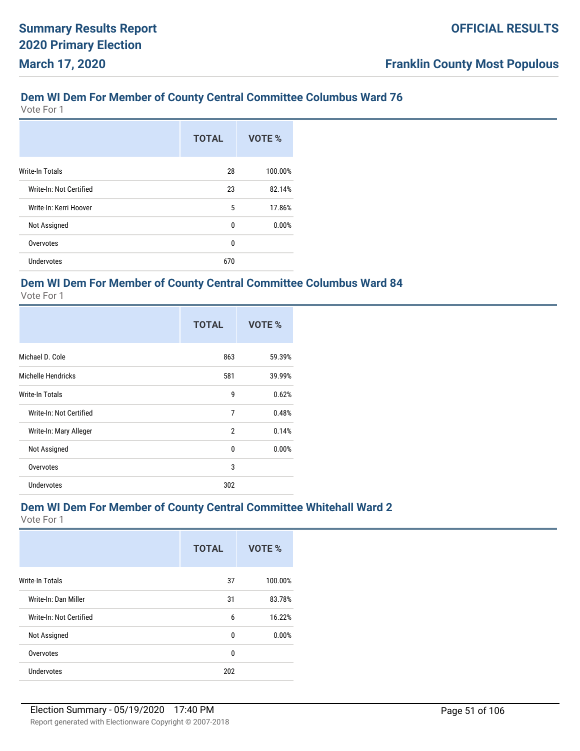## Dem WI Dem For Member of County Central Committee Columbus Ward 76

Vote For 1

| | TOTAL | VOTE % |
|---|---|---|
| Write-In Totals | 28 | 100.00% |
| Write-In: Not Certified | 23 | 82.14% |
| Write-In: Kerri Hoover | 5 | 17.86% |
| Not Assigned | 0 | 0.00% |
| Overvotes | 0 | |
| Undervotes | 670 | |

## Dem WI Dem For Member of County Central Committee Columbus Ward 84

Vote For 1

| | TOTAL | VOTE % |
|---|---|---|
| Michael D. Cole | 863 | 59.39% |
| Michelle Hendricks | 581 | 39.99% |
| Write-In Totals | 9 | 0.62% |
| Write-In: Not Certified | 7 | 0.48% |
| Write-In: Mary Alleger | 2 | 0.14% |
| Not Assigned | 0 | 0.00% |
| Overvotes | 3 | |
| Undervotes | 302 | |

## Dem WI Dem For Member of County Central Committee Whitehall Ward 2

Vote For 1

| | TOTAL | VOTE % |
|---|---|---|
| Write-In Totals | 37 | 100.00% |
| Write-In: Dan Miller | 31 | 83.78% |
| Write-In: Not Certified | 6 | 16.22% |
| Not Assigned | 0 | 0.00% |
| Overvotes | 0 | |
| Undervotes | 202 | |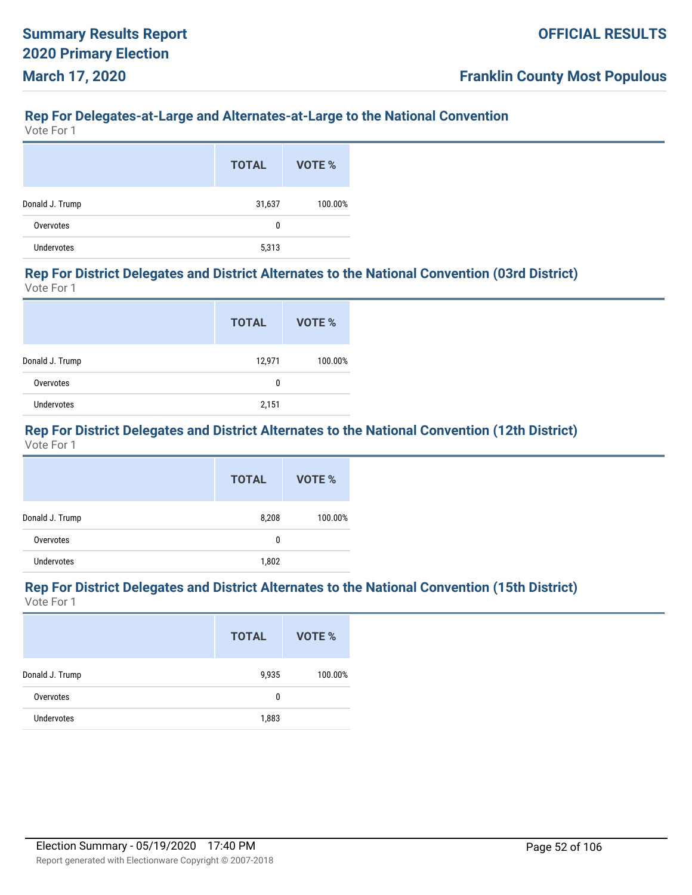## Rep For Delegates-at-Large and Alternates-at-Large to the National Convention

Vote For 1

| | TOTAL | VOTE % |
|---|---|---|
| Donald J. Trump | 31,637 | 100.00% |
| Overvotes | 0 | |
| Undervotes | 5,313 | |

## Rep For District Delegates and District Alternates to the National Convention (03rd District)

Vote For 1

| | TOTAL | VOTE % |
|---|---|---|
| Donald J. Trump | 12,971 | 100.00% |
| Overvotes | 0 | |
| Undervotes | 2,151 | |

## Rep For District Delegates and District Alternates to the National Convention (12th District)

Vote For 1

| | TOTAL | VOTE % |
|---|---|---|
| Donald J. Trump | 8,208 | 100.00% |
| Overvotes | 0 | |
| Undervotes | 1,802 | |

## Rep For District Delegates and District Alternates to the National Convention (15th District)

Vote For 1

| | TOTAL | VOTE % |
|---|---|---|
| Donald J. Trump | 9,935 | 100.00% |
| Overvotes | 0 | |
| Undervotes | 1,883 | |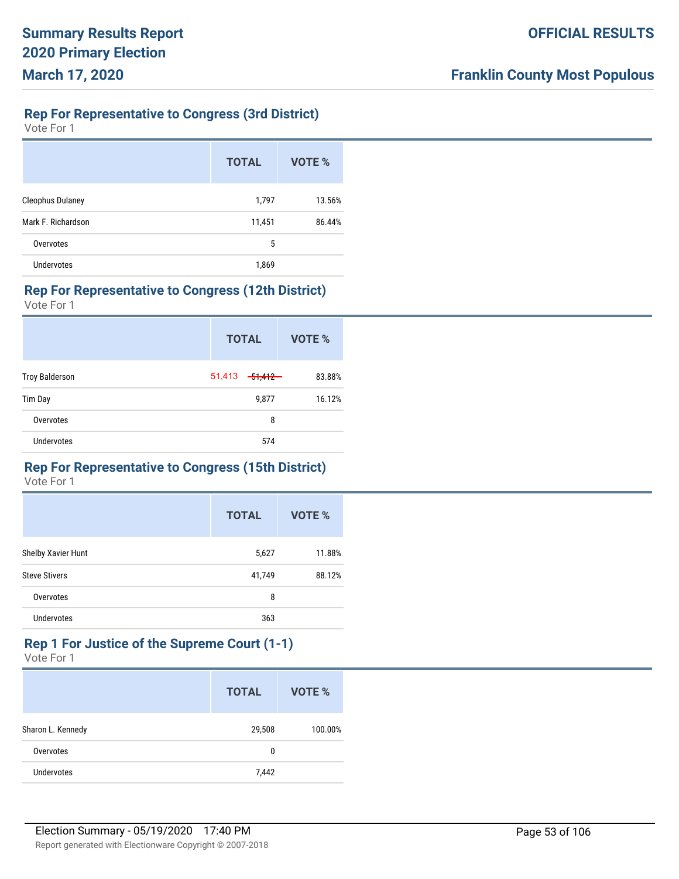## Rep For Representative to Congress (3rd District)

Vote For 1

| | TOTAL | VOTE % |
|---|---|---|
| Cleophus Dulaney | 1,797 | 13.56% |
| Mark F. Richardson | 11,451 | 86.44% |
| Overvotes | 5 | |
| Undervotes | 1,869 | |

## Rep For Representative to Congress (12th District)

Vote For 1

| | TOTAL | VOTE % |
|---|---|---|
| Troy Balderson | 51,413 ~~51,412~~ | 83.88% |
| Tim Day | 9,877 | 16.12% |
| Overvotes | 8 | |
| Undervotes | 574 | |

## Rep For Representative to Congress (15th District)

Vote For 1

| | TOTAL | VOTE % |
|---|---|---|
| Shelby Xavier Hunt | 5,627 | 11.88% |
| Steve Stivers | 41,749 | 88.12% |
| Overvotes | 8 | |
| Undervotes | 363 | |

## Rep 1 For Justice of the Supreme Court (1-1)

Vote For 1

| | TOTAL | VOTE % |
|---|---|---|
| Sharon L. Kennedy | 29,508 | 100.00% |
| Overvotes | 0 | |
| Undervotes | 7,442 | |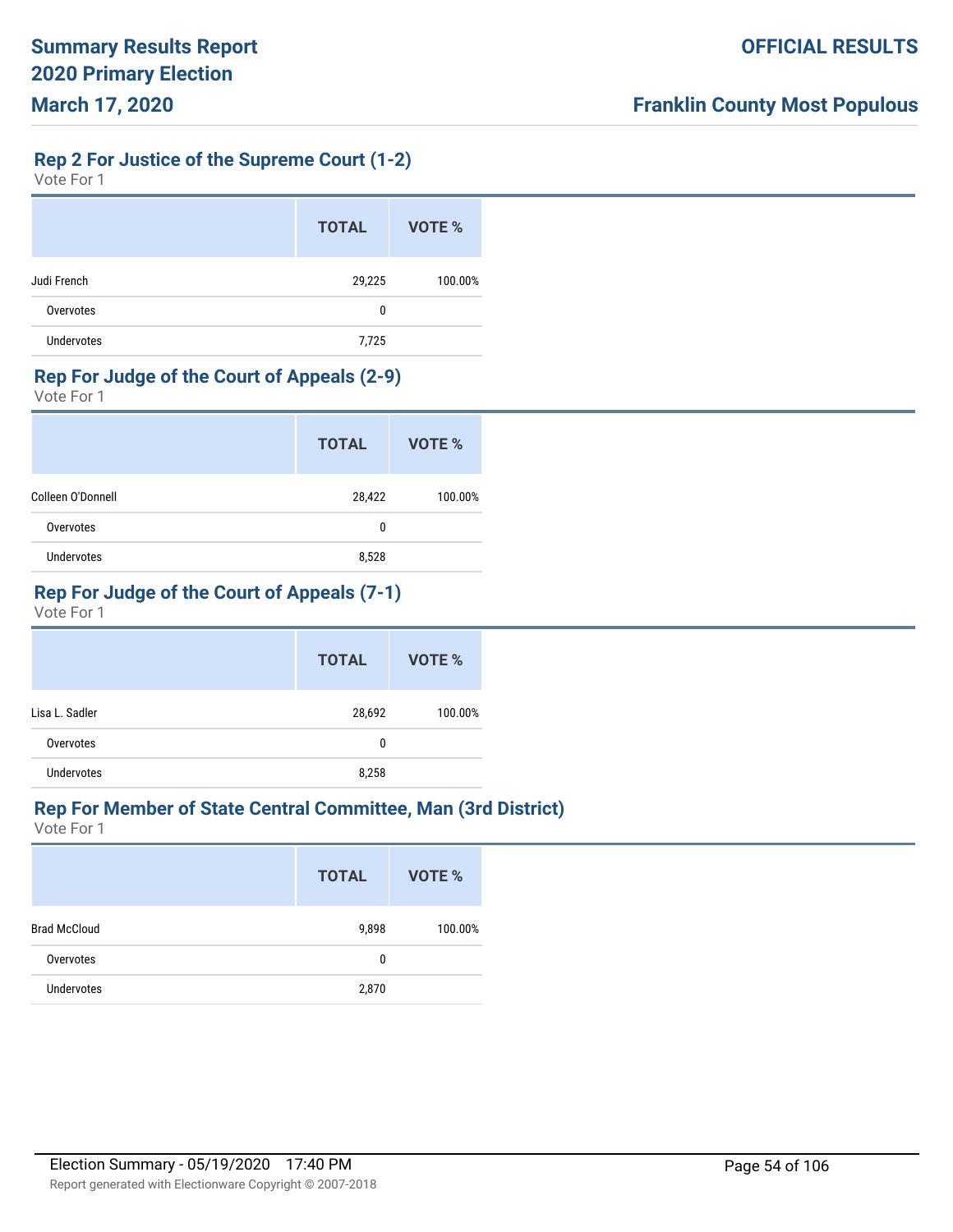## Rep 2 For Justice of the Supreme Court (1-2)

Vote For 1

| | TOTAL | VOTE % |
|---|---|---|
| Judi French | 29,225 | 100.00% |
| Overvotes | 0 | |
| Undervotes | 7,725 | |

## Rep For Judge of the Court of Appeals (2-9)

Vote For 1

| | TOTAL | VOTE % |
|---|---|---|
| Colleen O'Donnell | 28,422 | 100.00% |
| Overvotes | 0 | |
| Undervotes | 8,528 | |

## Rep For Judge of the Court of Appeals (7-1)

Vote For 1

| | TOTAL | VOTE % |
|---|---|---|
| Lisa L. Sadler | 28,692 | 100.00% |
| Overvotes | 0 | |
| Undervotes | 8,258 | |

## Rep For Member of State Central Committee, Man (3rd District)

Vote For 1

| | TOTAL | VOTE % |
|---|---|---|
| Brad McCloud | 9,898 | 100.00% |
| Overvotes | 0 | |
| Undervotes | 2,870 | |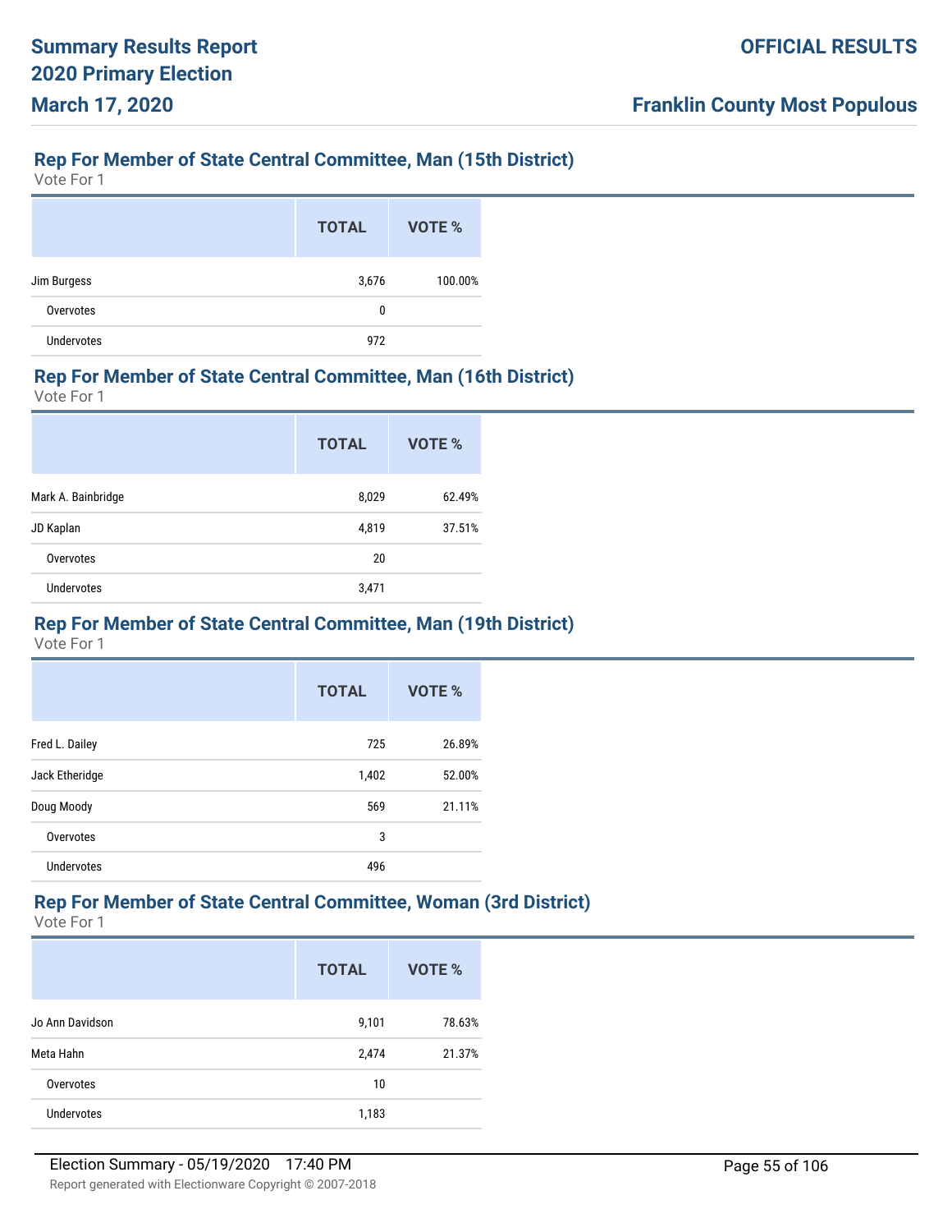## Rep For Member of State Central Committee, Man (15th District)

Vote For 1

| | TOTAL | VOTE % |
|---|---|---|
| Jim Burgess | 3,676 | 100.00% |
| Overvotes | 0 | |
| Undervotes | 972 | |

## Rep For Member of State Central Committee, Man (16th District)

Vote For 1

| | TOTAL | VOTE % |
|---|---|---|
| Mark A. Bainbridge | 8,029 | 62.49% |
| JD Kaplan | 4,819 | 37.51% |
| Overvotes | 20 | |
| Undervotes | 3,471 | |

## Rep For Member of State Central Committee, Man (19th District)

Vote For 1

| | TOTAL | VOTE % |
|---|---|---|
| Fred L. Dailey | 725 | 26.89% |
| Jack Etheridge | 1,402 | 52.00% |
| Doug Moody | 569 | 21.11% |
| Overvotes | 3 | |
| Undervotes | 496 | |

## Rep For Member of State Central Committee, Woman (3rd District)

Vote For 1

| | TOTAL | VOTE % |
|---|---|---|
| Jo Ann Davidson | 9,101 | 78.63% |
| Meta Hahn | 2,474 | 21.37% |
| Overvotes | 10 | |
| Undervotes | 1,183 | |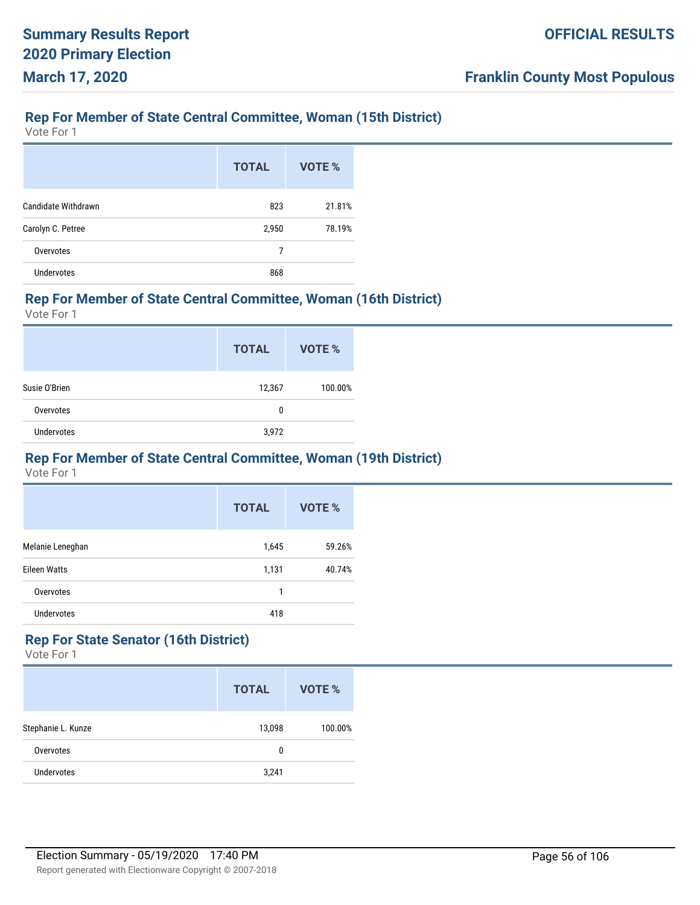## Rep For Member of State Central Committee, Woman (15th District)

Vote For 1

| | TOTAL | VOTE % |
|---|---|---|
| Candidate Withdrawn | 823 | 21.81% |
| Carolyn C. Petree | 2,950 | 78.19% |
| Overvotes | 7 | |
| Undervotes | 868 | |

## Rep For Member of State Central Committee, Woman (16th District)

Vote For 1

| | TOTAL | VOTE % |
|---|---|---|
| Susie O'Brien | 12,367 | 100.00% |
| Overvotes | 0 | |
| Undervotes | 3,972 | |

## Rep For Member of State Central Committee, Woman (19th District)

Vote For 1

| | TOTAL | VOTE % |
|---|---|---|
| Melanie Leneghan | 1,645 | 59.26% |
| Eileen Watts | 1,131 | 40.74% |
| Overvotes | 1 | |
| Undervotes | 418 | |

## Rep For State Senator (16th District)

Vote For 1

| | TOTAL | VOTE % |
|---|---|---|
| Stephanie L. Kunze | 13,098 | 100.00% |
| Overvotes | 0 | |
| Undervotes | 3,241 | |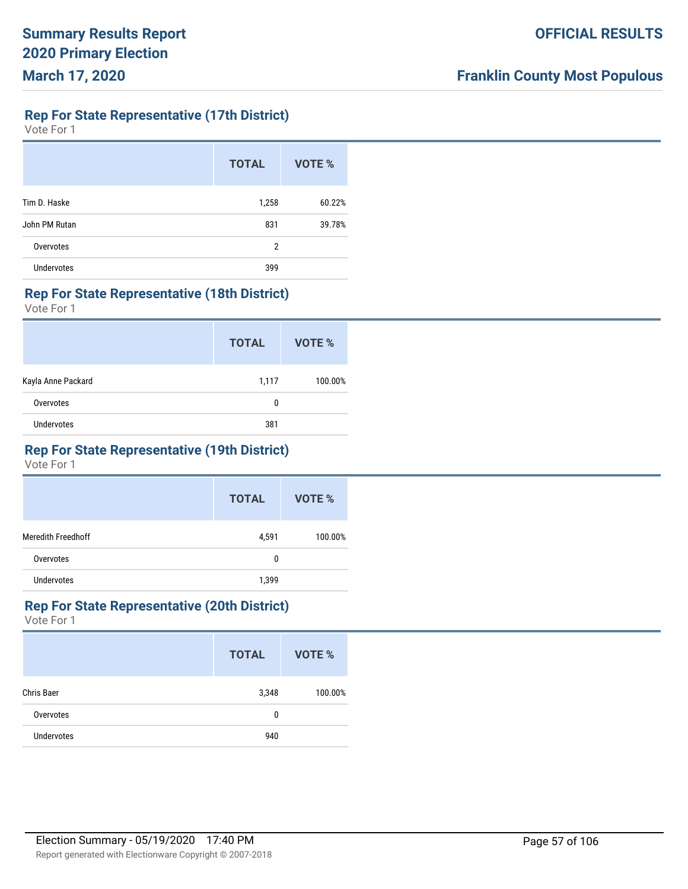## Rep For State Representative (17th District)

Vote For 1

| | TOTAL | VOTE % |
|---|---|---|
| Tim D. Haske | 1,258 | 60.22% |
| John PM Rutan | 831 | 39.78% |
| Overvotes | 2 | |
| Undervotes | 399 | |

## Rep For State Representative (18th District)

Vote For 1

| | TOTAL | VOTE % |
|---|---|---|
| Kayla Anne Packard | 1,117 | 100.00% |
| Overvotes | 0 | |
| Undervotes | 381 | |

## Rep For State Representative (19th District)

Vote For 1

| | TOTAL | VOTE % |
|---|---|---|
| Meredith Freedhoff | 4,591 | 100.00% |
| Overvotes | 0 | |
| Undervotes | 1,399 | |

## Rep For State Representative (20th District)

Vote For 1

| | TOTAL | VOTE % |
|---|---|---|
| Chris Baer | 3,348 | 100.00% |
| Overvotes | 0 | |
| Undervotes | 940 | |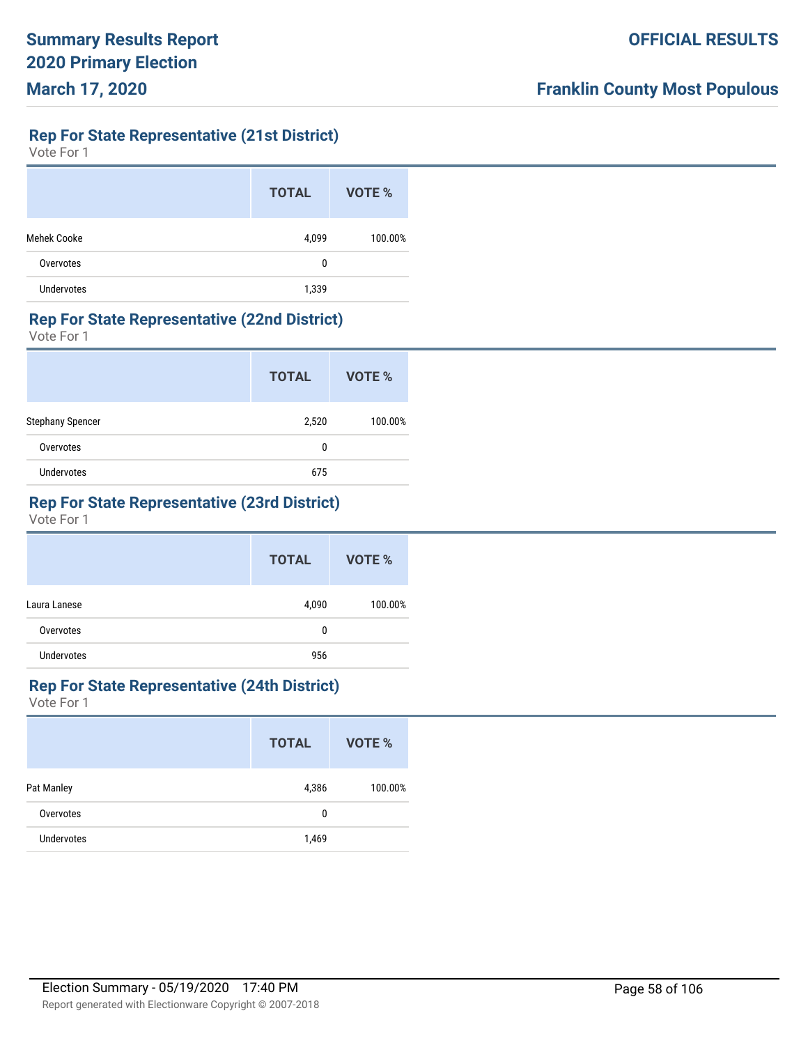## Rep For State Representative (21st District)

Vote For 1

| | TOTAL | VOTE % |
|---|---|---|
| Mehek Cooke | 4,099 | 100.00% |
| Overvotes | 0 | |
| Undervotes | 1,339 | |

## Rep For State Representative (22nd District)

Vote For 1

| | TOTAL | VOTE % |
|---|---|---|
| Stephany Spencer | 2,520 | 100.00% |
| Overvotes | 0 | |
| Undervotes | 675 | |

## Rep For State Representative (23rd District)

Vote For 1

| | TOTAL | VOTE % |
|---|---|---|
| Laura Lanese | 4,090 | 100.00% |
| Overvotes | 0 | |
| Undervotes | 956 | |

## Rep For State Representative (24th District)

Vote For 1

| | TOTAL | VOTE % |
|---|---|---|
| Pat Manley | 4,386 | 100.00% |
| Overvotes | 0 | |
| Undervotes | 1,469 | |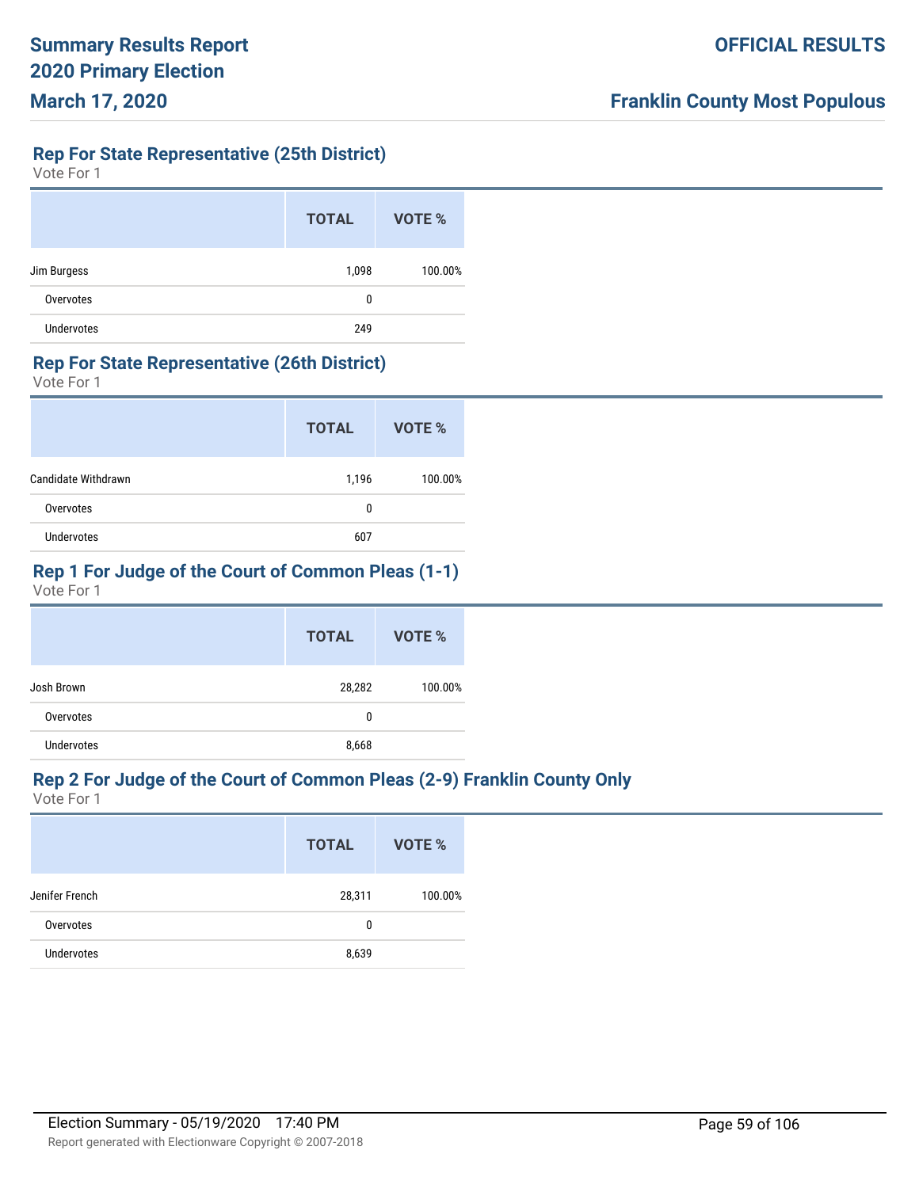## Rep For State Representative (25th District)

Vote For 1

| | TOTAL | VOTE % |
|---|---|---|
| Jim Burgess | 1,098 | 100.00% |
| Overvotes | 0 | |
| Undervotes | 249 | |

## Rep For State Representative (26th District)

Vote For 1

| | TOTAL | VOTE % |
|---|---|---|
| Candidate Withdrawn | 1,196 | 100.00% |
| Overvotes | 0 | |
| Undervotes | 607 | |

## Rep 1 For Judge of the Court of Common Pleas (1-1)

Vote For 1

| | TOTAL | VOTE % |
|---|---|---|
| Josh Brown | 28,282 | 100.00% |
| Overvotes | 0 | |
| Undervotes | 8,668 | |

## Rep 2 For Judge of the Court of Common Pleas (2-9) Franklin County Only

Vote For 1

| | TOTAL | VOTE % |
|---|---|---|
| Jenifer French | 28,311 | 100.00% |
| Overvotes | 0 | |
| Undervotes | 8,639 | |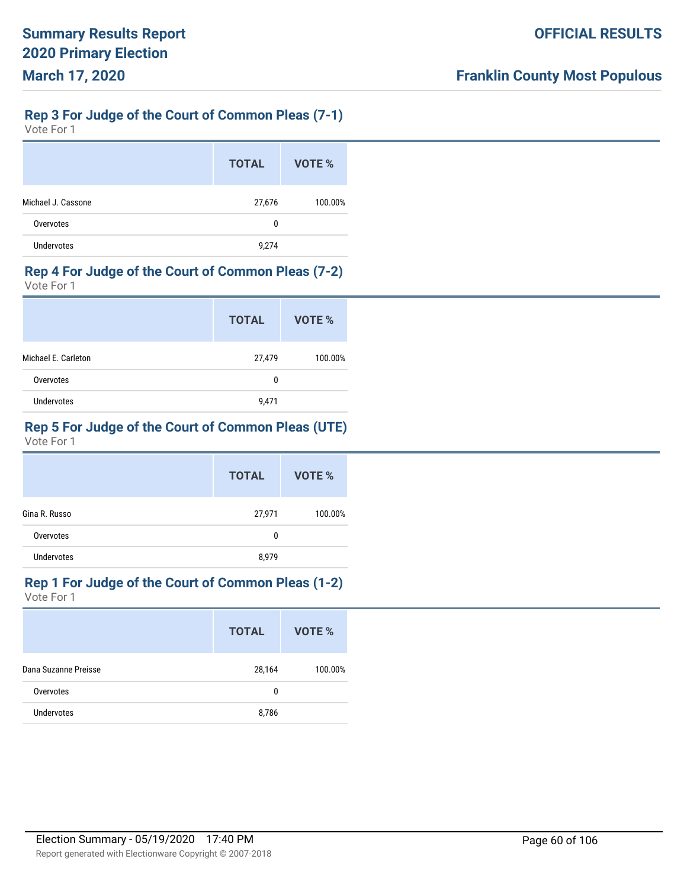## Rep 3 For Judge of the Court of Common Pleas (7-1)

Vote For 1

| | TOTAL | VOTE % |
|---|---|---|
| Michael J. Cassone | 27,676 | 100.00% |
| Overvotes | 0 | |
| Undervotes | 9,274 | |

## Rep 4 For Judge of the Court of Common Pleas (7-2)

Vote For 1

| | TOTAL | VOTE % |
|---|---|---|
| Michael E. Carleton | 27,479 | 100.00% |
| Overvotes | 0 | |
| Undervotes | 9,471 | |

## Rep 5 For Judge of the Court of Common Pleas (UTE)

Vote For 1

| | TOTAL | VOTE % |
|---|---|---|
| Gina R. Russo | 27,971 | 100.00% |
| Overvotes | 0 | |
| Undervotes | 8,979 | |

## Rep 1 For Judge of the Court of Common Pleas (1-2)

Vote For 1

| | TOTAL | VOTE % |
|---|---|---|
| Dana Suzanne Preisse | 28,164 | 100.00% |
| Overvotes | 0 | |
| Undervotes | 8,786 | |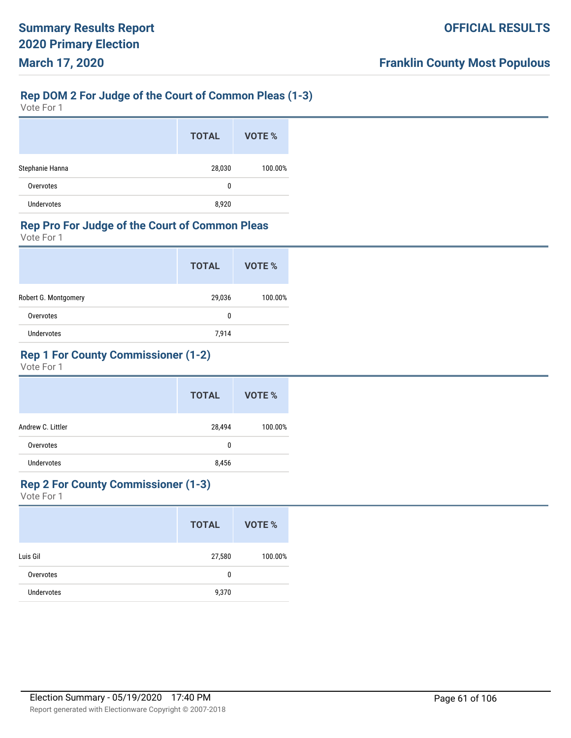## Rep DOM 2 For Judge of the Court of Common Pleas (1-3)

Vote For 1

| | TOTAL | VOTE % |
|---|---|---|
| Stephanie Hanna | 28,030 | 100.00% |
| Overvotes | 0 | |
| Undervotes | 8,920 | |

## Rep Pro For Judge of the Court of Common Pleas

Vote For 1

| | TOTAL | VOTE % |
|---|---|---|
| Robert G. Montgomery | 29,036 | 100.00% |
| Overvotes | 0 | |
| Undervotes | 7,914 | |

## Rep 1 For County Commissioner (1-2)

Vote For 1

| | TOTAL | VOTE % |
|---|---|---|
| Andrew C. Littler | 28,494 | 100.00% |
| Overvotes | 0 | |
| Undervotes | 8,456 | |

## Rep 2 For County Commissioner (1-3)

Vote For 1

| | TOTAL | VOTE % |
|---|---|---|
| Luis Gil | 27,580 | 100.00% |
| Overvotes | 0 | |
| Undervotes | 9,370 | |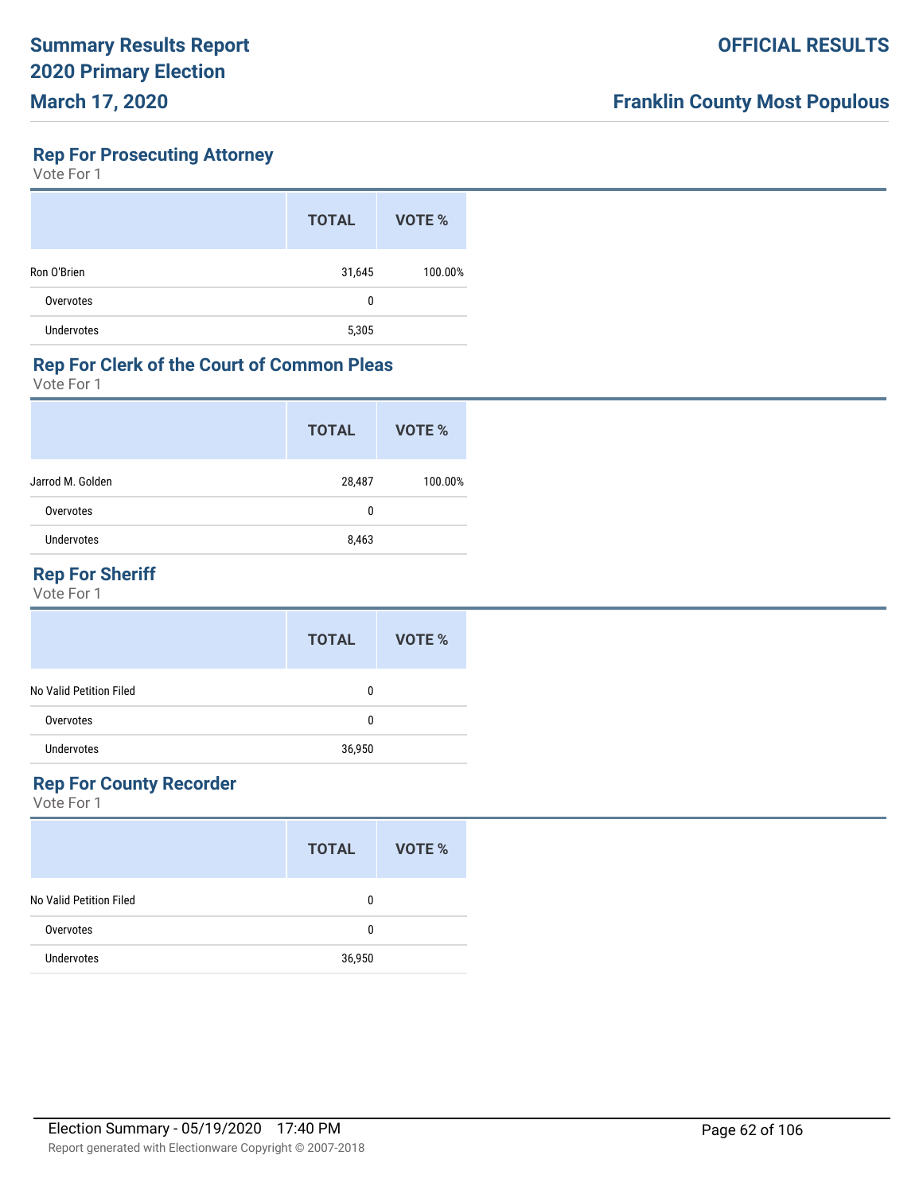## Rep For Prosecuting Attorney

Vote For 1

| | TOTAL | VOTE % |
|---|---|---|
| Ron O'Brien | 31,645 | 100.00% |
| Overvotes | 0 | |
| Undervotes | 5,305 | |

## Rep For Clerk of the Court of Common Pleas

Vote For 1

| | TOTAL | VOTE % |
|---|---|---|
| Jarrod M. Golden | 28,487 | 100.00% |
| Overvotes | 0 | |
| Undervotes | 8,463 | |

## Rep For Sheriff

Vote For 1

| | TOTAL | VOTE % |
|---|---|---|
| No Valid Petition Filed | 0 | |
| Overvotes | 0 | |
| Undervotes | 36,950 | |

## Rep For County Recorder

Vote For 1

| | TOTAL | VOTE % |
|---|---|---|
| No Valid Petition Filed | 0 | |
| Overvotes | 0 | |
| Undervotes | 36,950 | |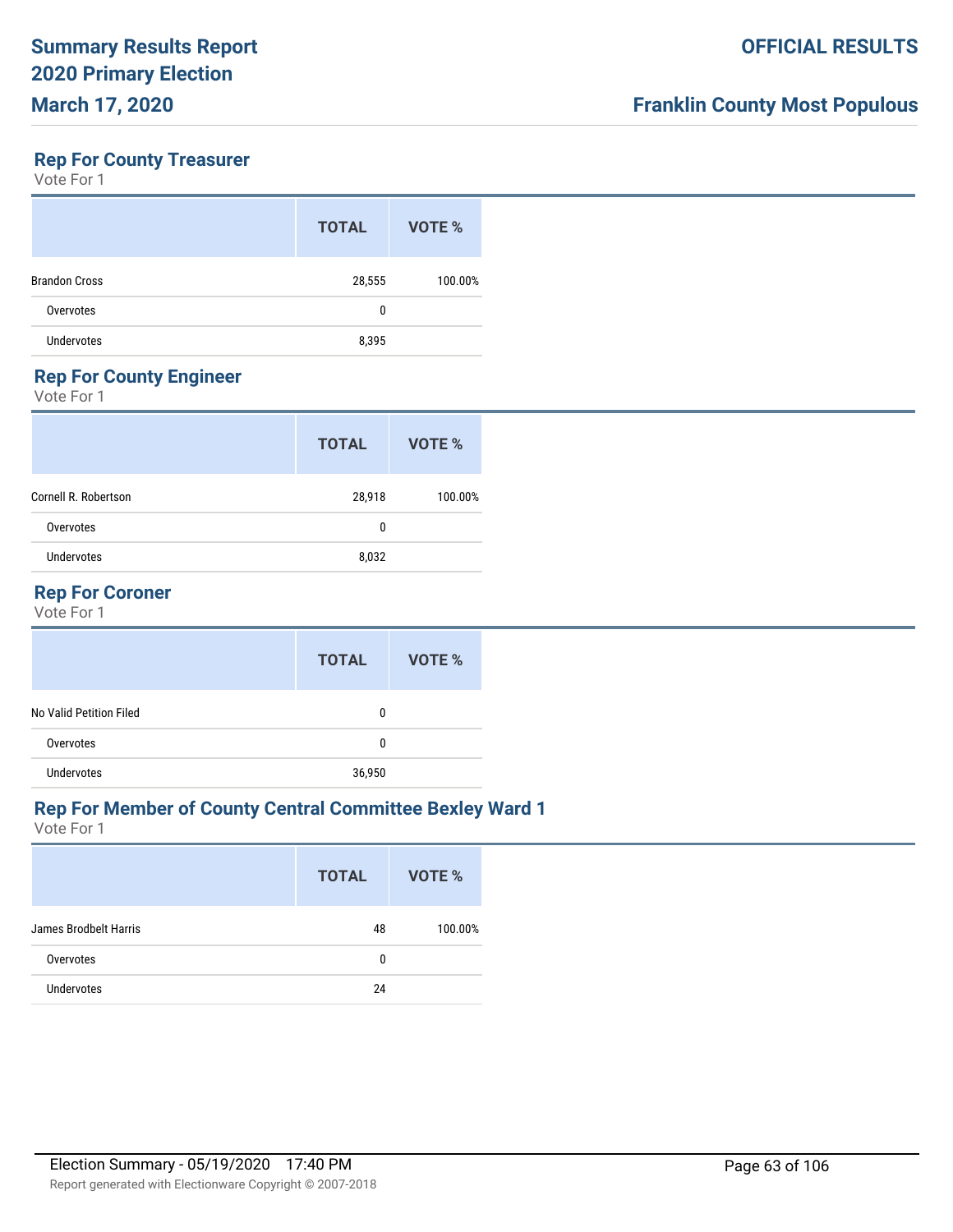## Rep For County Treasurer

Vote For 1

| | TOTAL | VOTE % |
|---|---|---|
| Brandon Cross | 28,555 | 100.00% |
| Overvotes | 0 | |
| Undervotes | 8,395 | |

## Rep For County Engineer

Vote For 1

| | TOTAL | VOTE % |
|---|---|---|
| Cornell R. Robertson | 28,918 | 100.00% |
| Overvotes | 0 | |
| Undervotes | 8,032 | |

## Rep For Coroner

Vote For 1

| | TOTAL | VOTE % |
|---|---|---|
| No Valid Petition Filed | 0 | |
| Overvotes | 0 | |
| Undervotes | 36,950 | |

## Rep For Member of County Central Committee Bexley Ward 1

Vote For 1

| | TOTAL | VOTE % |
|---|---|---|
| James Brodbelt Harris | 48 | 100.00% |
| Overvotes | 0 | |
| Undervotes | 24 | |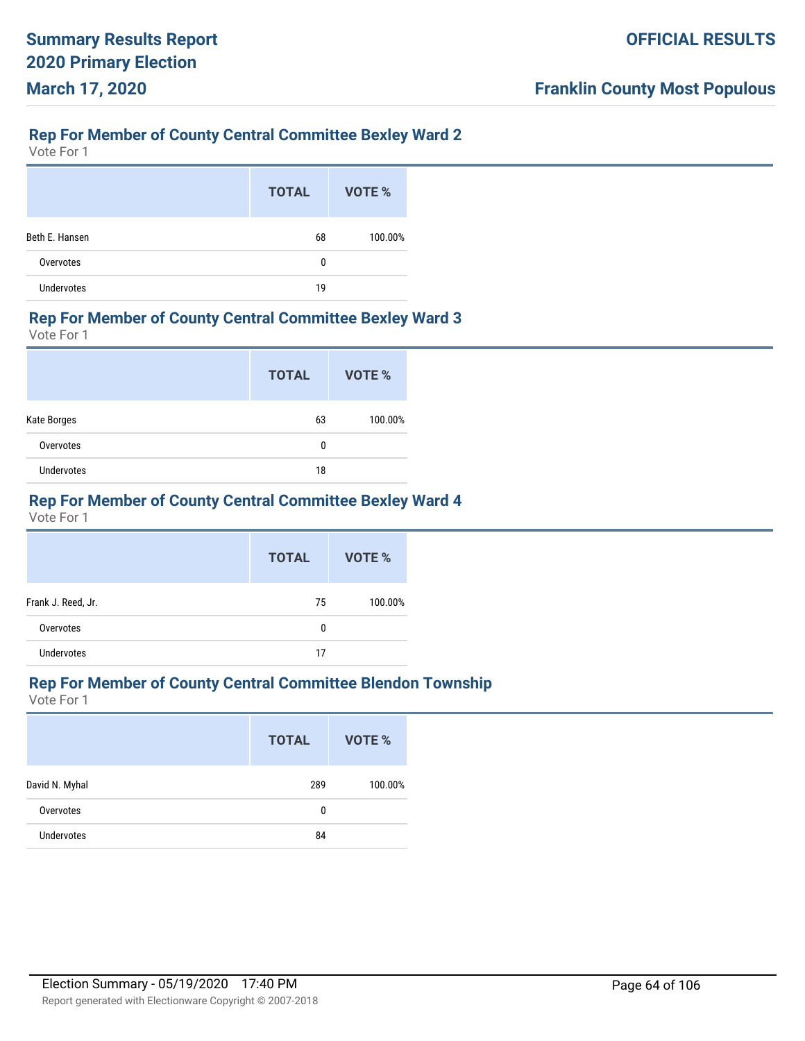## Rep For Member of County Central Committee Bexley Ward 2

Vote For 1

| | TOTAL | VOTE % |
|---|---|---|
| Beth E. Hansen | 68 | 100.00% |
| Overvotes | 0 | |
| Undervotes | 19 | |

## Rep For Member of County Central Committee Bexley Ward 3

Vote For 1

| | TOTAL | VOTE % |
|---|---|---|
| Kate Borges | 63 | 100.00% |
| Overvotes | 0 | |
| Undervotes | 18 | |

## Rep For Member of County Central Committee Bexley Ward 4

Vote For 1

| | TOTAL | VOTE % |
|---|---|---|
| Frank J. Reed, Jr. | 75 | 100.00% |
| Overvotes | 0 | |
| Undervotes | 17 | |

## Rep For Member of County Central Committee Blendon Township

Vote For 1

| | TOTAL | VOTE % |
|---|---|---|
| David N. Myhal | 289 | 100.00% |
| Overvotes | 0 | |
| Undervotes | 84 | |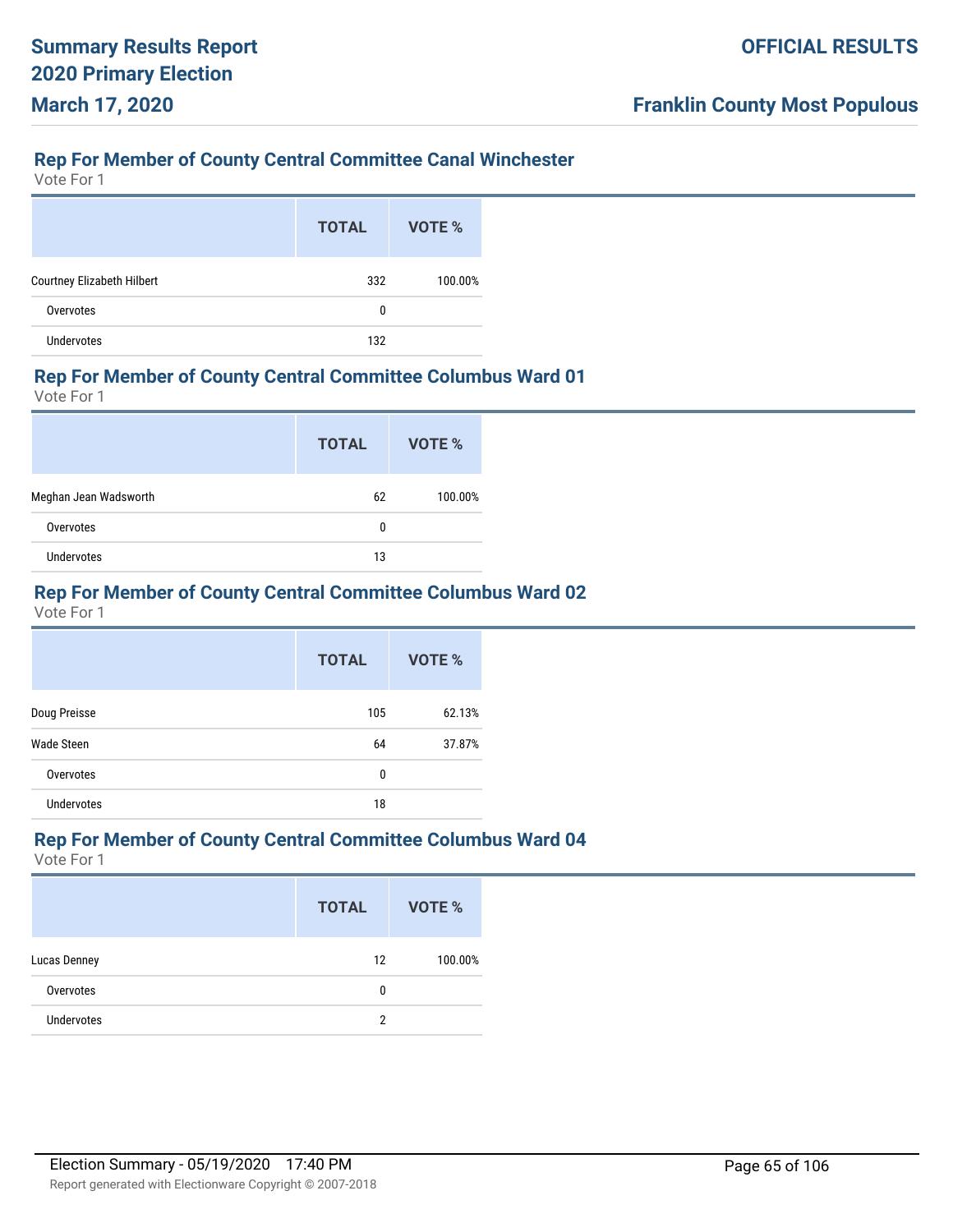## Rep For Member of County Central Committee Canal Winchester

Vote For 1

| | TOTAL | VOTE % |
|---|---|---|
| Courtney Elizabeth Hilbert | 332 | 100.00% |
| Overvotes | 0 | |
| Undervotes | 132 | |

## Rep For Member of County Central Committee Columbus Ward 01

Vote For 1

| | TOTAL | VOTE % |
|---|---|---|
| Meghan Jean Wadsworth | 62 | 100.00% |
| Overvotes | 0 | |
| Undervotes | 13 | |

## Rep For Member of County Central Committee Columbus Ward 02

Vote For 1

| | TOTAL | VOTE % |
|---|---|---|
| Doug Preisse | 105 | 62.13% |
| Wade Steen | 64 | 37.87% |
| Overvotes | 0 | |
| Undervotes | 18 | |

## Rep For Member of County Central Committee Columbus Ward 04

Vote For 1

| | TOTAL | VOTE % |
|---|---|---|
| Lucas Denney | 12 | 100.00% |
| Overvotes | 0 | |
| Undervotes | 2 | |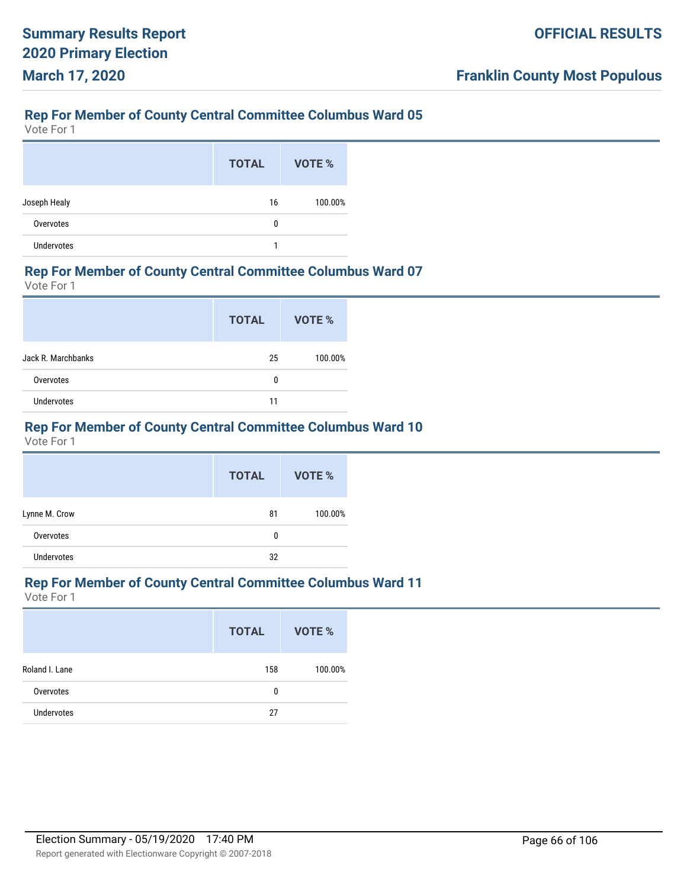## Rep For Member of County Central Committee Columbus Ward 05

Vote For 1

| | TOTAL | VOTE % |
|---|---|---|
| Joseph Healy | 16 | 100.00% |
| Overvotes | 0 | |
| Undervotes | 1 | |

## Rep For Member of County Central Committee Columbus Ward 07

Vote For 1

| | TOTAL | VOTE % |
|---|---|---|
| Jack R. Marchbanks | 25 | 100.00% |
| Overvotes | 0 | |
| Undervotes | 11 | |

## Rep For Member of County Central Committee Columbus Ward 10

Vote For 1

| | TOTAL | VOTE % |
|---|---|---|
| Lynne M. Crow | 81 | 100.00% |
| Overvotes | 0 | |
| Undervotes | 32 | |

## Rep For Member of County Central Committee Columbus Ward 11

Vote For 1

| | TOTAL | VOTE % |
|---|---|---|
| Roland I. Lane | 158 | 100.00% |
| Overvotes | 0 | |
| Undervotes | 27 | |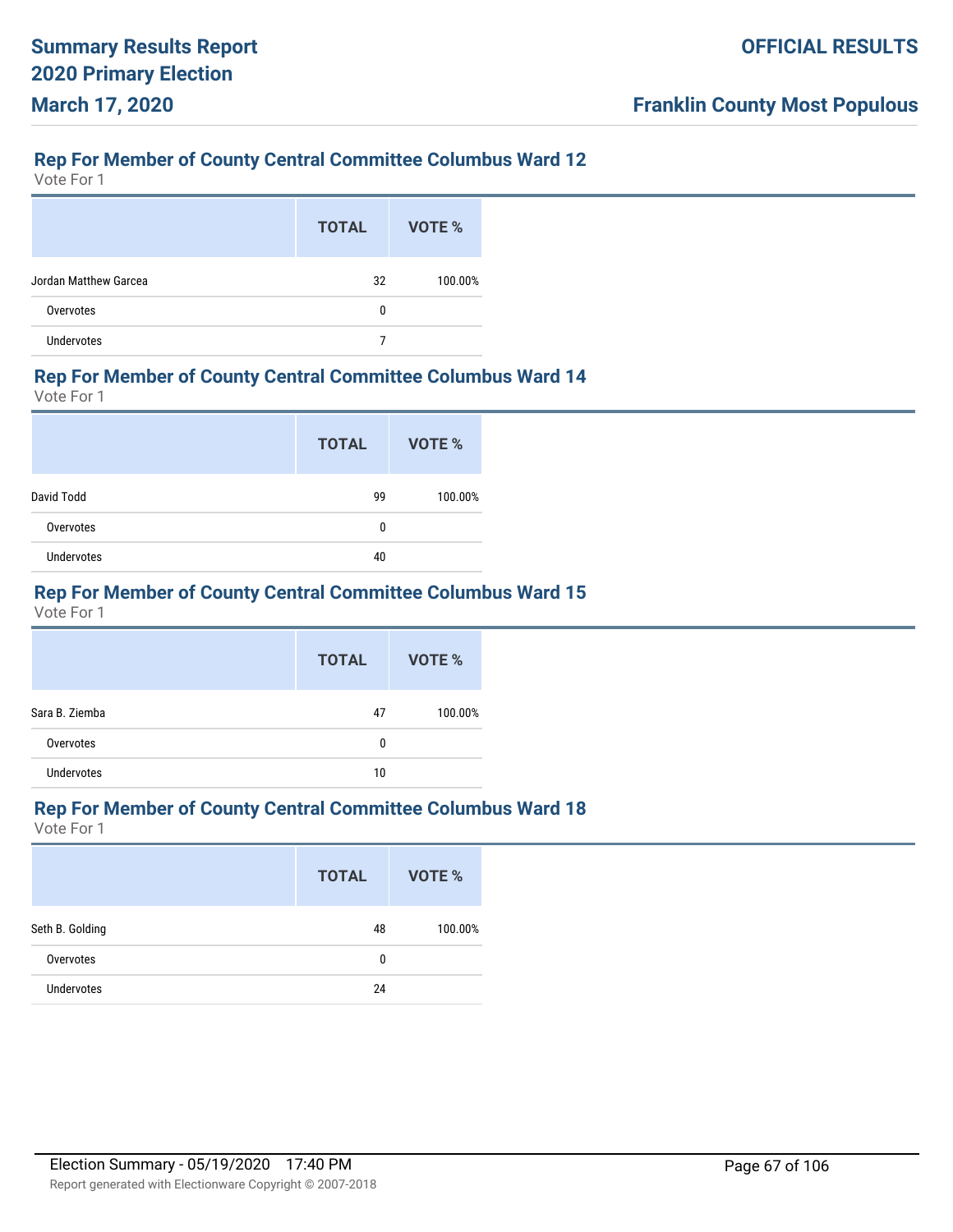## Rep For Member of County Central Committee Columbus Ward 12

Vote For 1

| | TOTAL | VOTE % |
|---|---|---|
| Jordan Matthew Garcea | 32 | 100.00% |
| Overvotes | 0 | |
| Undervotes | 7 | |

## Rep For Member of County Central Committee Columbus Ward 14

Vote For 1

| | TOTAL | VOTE % |
|---|---|---|
| David Todd | 99 | 100.00% |
| Overvotes | 0 | |
| Undervotes | 40 | |

## Rep For Member of County Central Committee Columbus Ward 15

Vote For 1

| | TOTAL | VOTE % |
|---|---|---|
| Sara B. Ziemba | 47 | 100.00% |
| Overvotes | 0 | |
| Undervotes | 10 | |

## Rep For Member of County Central Committee Columbus Ward 18

Vote For 1

| | TOTAL | VOTE % |
|---|---|---|
| Seth B. Golding | 48 | 100.00% |
| Overvotes | 0 | |
| Undervotes | 24 | |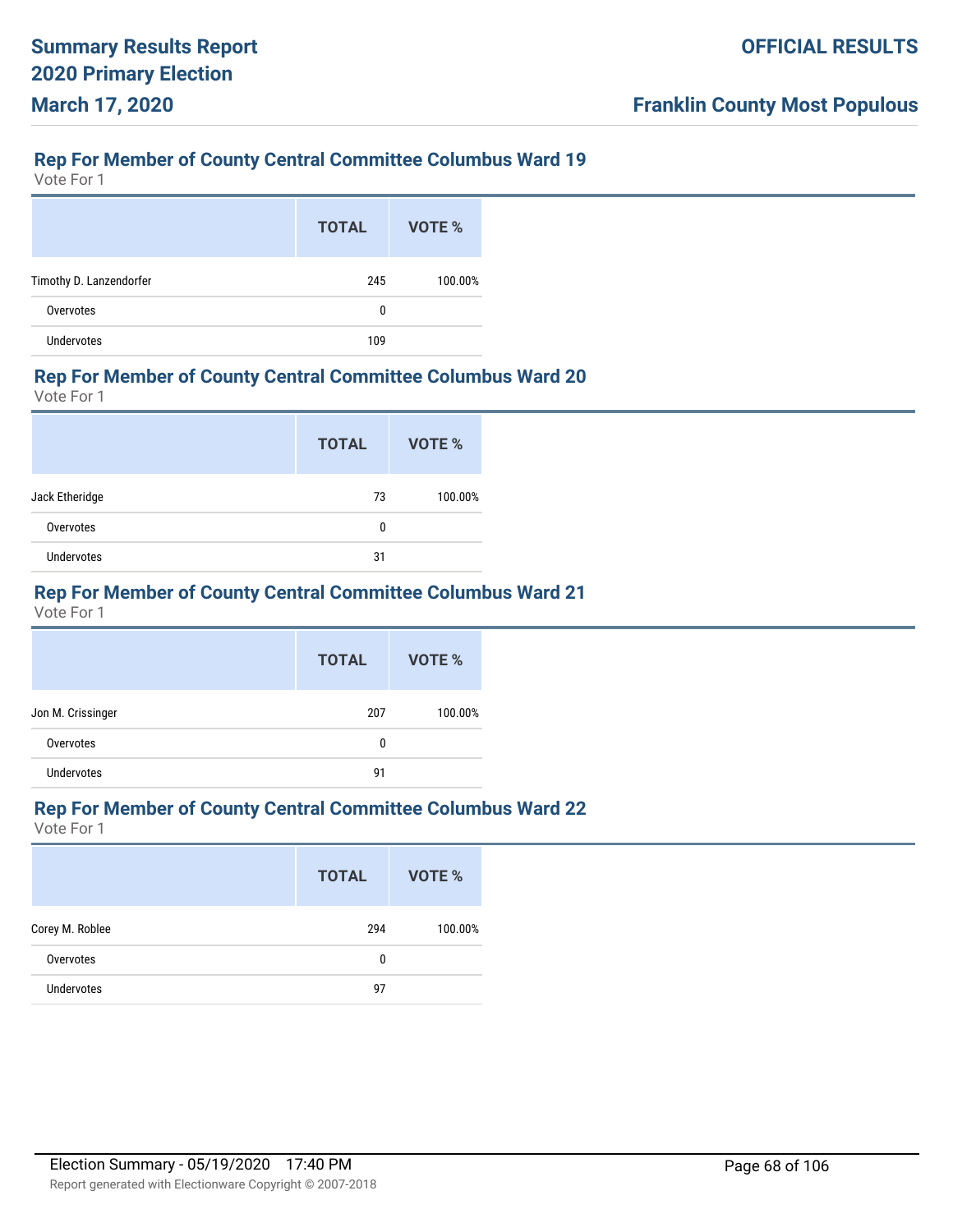## Rep For Member of County Central Committee Columbus Ward 19

Vote For 1

| | TOTAL | VOTE % |
|---|---|---|
| Timothy D. Lanzendorfer | 245 | 100.00% |
| Overvotes | 0 | |
| Undervotes | 109 | |

## Rep For Member of County Central Committee Columbus Ward 20

Vote For 1

| | TOTAL | VOTE % |
|---|---|---|
| Jack Etheridge | 73 | 100.00% |
| Overvotes | 0 | |
| Undervotes | 31 | |

## Rep For Member of County Central Committee Columbus Ward 21

Vote For 1

| | TOTAL | VOTE % |
|---|---|---|
| Jon M. Crissinger | 207 | 100.00% |
| Overvotes | 0 | |
| Undervotes | 91 | |

## Rep For Member of County Central Committee Columbus Ward 22

Vote For 1

| | TOTAL | VOTE % |
|---|---|---|
| Corey M. Roblee | 294 | 100.00% |
| Overvotes | 0 | |
| Undervotes | 97 | |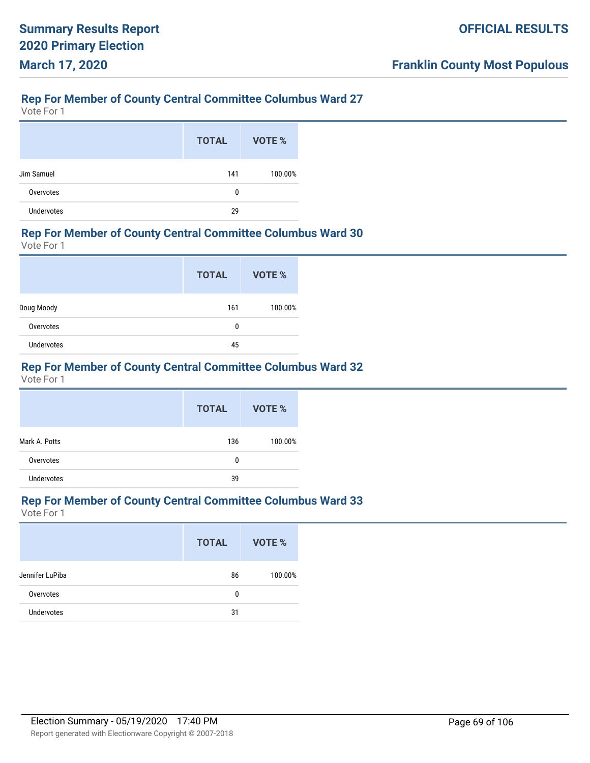## Rep For Member of County Central Committee Columbus Ward 27

Vote For 1

| | TOTAL | VOTE % |
|---|---|---|
| Jim Samuel | 141 | 100.00% |
| Overvotes | 0 | |
| Undervotes | 29 | |

## Rep For Member of County Central Committee Columbus Ward 30

Vote For 1

| | TOTAL | VOTE % |
|---|---|---|
| Doug Moody | 161 | 100.00% |
| Overvotes | 0 | |
| Undervotes | 45 | |

## Rep For Member of County Central Committee Columbus Ward 32

Vote For 1

| | TOTAL | VOTE % |
|---|---|---|
| Mark A. Potts | 136 | 100.00% |
| Overvotes | 0 | |
| Undervotes | 39 | |

## Rep For Member of County Central Committee Columbus Ward 33

Vote For 1

| | TOTAL | VOTE % |
|---|---|---|
| Jennifer LuPiba | 86 | 100.00% |
| Overvotes | 0 | |
| Undervotes | 31 | |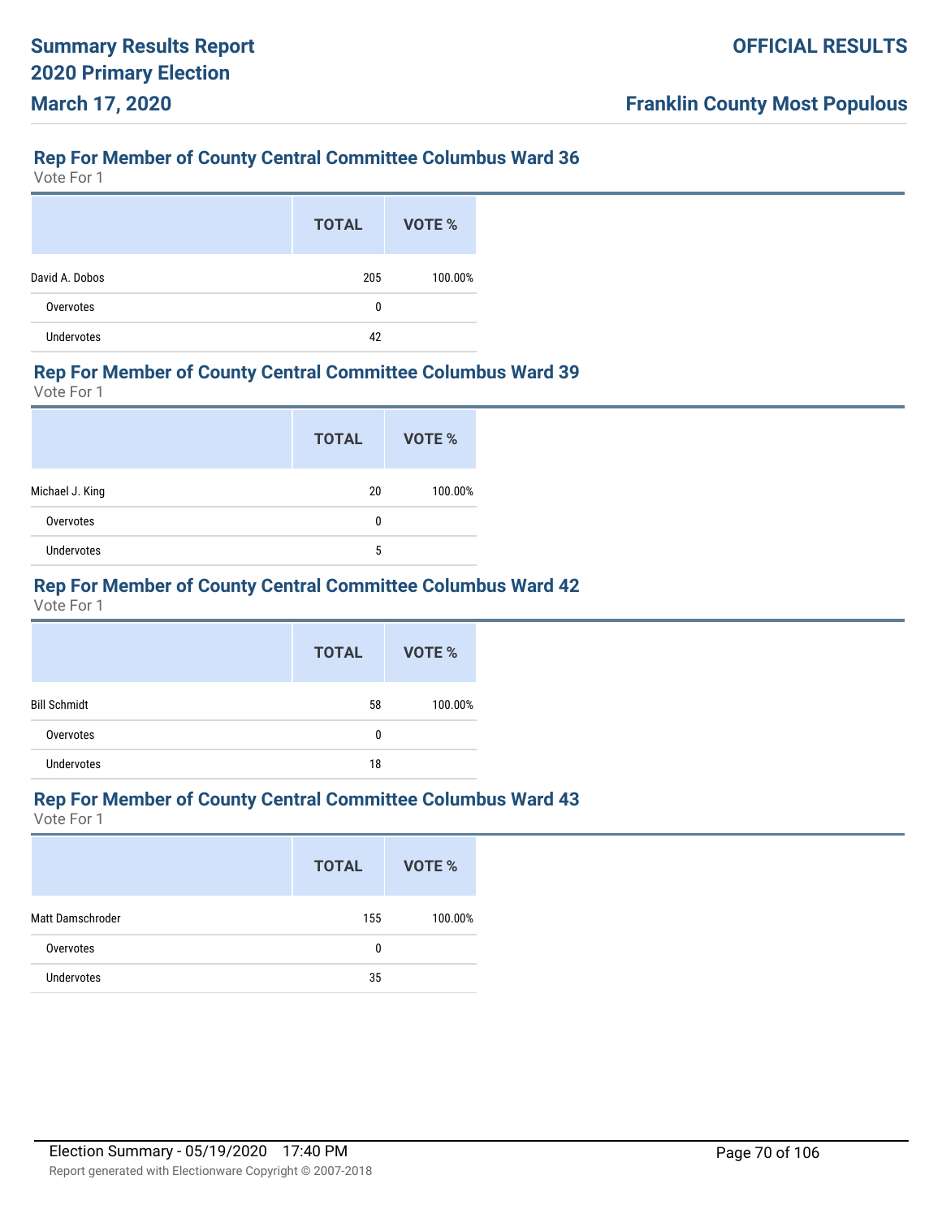## Rep For Member of County Central Committee Columbus Ward 36

Vote For 1

| | TOTAL | VOTE % |
|---|---|---|
| David A. Dobos | 205 | 100.00% |
| Overvotes | 0 | |
| Undervotes | 42 | |

## Rep For Member of County Central Committee Columbus Ward 39

Vote For 1

| | TOTAL | VOTE % |
|---|---|---|
| Michael J. King | 20 | 100.00% |
| Overvotes | 0 | |
| Undervotes | 5 | |

## Rep For Member of County Central Committee Columbus Ward 42

Vote For 1

| | TOTAL | VOTE % |
|---|---|---|
| Bill Schmidt | 58 | 100.00% |
| Overvotes | 0 | |
| Undervotes | 18 | |

## Rep For Member of County Central Committee Columbus Ward 43

Vote For 1

| | TOTAL | VOTE % |
|---|---|---|
| Matt Damschroder | 155 | 100.00% |
| Overvotes | 0 | |
| Undervotes | 35 | |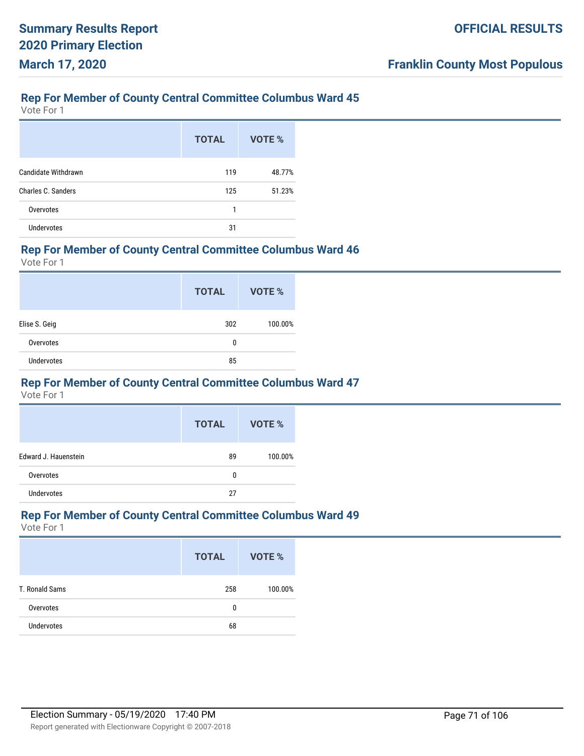## Rep For Member of County Central Committee Columbus Ward 45

Vote For 1

| | TOTAL | VOTE % |
|---|---|---|
| Candidate Withdrawn | 119 | 48.77% |
| Charles C. Sanders | 125 | 51.23% |
| Overvotes | 1 | |
| Undervotes | 31 | |

## Rep For Member of County Central Committee Columbus Ward 46

Vote For 1

| | TOTAL | VOTE % |
|---|---|---|
| Elise S. Geig | 302 | 100.00% |
| Overvotes | 0 | |
| Undervotes | 85 | |

## Rep For Member of County Central Committee Columbus Ward 47

Vote For 1

| | TOTAL | VOTE % |
|---|---|---|
| Edward J. Hauenstein | 89 | 100.00% |
| Overvotes | 0 | |
| Undervotes | 27 | |

## Rep For Member of County Central Committee Columbus Ward 49

Vote For 1

| | TOTAL | VOTE % |
|---|---|---|
| T. Ronald Sams | 258 | 100.00% |
| Overvotes | 0 | |
| Undervotes | 68 | |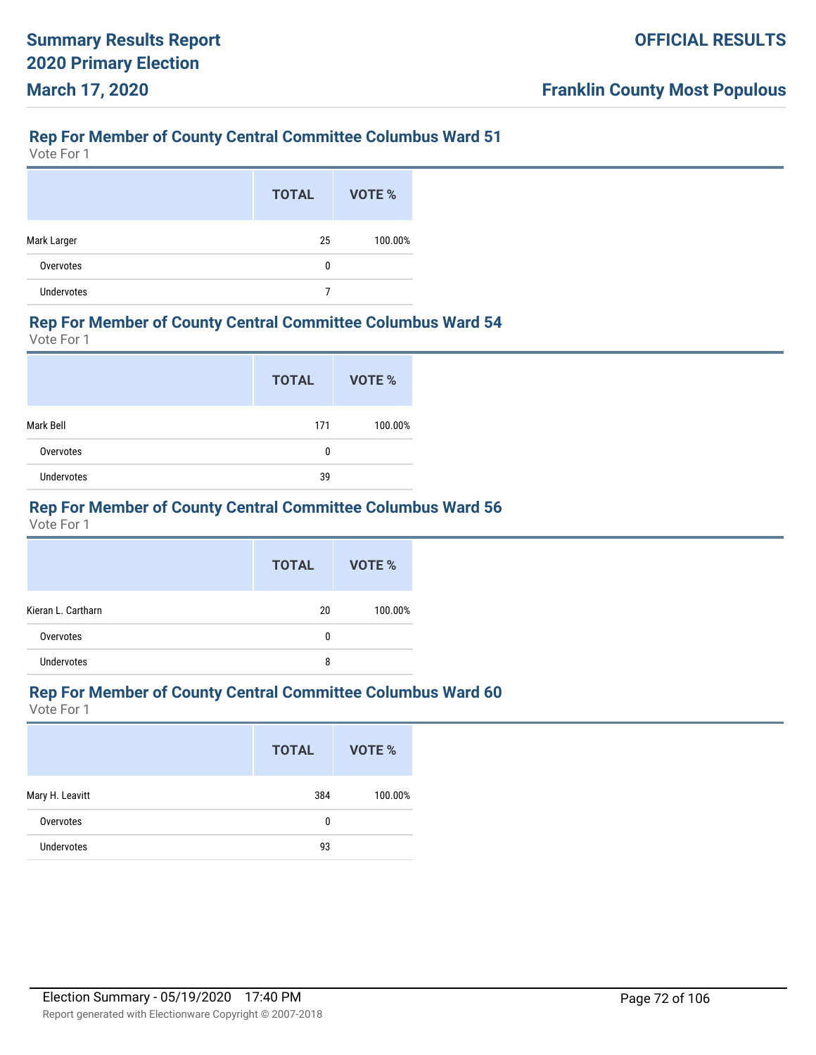## Rep For Member of County Central Committee Columbus Ward 51

Vote For 1

| | TOTAL | VOTE % |
|---|---|---|
| Mark Larger | 25 | 100.00% |
| Overvotes | 0 | |
| Undervotes | 7 | |

## Rep For Member of County Central Committee Columbus Ward 54

Vote For 1

| | TOTAL | VOTE % |
|---|---|---|
| Mark Bell | 171 | 100.00% |
| Overvotes | 0 | |
| Undervotes | 39 | |

## Rep For Member of County Central Committee Columbus Ward 56

Vote For 1

| | TOTAL | VOTE % |
|---|---|---|
| Kieran L. Cartharn | 20 | 100.00% |
| Overvotes | 0 | |
| Undervotes | 8 | |

## Rep For Member of County Central Committee Columbus Ward 60

Vote For 1

| | TOTAL | VOTE % |
|---|---|---|
| Mary H. Leavitt | 384 | 100.00% |
| Overvotes | 0 | |
| Undervotes | 93 | |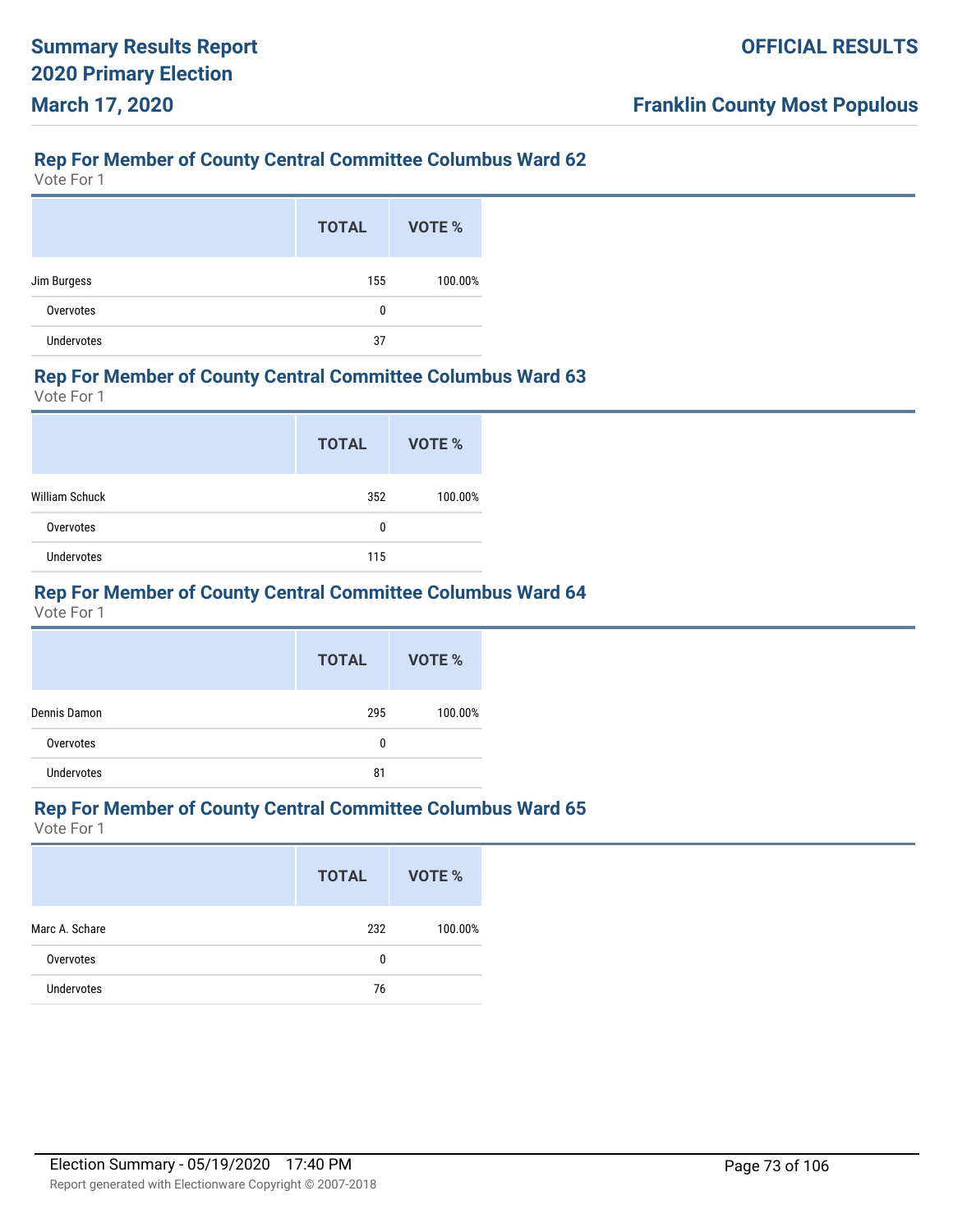## Rep For Member of County Central Committee Columbus Ward 62

Vote For 1

| | TOTAL | VOTE % |
|---|---|---|
| Jim Burgess | 155 | 100.00% |
| Overvotes | 0 | |
| Undervotes | 37 | |

## Rep For Member of County Central Committee Columbus Ward 63

Vote For 1

| | TOTAL | VOTE % |
|---|---|---|
| William Schuck | 352 | 100.00% |
| Overvotes | 0 | |
| Undervotes | 115 | |

## Rep For Member of County Central Committee Columbus Ward 64

Vote For 1

| | TOTAL | VOTE % |
|---|---|---|
| Dennis Damon | 295 | 100.00% |
| Overvotes | 0 | |
| Undervotes | 81 | |

## Rep For Member of County Central Committee Columbus Ward 65

Vote For 1

| | TOTAL | VOTE % |
|---|---|---|
| Marc A. Schare | 232 | 100.00% |
| Overvotes | 0 | |
| Undervotes | 76 | |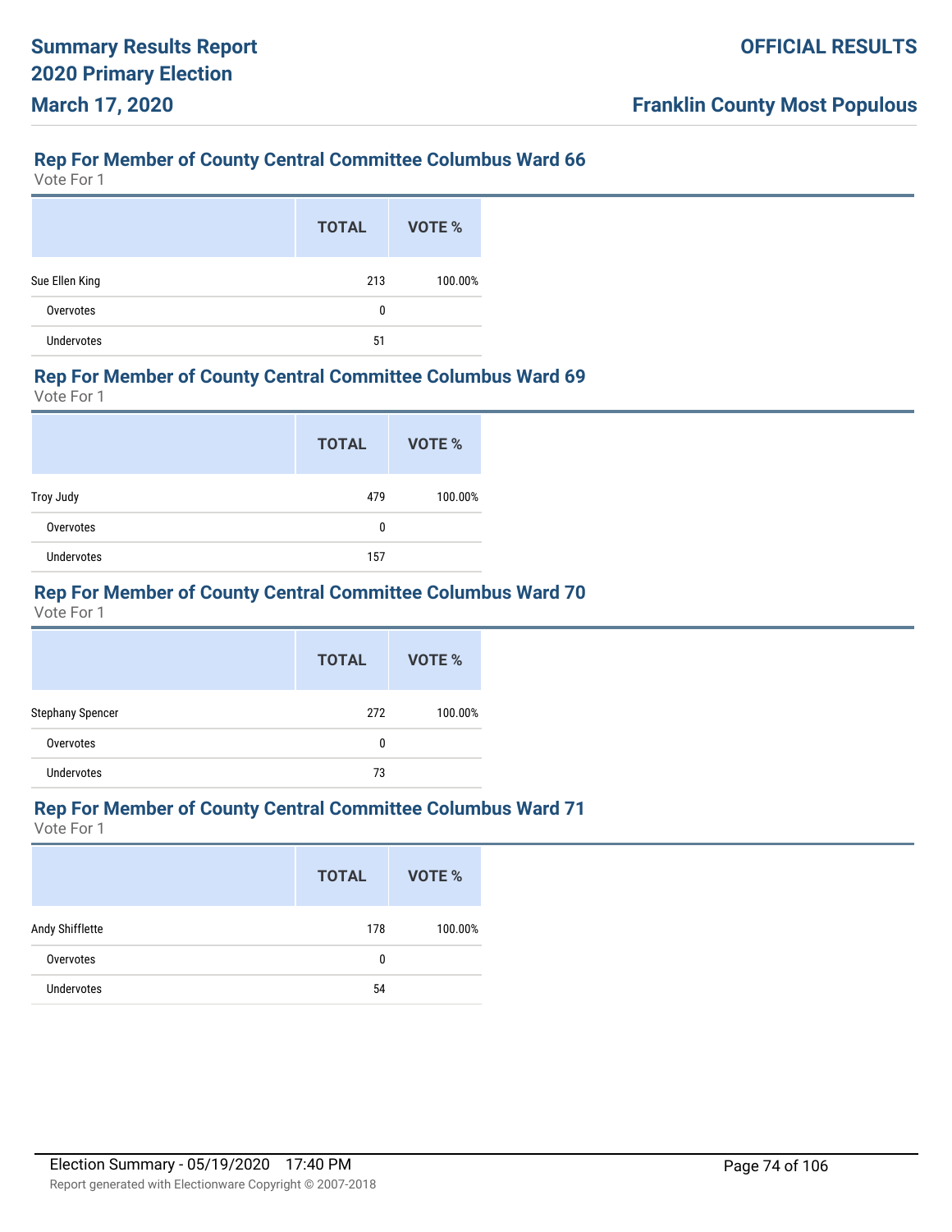## Rep For Member of County Central Committee Columbus Ward 66

Vote For 1

| | TOTAL | VOTE % |
|---|---|---|
| Sue Ellen King | 213 | 100.00% |
| Overvotes | 0 | |
| Undervotes | 51 | |

## Rep For Member of County Central Committee Columbus Ward 69

Vote For 1

| | TOTAL | VOTE % |
|---|---|---|
| Troy Judy | 479 | 100.00% |
| Overvotes | 0 | |
| Undervotes | 157 | |

## Rep For Member of County Central Committee Columbus Ward 70

Vote For 1

| | TOTAL | VOTE % |
|---|---|---|
| Stephany Spencer | 272 | 100.00% |
| Overvotes | 0 | |
| Undervotes | 73 | |

## Rep For Member of County Central Committee Columbus Ward 71

Vote For 1

| | TOTAL | VOTE % |
|---|---|---|
| Andy Shifflette | 178 | 100.00% |
| Overvotes | 0 | |
| Undervotes | 54 | |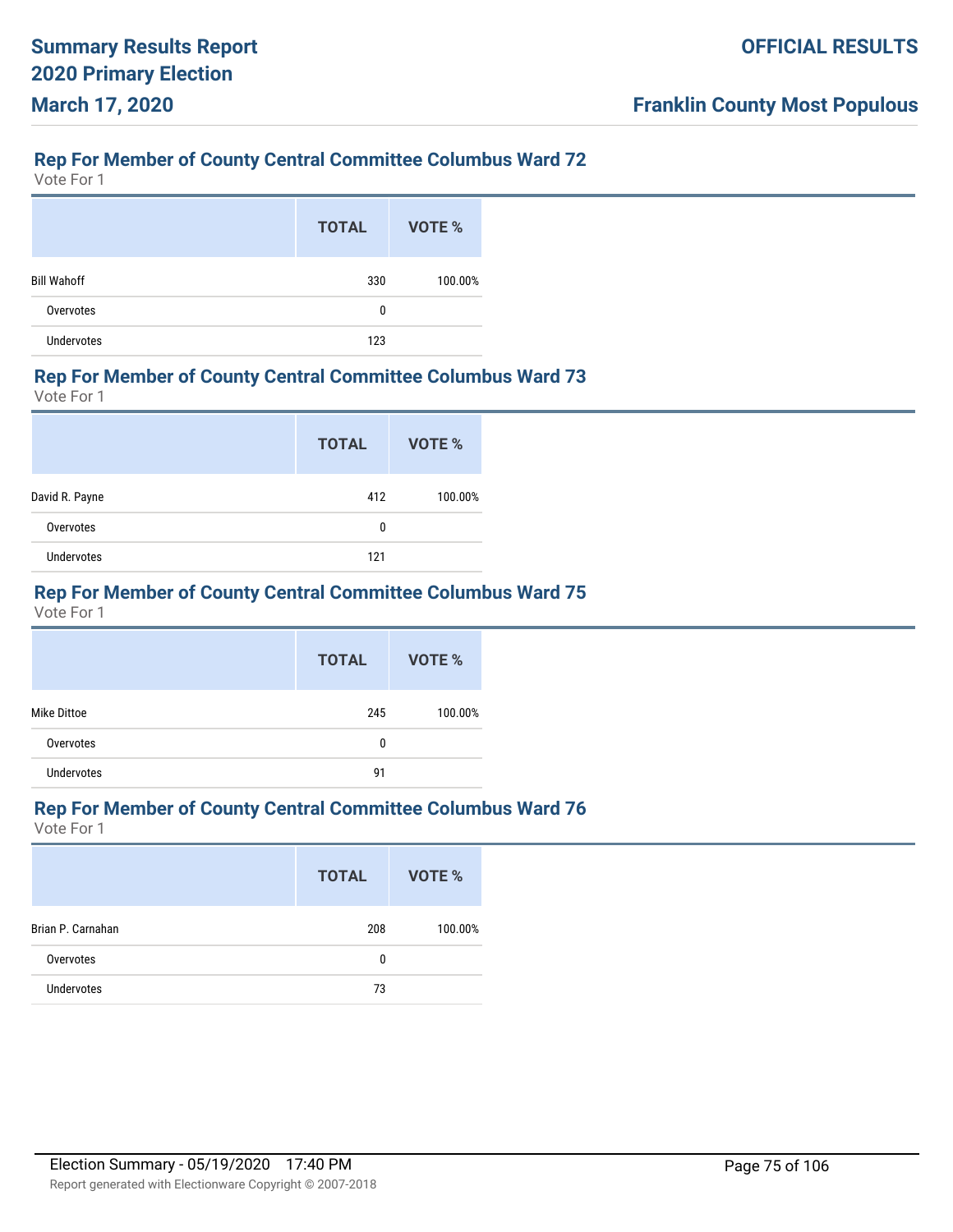## Rep For Member of County Central Committee Columbus Ward 72

Vote For 1

| | TOTAL | VOTE % |
|---|---|---|
| Bill Wahoff | 330 | 100.00% |
| Overvotes | 0 | |
| Undervotes | 123 | |

## Rep For Member of County Central Committee Columbus Ward 73

Vote For 1

| | TOTAL | VOTE % |
|---|---|---|
| David R. Payne | 412 | 100.00% |
| Overvotes | 0 | |
| Undervotes | 121 | |

## Rep For Member of County Central Committee Columbus Ward 75

Vote For 1

| | TOTAL | VOTE % |
|---|---|---|
| Mike Dittoe | 245 | 100.00% |
| Overvotes | 0 | |
| Undervotes | 91 | |

## Rep For Member of County Central Committee Columbus Ward 76

Vote For 1

| | TOTAL | VOTE % |
|---|---|---|
| Brian P. Carnahan | 208 | 100.00% |
| Overvotes | 0 | |
| Undervotes | 73 | |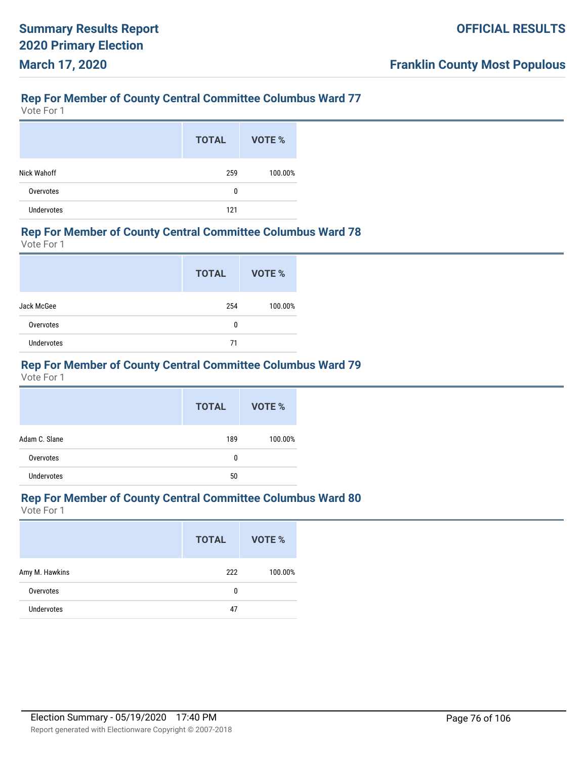## Rep For Member of County Central Committee Columbus Ward 77

Vote For 1

| | TOTAL | VOTE % |
|---|---|---|
| Nick Wahoff | 259 | 100.00% |
| Overvotes | 0 | |
| Undervotes | 121 | |

## Rep For Member of County Central Committee Columbus Ward 78

Vote For 1

| | TOTAL | VOTE % |
|---|---|---|
| Jack McGee | 254 | 100.00% |
| Overvotes | 0 | |
| Undervotes | 71 | |

## Rep For Member of County Central Committee Columbus Ward 79

Vote For 1

| | TOTAL | VOTE % |
|---|---|---|
| Adam C. Slane | 189 | 100.00% |
| Overvotes | 0 | |
| Undervotes | 50 | |

## Rep For Member of County Central Committee Columbus Ward 80

Vote For 1

| | TOTAL | VOTE % |
|---|---|---|
| Amy M. Hawkins | 222 | 100.00% |
| Overvotes | 0 | |
| Undervotes | 47 | |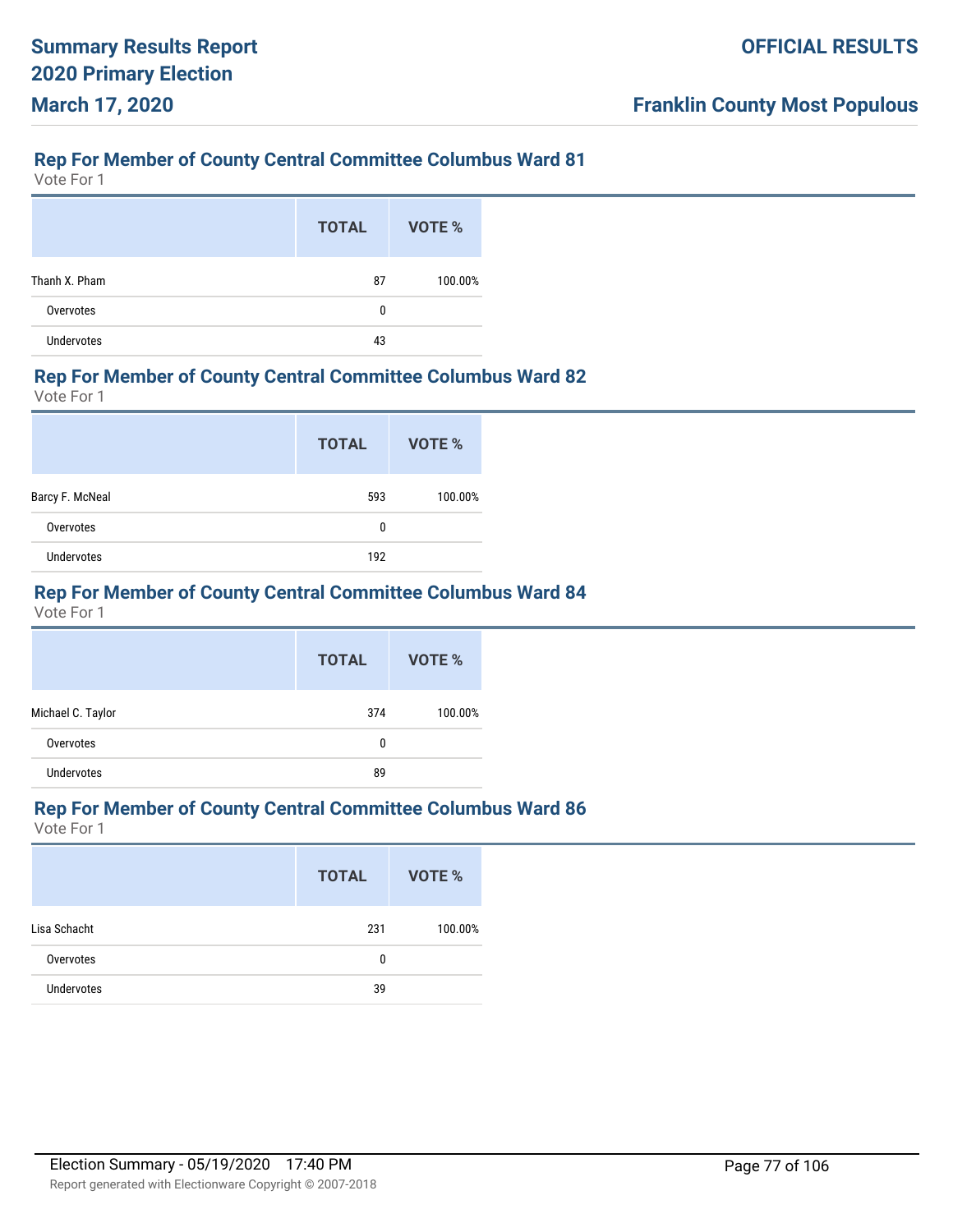## Rep For Member of County Central Committee Columbus Ward 81

Vote For 1

| | TOTAL | VOTE % |
|---|---|---|
| Thanh X. Pham | 87 | 100.00% |
| Overvotes | 0 | |
| Undervotes | 43 | |

## Rep For Member of County Central Committee Columbus Ward 82

Vote For 1

| | TOTAL | VOTE % |
|---|---|---|
| Barcy F. McNeal | 593 | 100.00% |
| Overvotes | 0 | |
| Undervotes | 192 | |

## Rep For Member of County Central Committee Columbus Ward 84

Vote For 1

| | TOTAL | VOTE % |
|---|---|---|
| Michael C. Taylor | 374 | 100.00% |
| Overvotes | 0 | |
| Undervotes | 89 | |

## Rep For Member of County Central Committee Columbus Ward 86

Vote For 1

| | TOTAL | VOTE % |
|---|---|---|
| Lisa Schacht | 231 | 100.00% |
| Overvotes | 0 | |
| Undervotes | 39 | |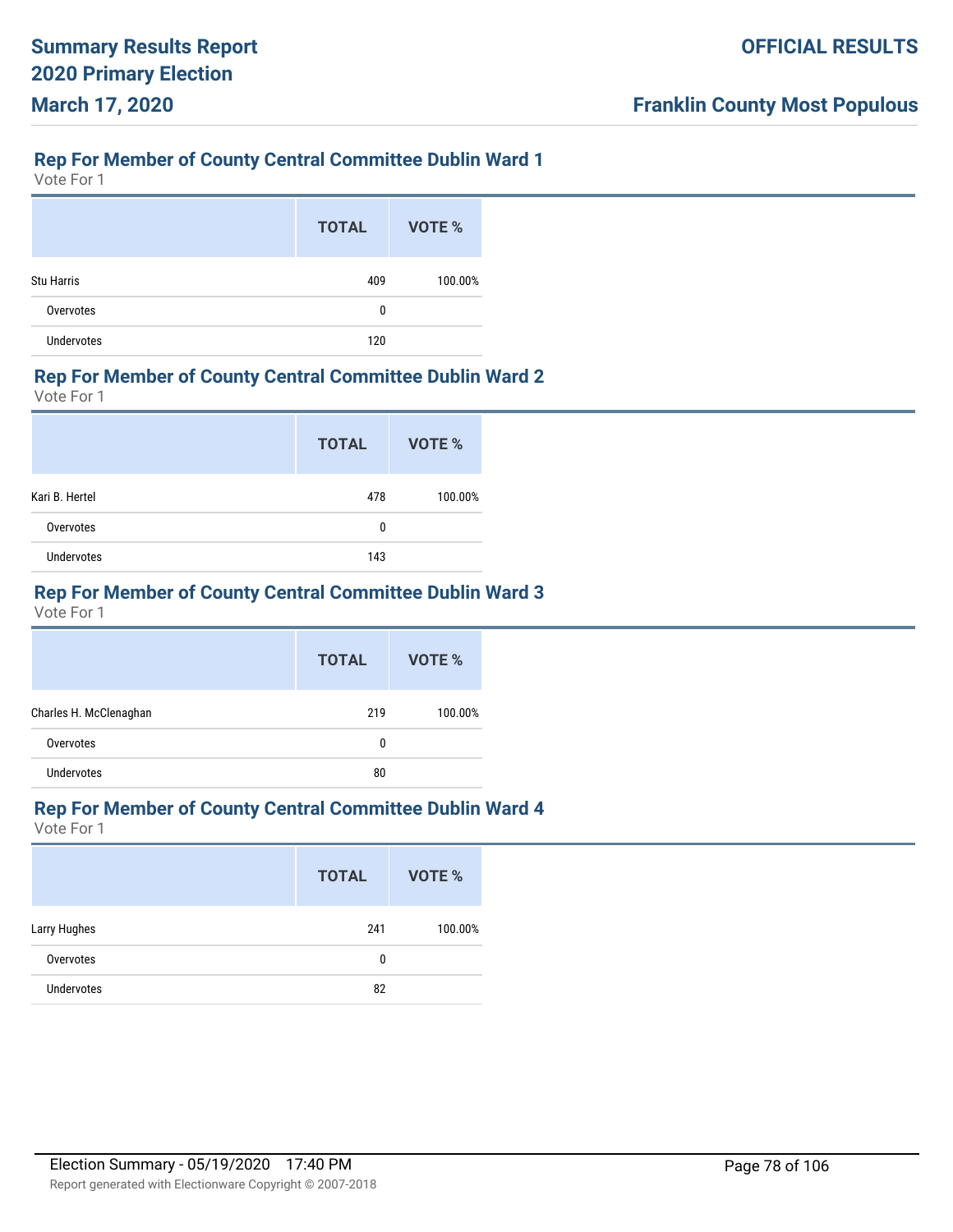## Rep For Member of County Central Committee Dublin Ward 1

Vote For 1

| | TOTAL | VOTE % |
|---|---|---|
| Stu Harris | 409 | 100.00% |
| Overvotes | 0 | |
| Undervotes | 120 | |

## Rep For Member of County Central Committee Dublin Ward 2

Vote For 1

| | TOTAL | VOTE % |
|---|---|---|
| Kari B. Hertel | 478 | 100.00% |
| Overvotes | 0 | |
| Undervotes | 143 | |

## Rep For Member of County Central Committee Dublin Ward 3

Vote For 1

| | TOTAL | VOTE % |
|---|---|---|
| Charles H. McClenaghan | 219 | 100.00% |
| Overvotes | 0 | |
| Undervotes | 80 | |

## Rep For Member of County Central Committee Dublin Ward 4

Vote For 1

| | TOTAL | VOTE % |
|---|---|---|
| Larry Hughes | 241 | 100.00% |
| Overvotes | 0 | |
| Undervotes | 82 | |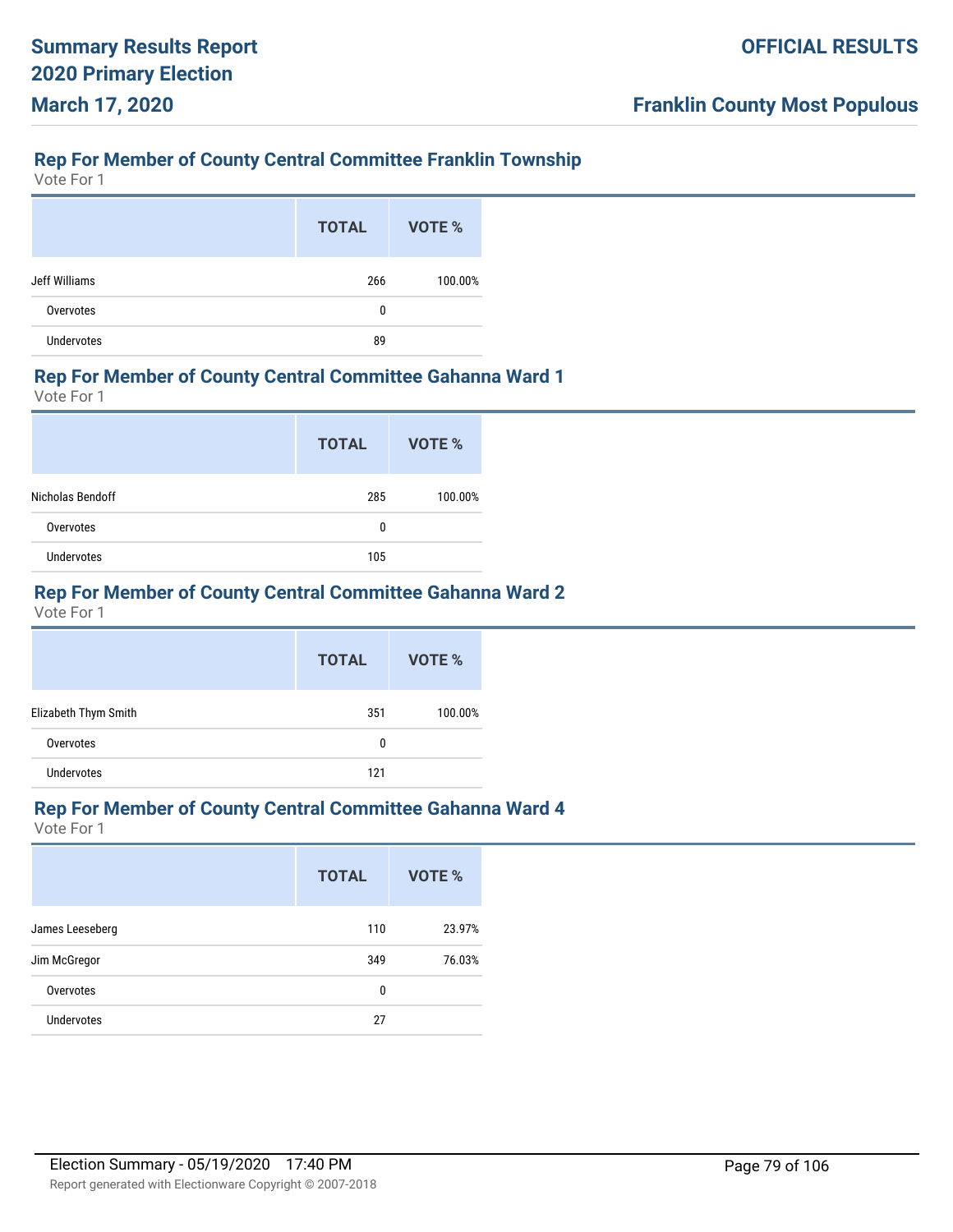## Rep For Member of County Central Committee Franklin Township

Vote For 1

| | TOTAL | VOTE % |
|---|---|---|
| Jeff Williams | 266 | 100.00% |
| Overvotes | 0 | |
| Undervotes | 89 | |

## Rep For Member of County Central Committee Gahanna Ward 1

Vote For 1

| | TOTAL | VOTE % |
|---|---|---|
| Nicholas Bendoff | 285 | 100.00% |
| Overvotes | 0 | |
| Undervotes | 105 | |

## Rep For Member of County Central Committee Gahanna Ward 2

Vote For 1

| | TOTAL | VOTE % |
|---|---|---|
| Elizabeth Thym Smith | 351 | 100.00% |
| Overvotes | 0 | |
| Undervotes | 121 | |

## Rep For Member of County Central Committee Gahanna Ward 4

Vote For 1

| | TOTAL | VOTE % |
|---|---|---|
| James Leeseberg | 110 | 23.97% |
| Jim McGregor | 349 | 76.03% |
| Overvotes | 0 | |
| Undervotes | 27 | |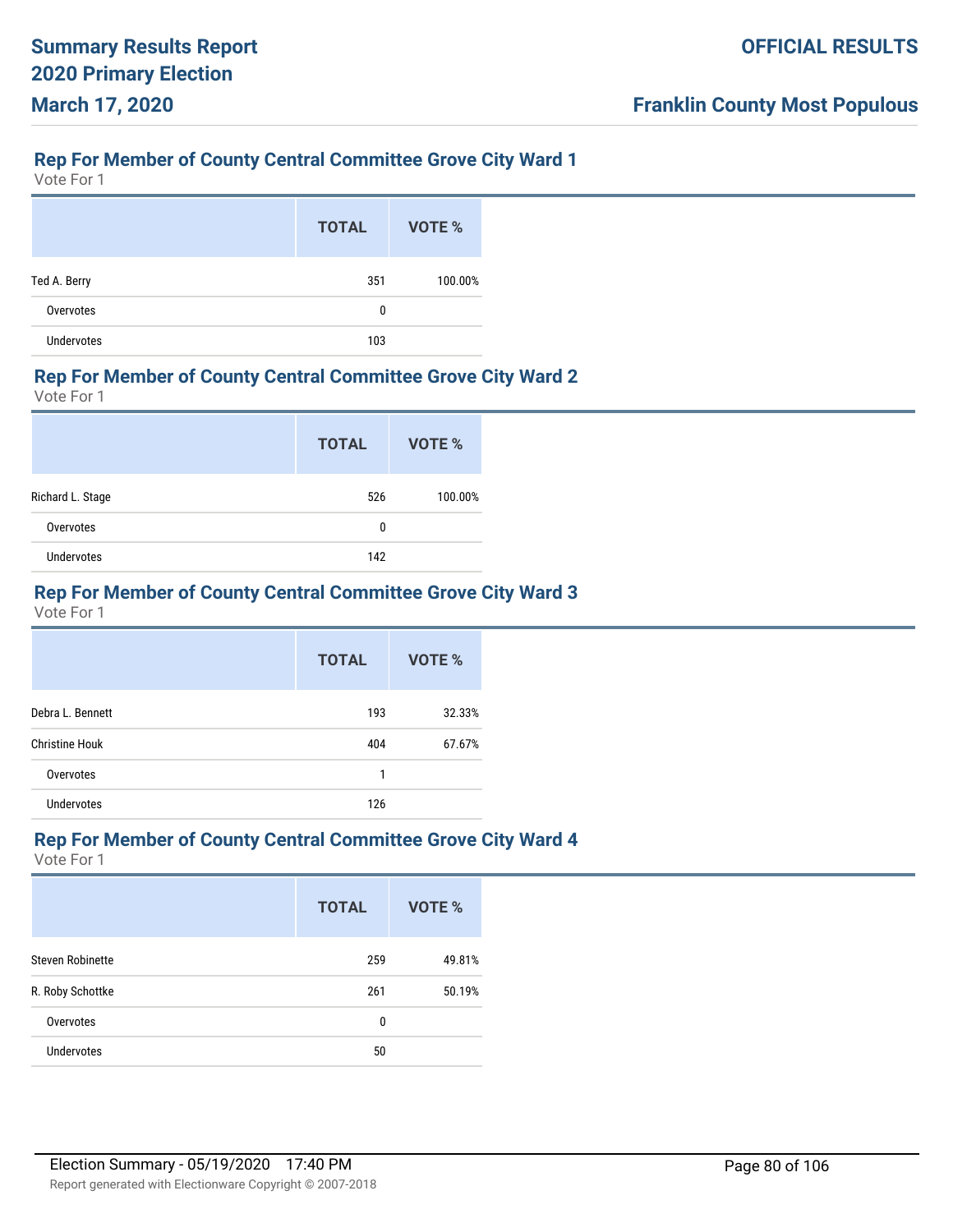## Rep For Member of County Central Committee Grove City Ward 1

Vote For 1

| | TOTAL | VOTE % |
|---|---|---|
| Ted A. Berry | 351 | 100.00% |
| Overvotes | 0 | |
| Undervotes | 103 | |

## Rep For Member of County Central Committee Grove City Ward 2

Vote For 1

| | TOTAL | VOTE % |
|---|---|---|
| Richard L. Stage | 526 | 100.00% |
| Overvotes | 0 | |
| Undervotes | 142 | |

## Rep For Member of County Central Committee Grove City Ward 3

Vote For 1

| | TOTAL | VOTE % |
|---|---|---|
| Debra L. Bennett | 193 | 32.33% |
| Christine Houk | 404 | 67.67% |
| Overvotes | 1 | |
| Undervotes | 126 | |

## Rep For Member of County Central Committee Grove City Ward 4

Vote For 1

| | TOTAL | VOTE % |
|---|---|---|
| Steven Robinette | 259 | 49.81% |
| R. Roby Schottke | 261 | 50.19% |
| Overvotes | 0 | |
| Undervotes | 50 | |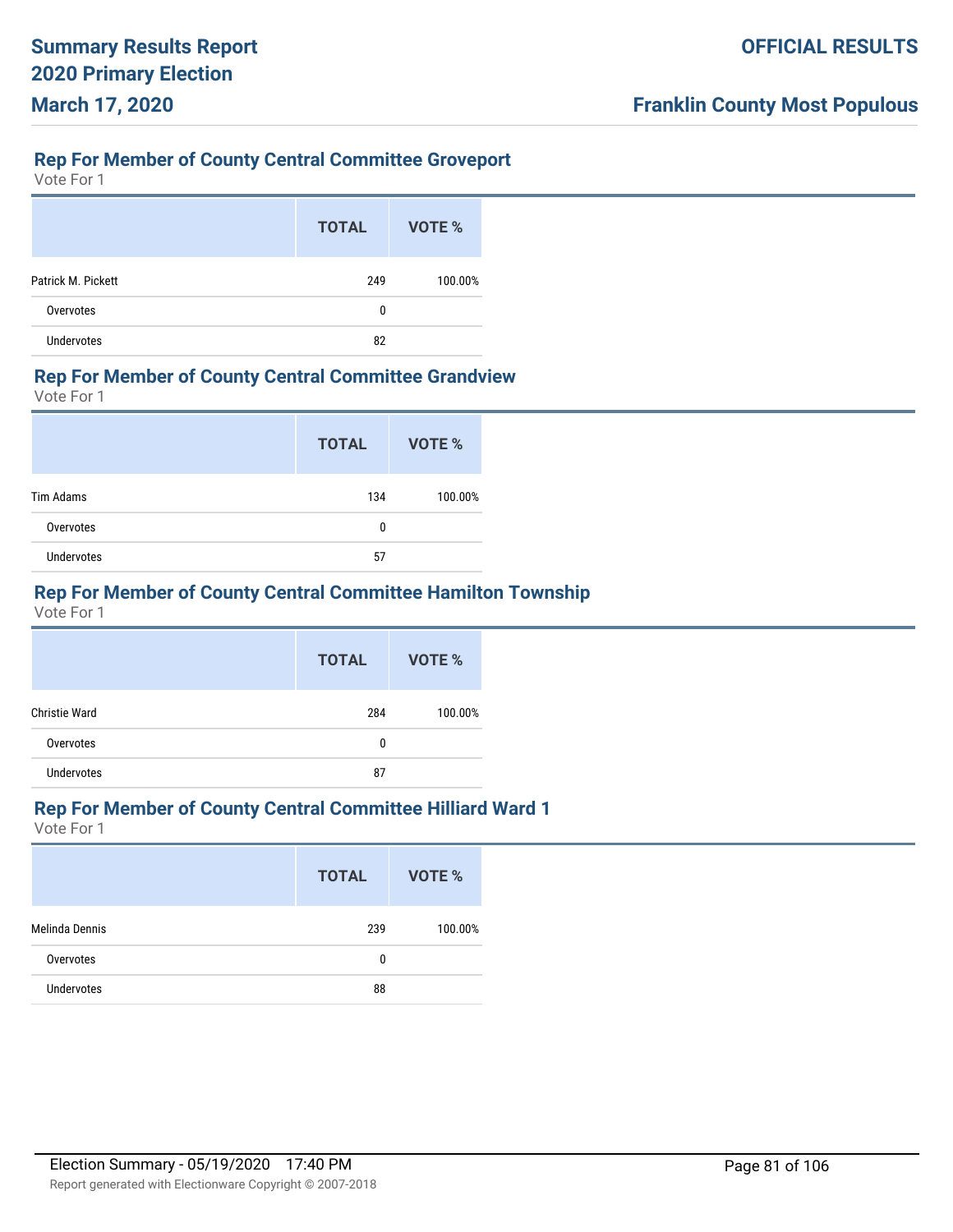## Rep For Member of County Central Committee Groveport

Vote For 1

| | TOTAL | VOTE % |
|---|---|---|
| Patrick M. Pickett | 249 | 100.00% |
| Overvotes | 0 | |
| Undervotes | 82 | |

## Rep For Member of County Central Committee Grandview

Vote For 1

| | TOTAL | VOTE % |
|---|---|---|
| Tim Adams | 134 | 100.00% |
| Overvotes | 0 | |
| Undervotes | 57 | |

## Rep For Member of County Central Committee Hamilton Township

Vote For 1

| | TOTAL | VOTE % |
|---|---|---|
| Christie Ward | 284 | 100.00% |
| Overvotes | 0 | |
| Undervotes | 87 | |

## Rep For Member of County Central Committee Hilliard Ward 1

Vote For 1

| | TOTAL | VOTE % |
|---|---|---|
| Melinda Dennis | 239 | 100.00% |
| Overvotes | 0 | |
| Undervotes | 88 | |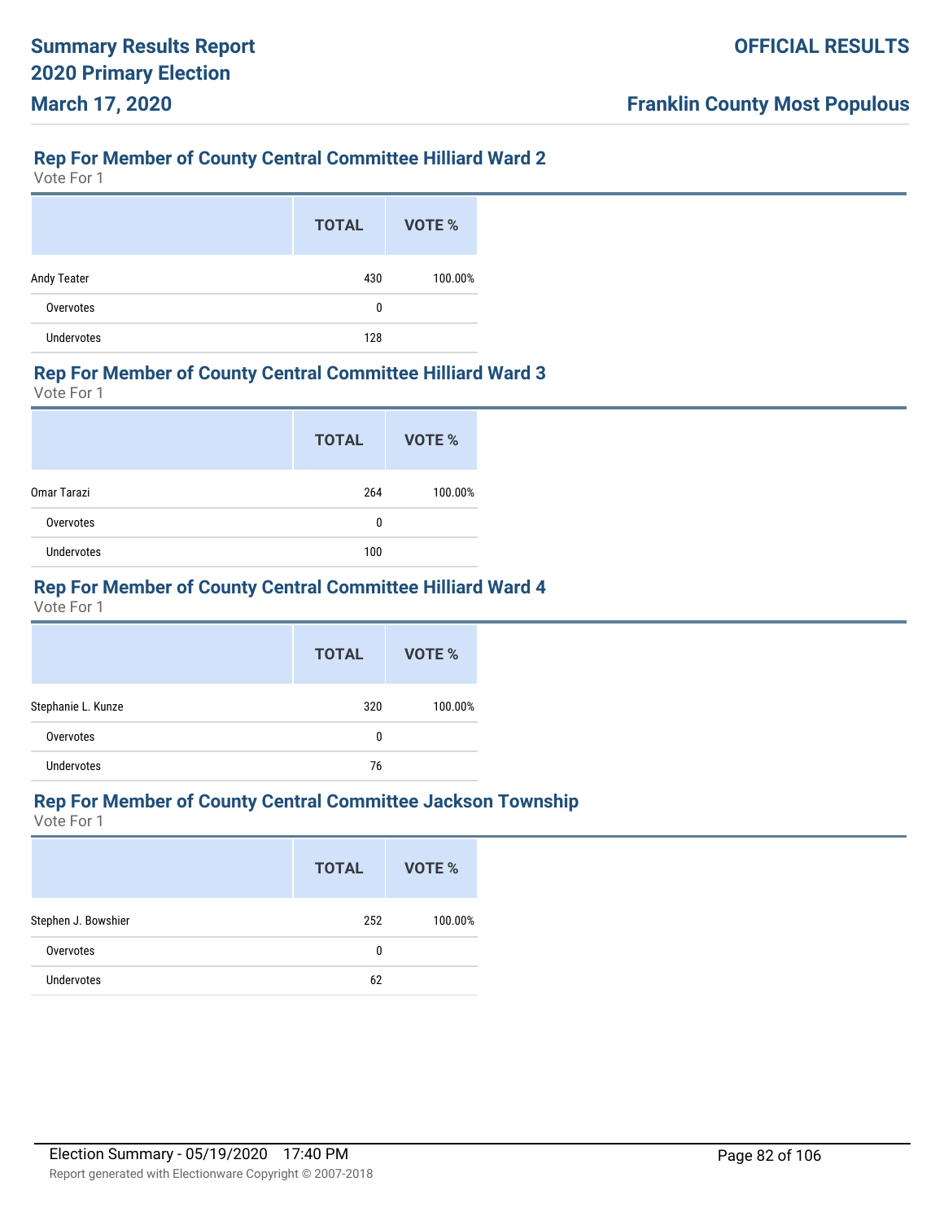## Rep For Member of County Central Committee Hilliard Ward 2

Vote For 1

| | TOTAL | VOTE % |
|---|---|---|
| Andy Teater | 430 | 100.00% |
| Overvotes | 0 | |
| Undervotes | 128 | |

## Rep For Member of County Central Committee Hilliard Ward 3

Vote For 1

| | TOTAL | VOTE % |
|---|---|---|
| Omar Tarazi | 264 | 100.00% |
| Overvotes | 0 | |
| Undervotes | 100 | |

## Rep For Member of County Central Committee Hilliard Ward 4

Vote For 1

| | TOTAL | VOTE % |
|---|---|---|
| Stephanie L. Kunze | 320 | 100.00% |
| Overvotes | 0 | |
| Undervotes | 76 | |

## Rep For Member of County Central Committee Jackson Township

Vote For 1

| | TOTAL | VOTE % |
|---|---|---|
| Stephen J. Bowshier | 252 | 100.00% |
| Overvotes | 0 | |
| Undervotes | 62 | |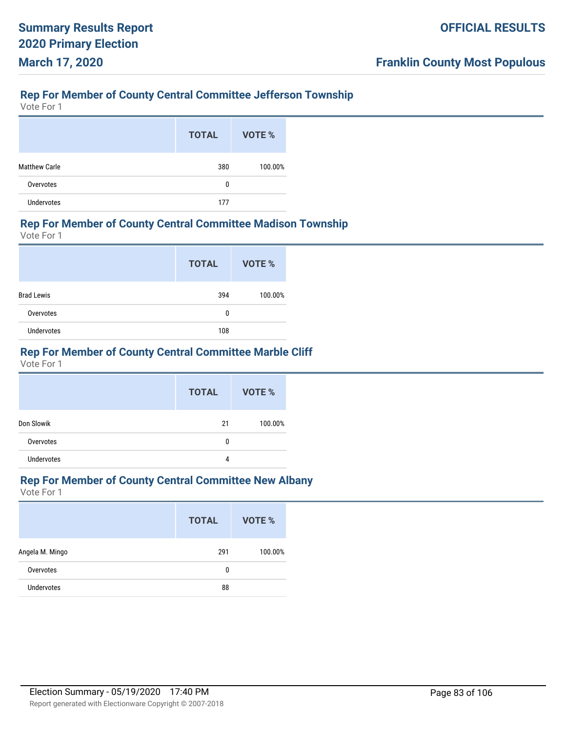## Rep For Member of County Central Committee Jefferson Township

Vote For 1

| | TOTAL | VOTE % |
|---|---|---|
| Matthew Carle | 380 | 100.00% |
| Overvotes | 0 | |
| Undervotes | 177 | |

## Rep For Member of County Central Committee Madison Township

Vote For 1

| | TOTAL | VOTE % |
|---|---|---|
| Brad Lewis | 394 | 100.00% |
| Overvotes | 0 | |
| Undervotes | 108 | |

## Rep For Member of County Central Committee Marble Cliff

Vote For 1

| | TOTAL | VOTE % |
|---|---|---|
| Don Slowik | 21 | 100.00% |
| Overvotes | 0 | |
| Undervotes | 4 | |

## Rep For Member of County Central Committee New Albany

Vote For 1

| | TOTAL | VOTE % |
|---|---|---|
| Angela M. Mingo | 291 | 100.00% |
| Overvotes | 0 | |
| Undervotes | 88 | |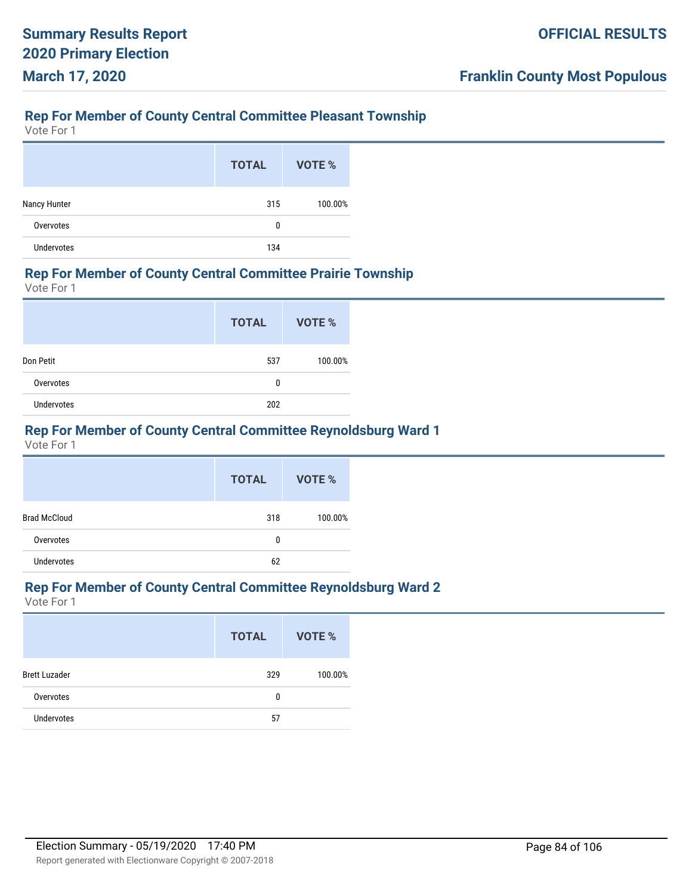## Rep For Member of County Central Committee Pleasant Township

Vote For 1

| | TOTAL | VOTE % |
|---|---|---|
| Nancy Hunter | 315 | 100.00% |
| Overvotes | 0 | |
| Undervotes | 134 | |

## Rep For Member of County Central Committee Prairie Township

Vote For 1

| | TOTAL | VOTE % |
|---|---|---|
| Don Petit | 537 | 100.00% |
| Overvotes | 0 | |
| Undervotes | 202 | |

## Rep For Member of County Central Committee Reynoldsburg Ward 1

Vote For 1

| | TOTAL | VOTE % |
|---|---|---|
| Brad McCloud | 318 | 100.00% |
| Overvotes | 0 | |
| Undervotes | 62 | |

## Rep For Member of County Central Committee Reynoldsburg Ward 2

Vote For 1

| | TOTAL | VOTE % |
|---|---|---|
| Brett Luzader | 329 | 100.00% |
| Overvotes | 0 | |
| Undervotes | 57 | |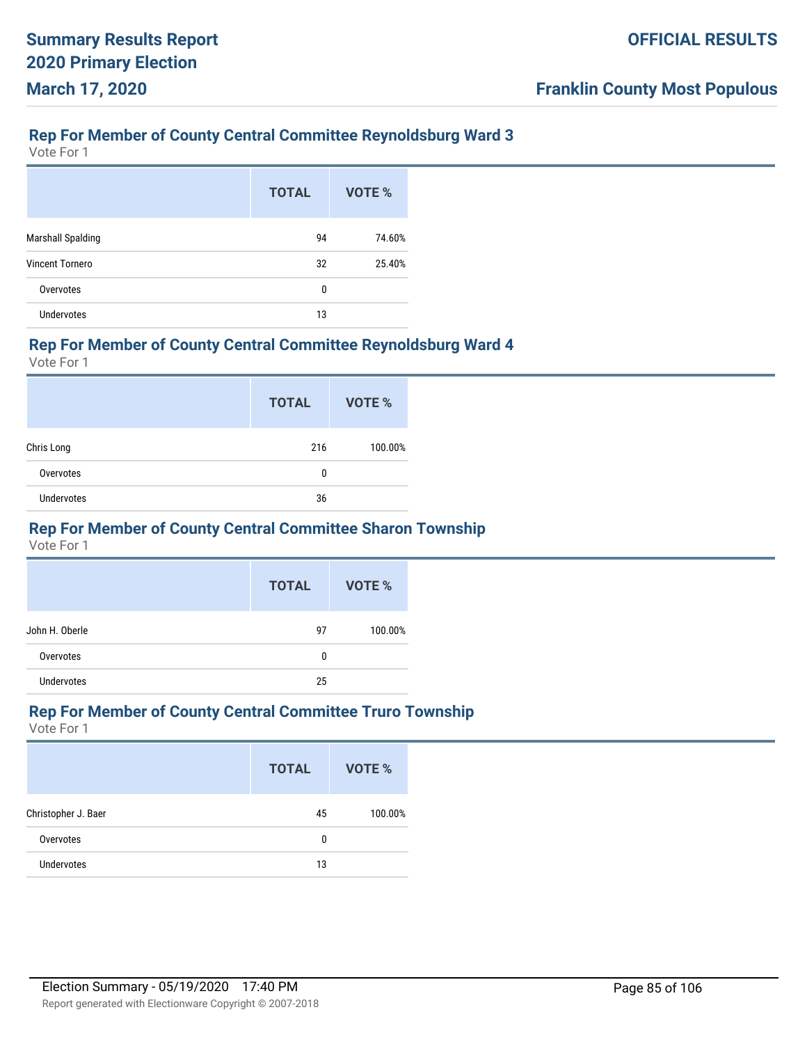## Rep For Member of County Central Committee Reynoldsburg Ward 3

Vote For 1

| | TOTAL | VOTE % |
|---|---|---|
| Marshall Spalding | 94 | 74.60% |
| Vincent Tornero | 32 | 25.40% |
| Overvotes | 0 | |
| Undervotes | 13 | |

## Rep For Member of County Central Committee Reynoldsburg Ward 4

Vote For 1

| | TOTAL | VOTE % |
|---|---|---|
| Chris Long | 216 | 100.00% |
| Overvotes | 0 | |
| Undervotes | 36 | |

## Rep For Member of County Central Committee Sharon Township

Vote For 1

| | TOTAL | VOTE % |
|---|---|---|
| John H. Oberle | 97 | 100.00% |
| Overvotes | 0 | |
| Undervotes | 25 | |

## Rep For Member of County Central Committee Truro Township

Vote For 1

| | TOTAL | VOTE % |
|---|---|---|
| Christopher J. Baer | 45 | 100.00% |
| Overvotes | 0 | |
| Undervotes | 13 | |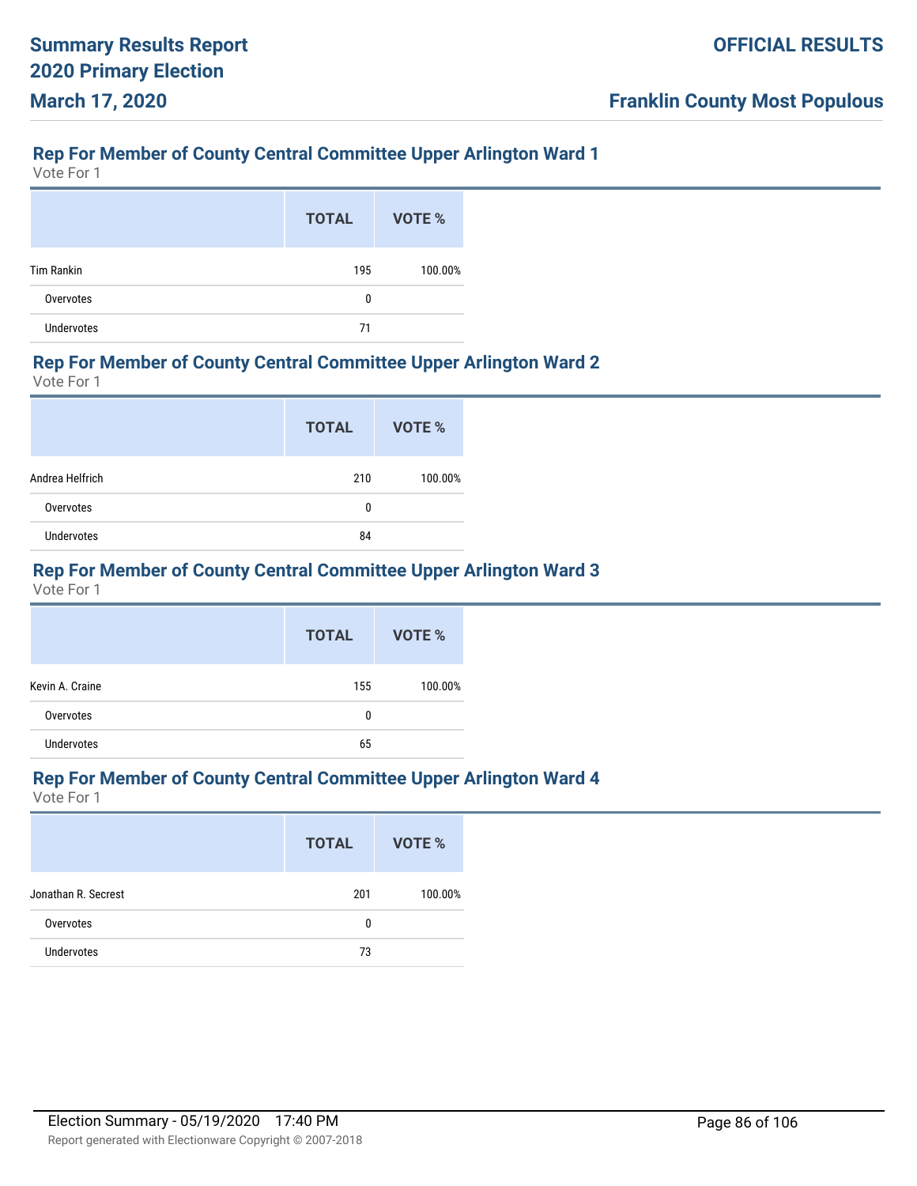## Rep For Member of County Central Committee Upper Arlington Ward 1

Vote For 1

| | TOTAL | VOTE % |
|---|---|---|
| Tim Rankin | 195 | 100.00% |
| Overvotes | 0 | |
| Undervotes | 71 | |

## Rep For Member of County Central Committee Upper Arlington Ward 2

Vote For 1

| | TOTAL | VOTE % |
|---|---|---|
| Andrea Helfrich | 210 | 100.00% |
| Overvotes | 0 | |
| Undervotes | 84 | |

## Rep For Member of County Central Committee Upper Arlington Ward 3

Vote For 1

| | TOTAL | VOTE % |
|---|---|---|
| Kevin A. Craine | 155 | 100.00% |
| Overvotes | 0 | |
| Undervotes | 65 | |

## Rep For Member of County Central Committee Upper Arlington Ward 4

Vote For 1

| | TOTAL | VOTE % |
|---|---|---|
| Jonathan R. Secrest | 201 | 100.00% |
| Overvotes | 0 | |
| Undervotes | 73 | |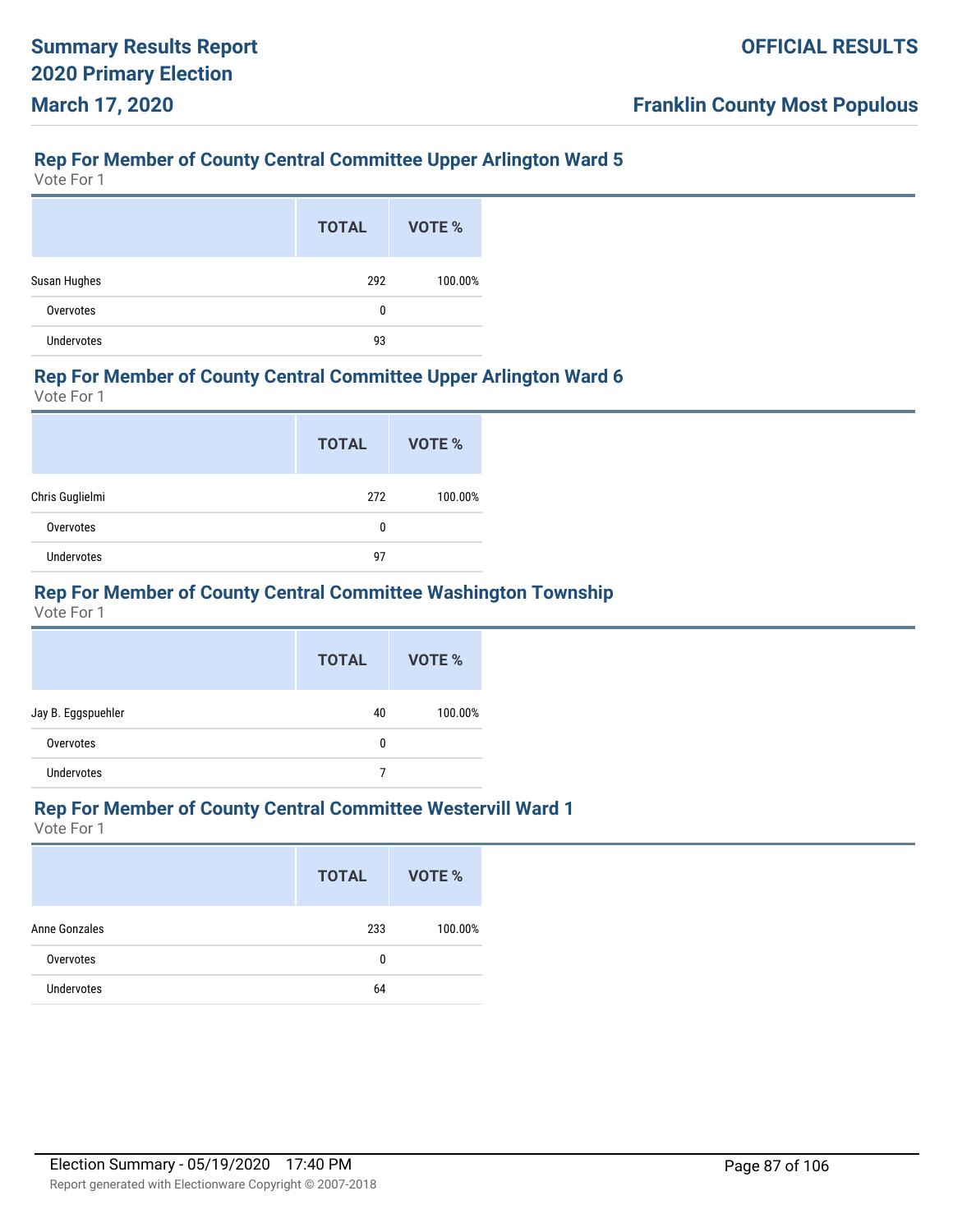## Rep For Member of County Central Committee Upper Arlington Ward 5

Vote For 1

| | TOTAL | VOTE % |
|---|---|---|
| Susan Hughes | 292 | 100.00% |
| Overvotes | 0 | |
| Undervotes | 93 | |

## Rep For Member of County Central Committee Upper Arlington Ward 6

Vote For 1

| | TOTAL | VOTE % |
|---|---|---|
| Chris Guglielmi | 272 | 100.00% |
| Overvotes | 0 | |
| Undervotes | 97 | |

## Rep For Member of County Central Committee Washington Township

Vote For 1

| | TOTAL | VOTE % |
|---|---|---|
| Jay B. Eggspuehler | 40 | 100.00% |
| Overvotes | 0 | |
| Undervotes | 7 | |

## Rep For Member of County Central Committee Westervill Ward 1

Vote For 1

| | TOTAL | VOTE % |
|---|---|---|
| Anne Gonzales | 233 | 100.00% |
| Overvotes | 0 | |
| Undervotes | 64 | |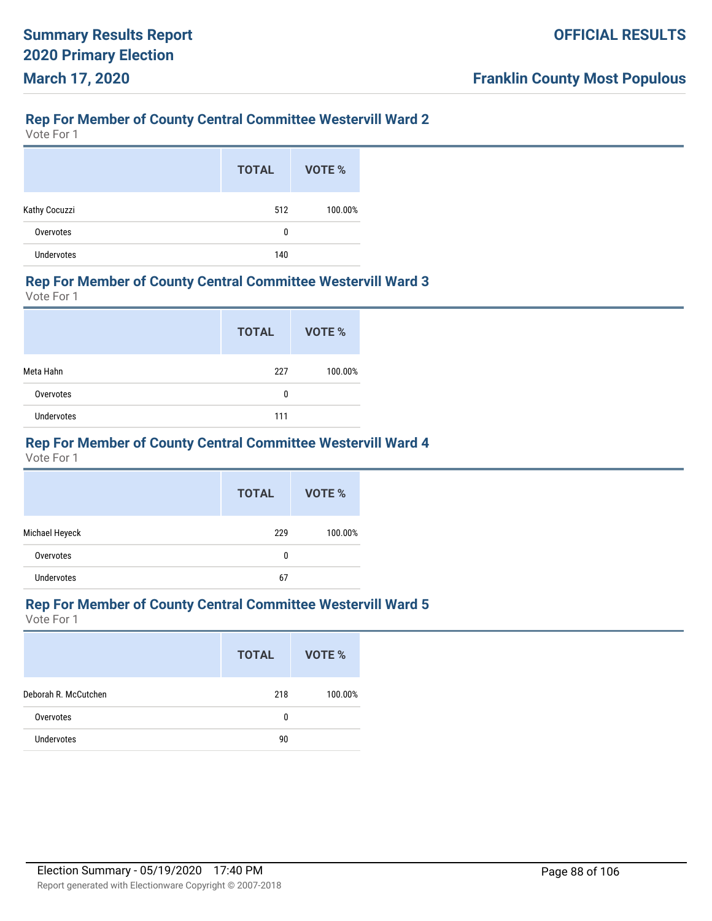## Rep For Member of County Central Committee Westervill Ward 2

Vote For 1

| | TOTAL | VOTE % |
|---|---|---|
| Kathy Cocuzzi | 512 | 100.00% |
| Overvotes | 0 | |
| Undervotes | 140 | |

## Rep For Member of County Central Committee Westervill Ward 3

Vote For 1

| | TOTAL | VOTE % |
|---|---|---|
| Meta Hahn | 227 | 100.00% |
| Overvotes | 0 | |
| Undervotes | 111 | |

## Rep For Member of County Central Committee Westervill Ward 4

Vote For 1

| | TOTAL | VOTE % |
|---|---|---|
| Michael Heyeck | 229 | 100.00% |
| Overvotes | 0 | |
| Undervotes | 67 | |

## Rep For Member of County Central Committee Westervill Ward 5

Vote For 1

| | TOTAL | VOTE % |
|---|---|---|
| Deborah R. McCutchen | 218 | 100.00% |
| Overvotes | 0 | |
| Undervotes | 90 | |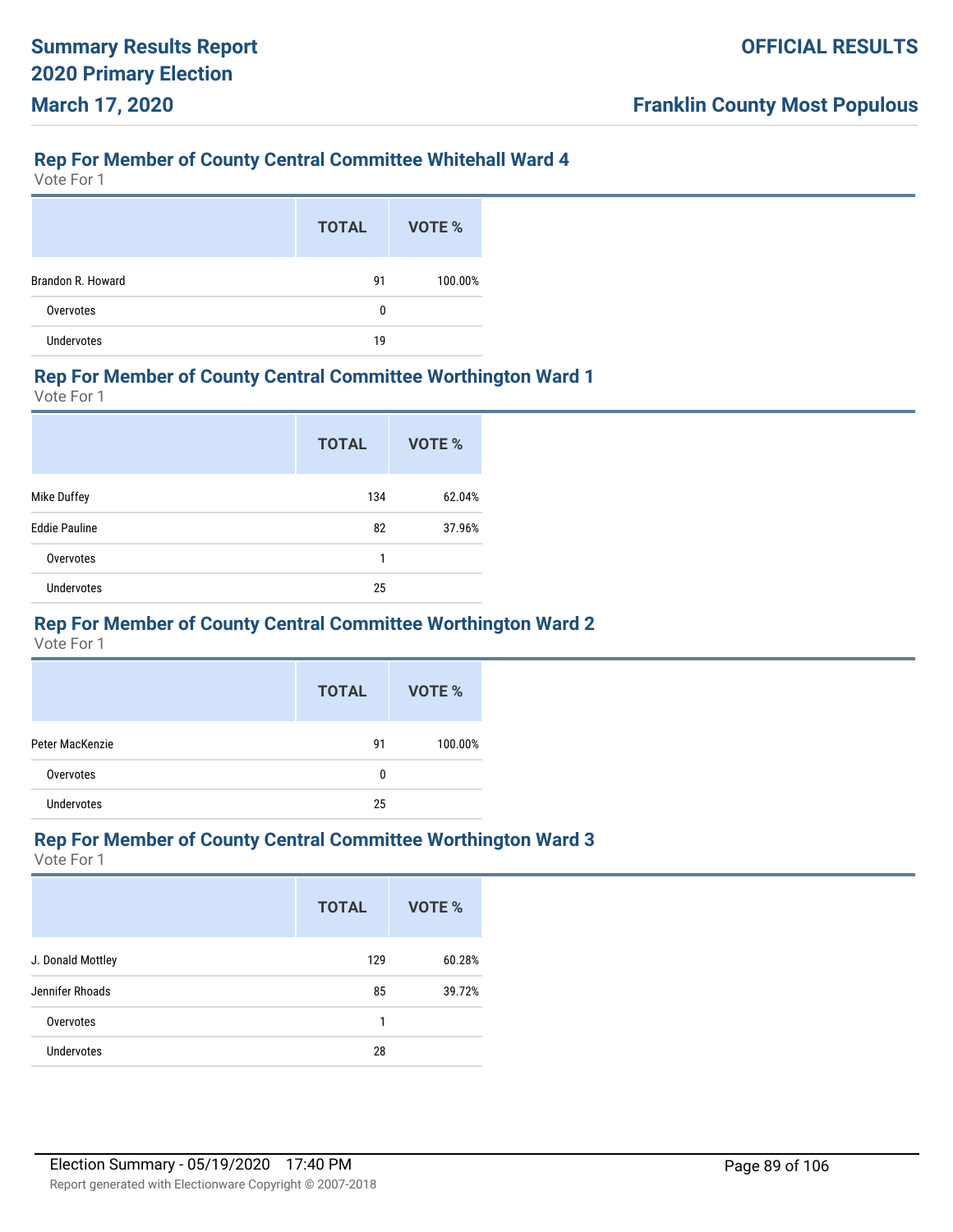## Rep For Member of County Central Committee Whitehall Ward 4

Vote For 1

| | TOTAL | VOTE % |
|---|---|---|
| Brandon R. Howard | 91 | 100.00% |
| Overvotes | 0 | |
| Undervotes | 19 | |

## Rep For Member of County Central Committee Worthington Ward 1

Vote For 1

| | TOTAL | VOTE % |
|---|---|---|
| Mike Duffey | 134 | 62.04% |
| Eddie Pauline | 82 | 37.96% |
| Overvotes | 1 | |
| Undervotes | 25 | |

## Rep For Member of County Central Committee Worthington Ward 2

Vote For 1

| | TOTAL | VOTE % |
|---|---|---|
| Peter MacKenzie | 91 | 100.00% |
| Overvotes | 0 | |
| Undervotes | 25 | |

## Rep For Member of County Central Committee Worthington Ward 3

Vote For 1

| | TOTAL | VOTE % |
|---|---|---|
| J. Donald Mottley | 129 | 60.28% |
| Jennifer Rhoads | 85 | 39.72% |
| Overvotes | 1 | |
| Undervotes | 28 | |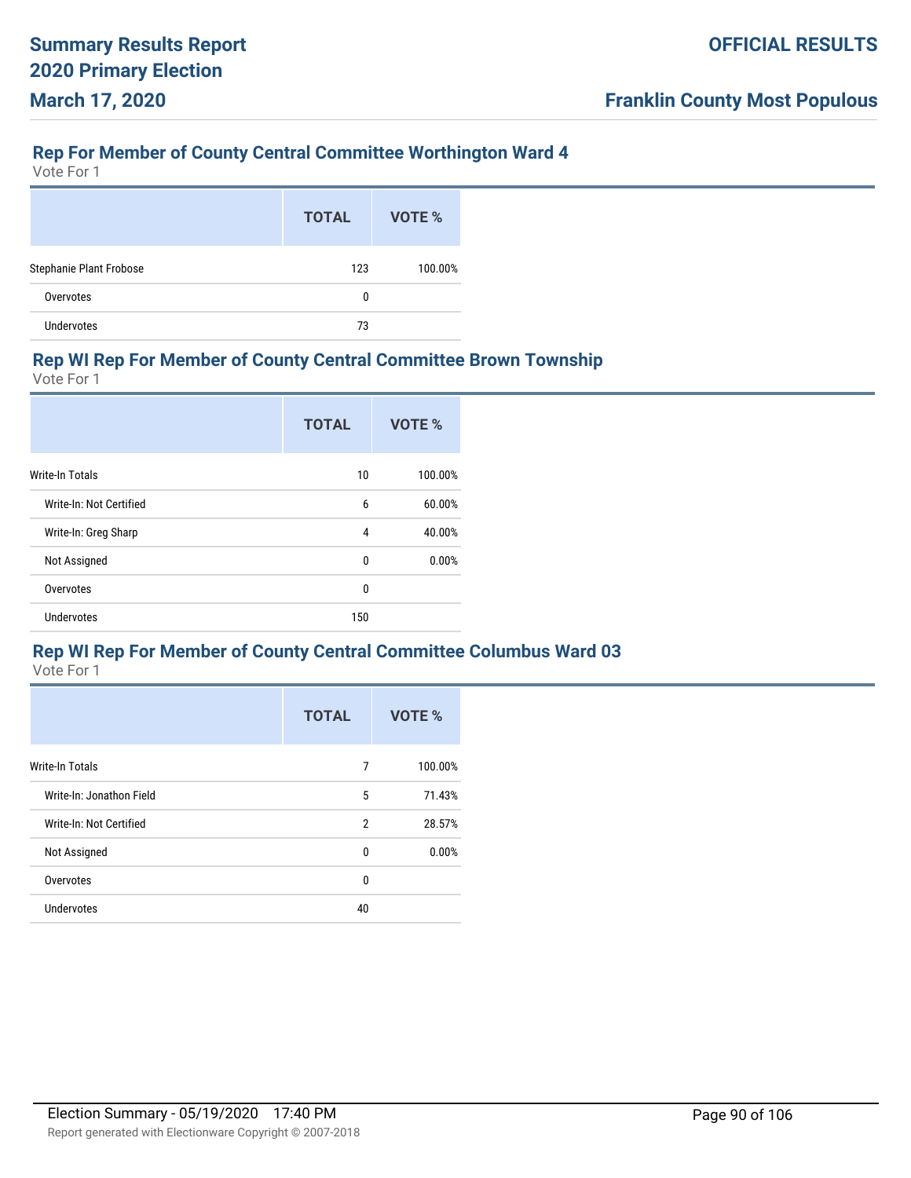## Rep For Member of County Central Committee Worthington Ward 4

Vote For 1

| | TOTAL | VOTE % |
|---|---|---|
| Stephanie Plant Frobose | 123 | 100.00% |
| Overvotes | 0 | |
| Undervotes | 73 | |

## Rep WI Rep For Member of County Central Committee Brown Township

Vote For 1

| | TOTAL | VOTE % |
|---|---|---|
| Write-In Totals | 10 | 100.00% |
| Write-In: Not Certified | 6 | 60.00% |
| Write-In: Greg Sharp | 4 | 40.00% |
| Not Assigned | 0 | 0.00% |
| Overvotes | 0 | |
| Undervotes | 150 | |

## Rep WI Rep For Member of County Central Committee Columbus Ward 03

Vote For 1

| | TOTAL | VOTE % |
|---|---|---|
| Write-In Totals | 7 | 100.00% |
| Write-In: Jonathon Field | 5 | 71.43% |
| Write-In: Not Certified | 2 | 28.57% |
| Not Assigned | 0 | 0.00% |
| Overvotes | 0 | |
| Undervotes | 40 | |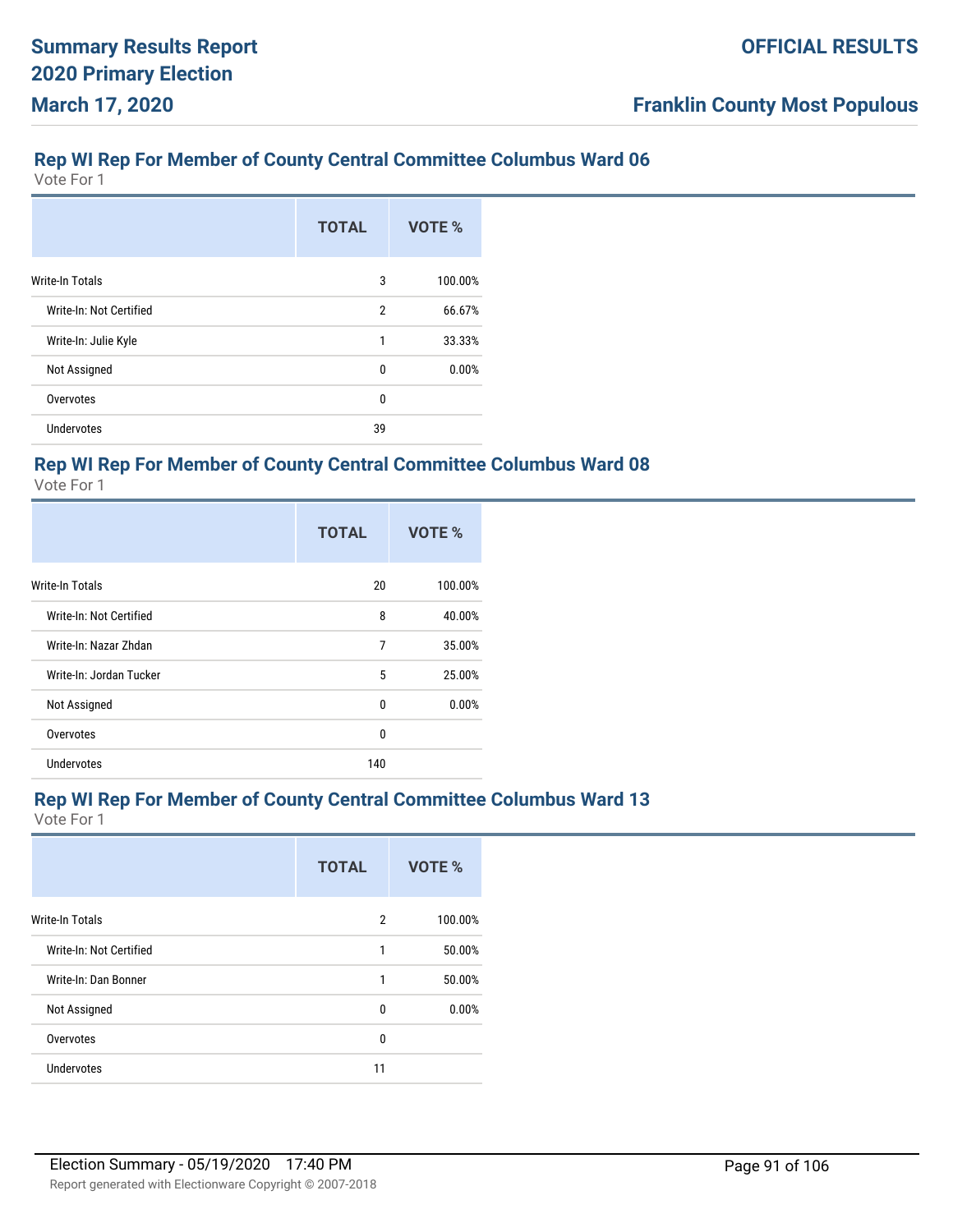## Rep WI Rep For Member of County Central Committee Columbus Ward 06

Vote For 1

| | TOTAL | VOTE % |
|---|---|---|
| Write-In Totals | 3 | 100.00% |
| Write-In: Not Certified | 2 | 66.67% |
| Write-In: Julie Kyle | 1 | 33.33% |
| Not Assigned | 0 | 0.00% |
| Overvotes | 0 | |
| Undervotes | 39 | |

## Rep WI Rep For Member of County Central Committee Columbus Ward 08

Vote For 1

| | TOTAL | VOTE % |
|---|---|---|
| Write-In Totals | 20 | 100.00% |
| Write-In: Not Certified | 8 | 40.00% |
| Write-In: Nazar Zhdan | 7 | 35.00% |
| Write-In: Jordan Tucker | 5 | 25.00% |
| Not Assigned | 0 | 0.00% |
| Overvotes | 0 | |
| Undervotes | 140 | |

## Rep WI Rep For Member of County Central Committee Columbus Ward 13

Vote For 1

| | TOTAL | VOTE % |
|---|---|---|
| Write-In Totals | 2 | 100.00% |
| Write-In: Not Certified | 1 | 50.00% |
| Write-In: Dan Bonner | 1 | 50.00% |
| Not Assigned | 0 | 0.00% |
| Overvotes | 0 | |
| Undervotes | 11 | |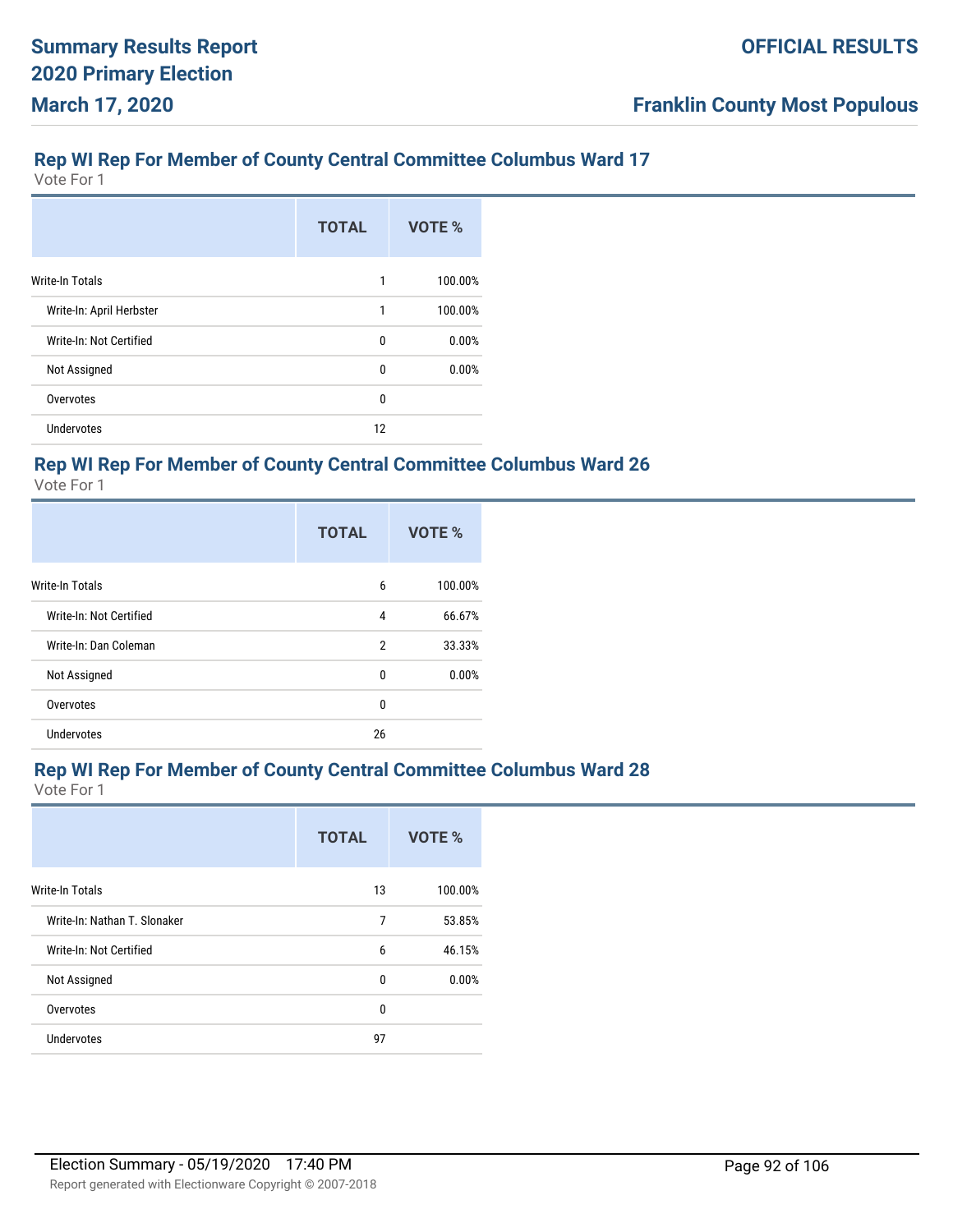## Rep WI Rep For Member of County Central Committee Columbus Ward 17

Vote For 1

| | TOTAL | VOTE % |
|---|---|---|
| Write-In Totals | 1 | 100.00% |
| Write-In: April Herbster | 1 | 100.00% |
| Write-In: Not Certified | 0 | 0.00% |
| Not Assigned | 0 | 0.00% |
| Overvotes | 0 | |
| Undervotes | 12 | |

## Rep WI Rep For Member of County Central Committee Columbus Ward 26

Vote For 1

| | TOTAL | VOTE % |
|---|---|---|
| Write-In Totals | 6 | 100.00% |
| Write-In: Not Certified | 4 | 66.67% |
| Write-In: Dan Coleman | 2 | 33.33% |
| Not Assigned | 0 | 0.00% |
| Overvotes | 0 | |
| Undervotes | 26 | |

## Rep WI Rep For Member of County Central Committee Columbus Ward 28

Vote For 1

| | TOTAL | VOTE % |
|---|---|---|
| Write-In Totals | 13 | 100.00% |
| Write-In: Nathan T. Slonaker | 7 | 53.85% |
| Write-In: Not Certified | 6 | 46.15% |
| Not Assigned | 0 | 0.00% |
| Overvotes | 0 | |
| Undervotes | 97 | |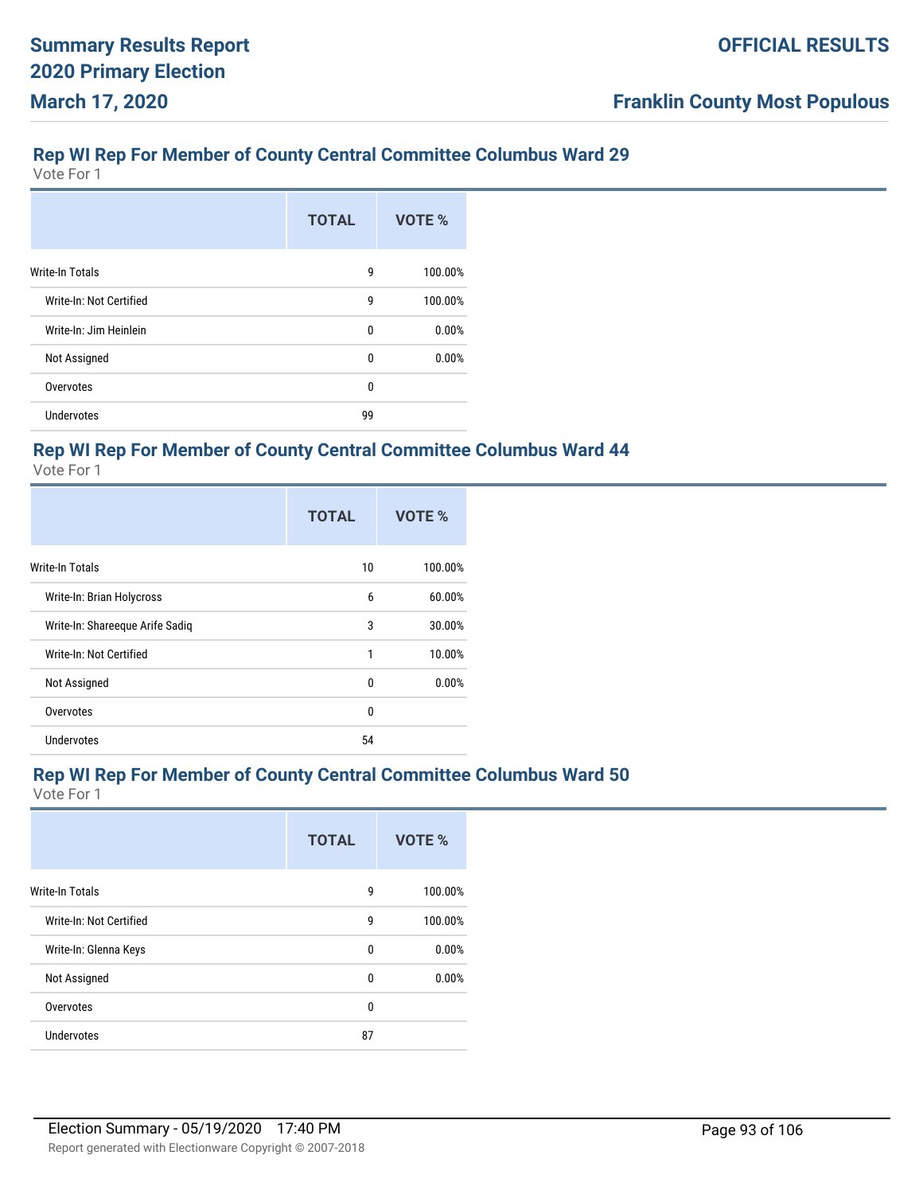## Rep WI Rep For Member of County Central Committee Columbus Ward 29

Vote For 1

| | TOTAL | VOTE % |
|---|---|---|
| Write-In Totals | 9 | 100.00% |
| Write-In: Not Certified | 9 | 100.00% |
| Write-In: Jim Heinlein | 0 | 0.00% |
| Not Assigned | 0 | 0.00% |
| Overvotes | 0 | |
| Undervotes | 99 | |

## Rep WI Rep For Member of County Central Committee Columbus Ward 44

Vote For 1

| | TOTAL | VOTE % |
|---|---|---|
| Write-In Totals | 10 | 100.00% |
| Write-In: Brian Holycross | 6 | 60.00% |
| Write-In: Shareeque Arife Sadiq | 3 | 30.00% |
| Write-In: Not Certified | 1 | 10.00% |
| Not Assigned | 0 | 0.00% |
| Overvotes | 0 | |
| Undervotes | 54 | |

## Rep WI Rep For Member of County Central Committee Columbus Ward 50

Vote For 1

| | TOTAL | VOTE % |
|---|---|---|
| Write-In Totals | 9 | 100.00% |
| Write-In: Not Certified | 9 | 100.00% |
| Write-In: Glenna Keys | 0 | 0.00% |
| Not Assigned | 0 | 0.00% |
| Overvotes | 0 | |
| Undervotes | 87 | |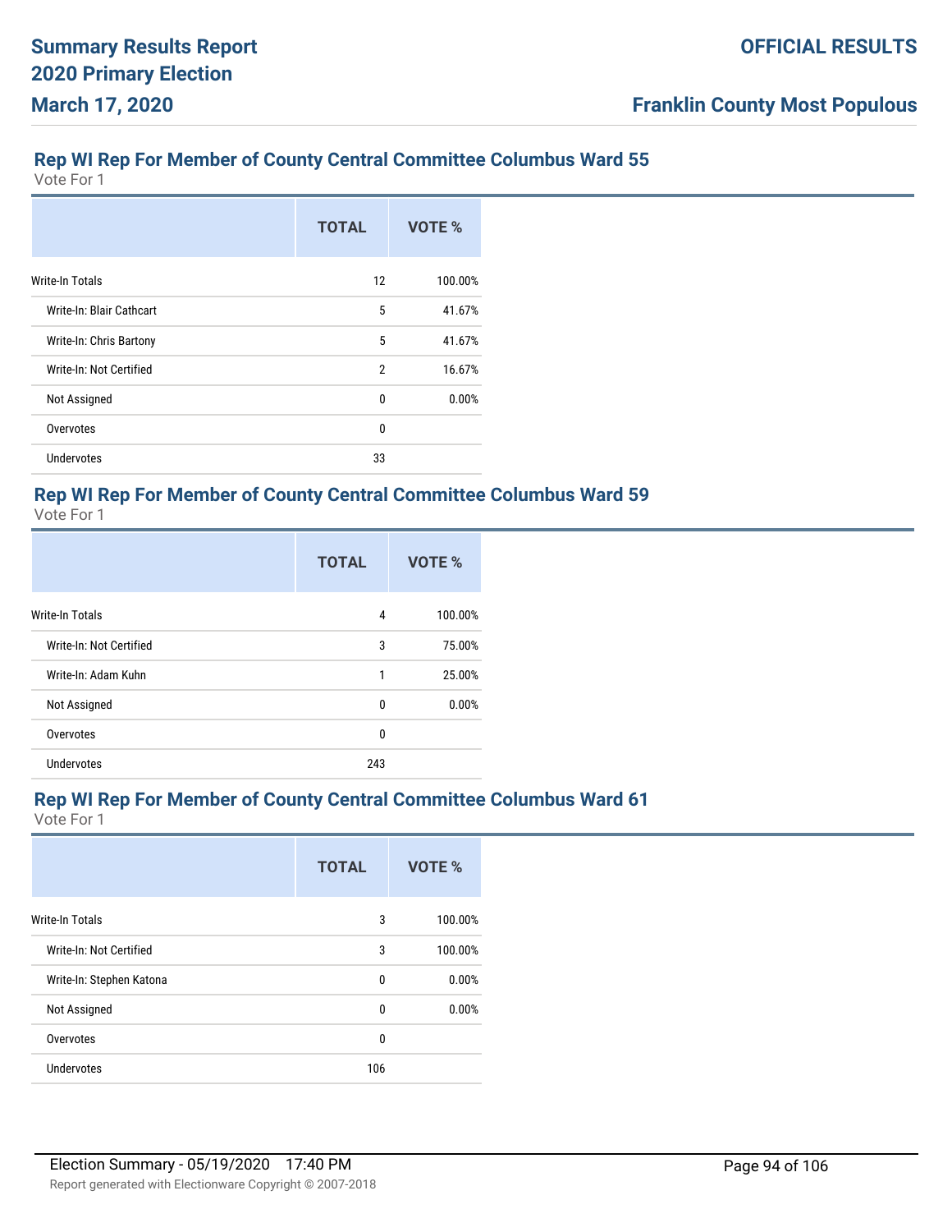## Rep WI Rep For Member of County Central Committee Columbus Ward 55

Vote For 1

| | TOTAL | VOTE % |
|---|---|---|
| Write-In Totals | 12 | 100.00% |
| Write-In: Blair Cathcart | 5 | 41.67% |
| Write-In: Chris Bartony | 5 | 41.67% |
| Write-In: Not Certified | 2 | 16.67% |
| Not Assigned | 0 | 0.00% |
| Overvotes | 0 | |
| Undervotes | 33 | |

## Rep WI Rep For Member of County Central Committee Columbus Ward 59

Vote For 1

| | TOTAL | VOTE % |
|---|---|---|
| Write-In Totals | 4 | 100.00% |
| Write-In: Not Certified | 3 | 75.00% |
| Write-In: Adam Kuhn | 1 | 25.00% |
| Not Assigned | 0 | 0.00% |
| Overvotes | 0 | |
| Undervotes | 243 | |

## Rep WI Rep For Member of County Central Committee Columbus Ward 61

Vote For 1

| | TOTAL | VOTE % |
|---|---|---|
| Write-In Totals | 3 | 100.00% |
| Write-In: Not Certified | 3 | 100.00% |
| Write-In: Stephen Katona | 0 | 0.00% |
| Not Assigned | 0 | 0.00% |
| Overvotes | 0 | |
| Undervotes | 106 | |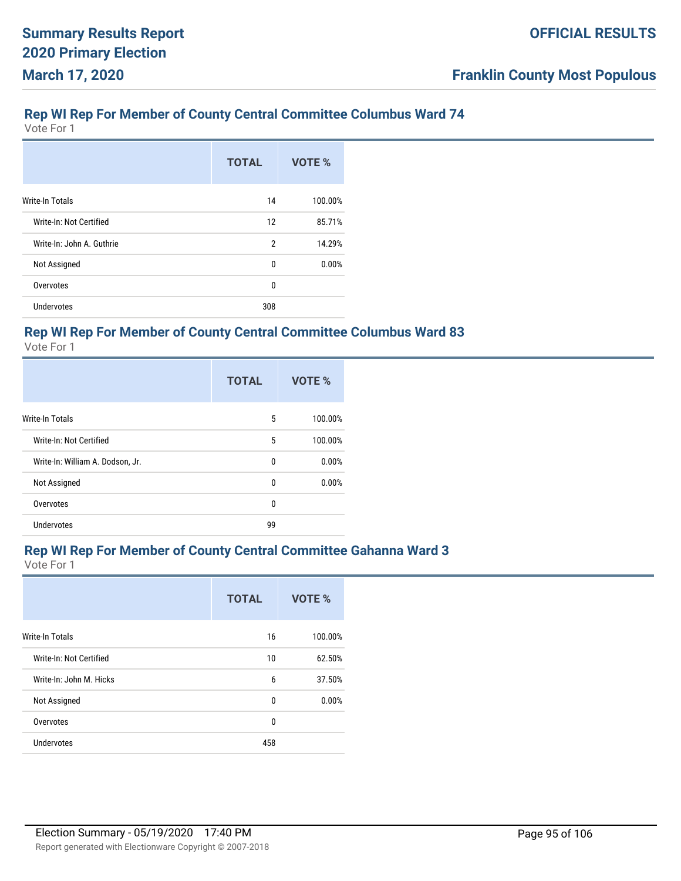## Rep WI Rep For Member of County Central Committee Columbus Ward 74

Vote For 1

| | TOTAL | VOTE % |
|---|---|---|
| Write-In Totals | 14 | 100.00% |
| Write-In: Not Certified | 12 | 85.71% |
| Write-In: John A. Guthrie | 2 | 14.29% |
| Not Assigned | 0 | 0.00% |
| Overvotes | 0 | |
| Undervotes | 308 | |

## Rep WI Rep For Member of County Central Committee Columbus Ward 83

Vote For 1

| | TOTAL | VOTE % |
|---|---|---|
| Write-In Totals | 5 | 100.00% |
| Write-In: Not Certified | 5 | 100.00% |
| Write-In: William A. Dodson, Jr. | 0 | 0.00% |
| Not Assigned | 0 | 0.00% |
| Overvotes | 0 | |
| Undervotes | 99 | |

## Rep WI Rep For Member of County Central Committee Gahanna Ward 3

Vote For 1

| | TOTAL | VOTE % |
|---|---|---|
| Write-In Totals | 16 | 100.00% |
| Write-In: Not Certified | 10 | 62.50% |
| Write-In: John M. Hicks | 6 | 37.50% |
| Not Assigned | 0 | 0.00% |
| Overvotes | 0 | |
| Undervotes | 458 | |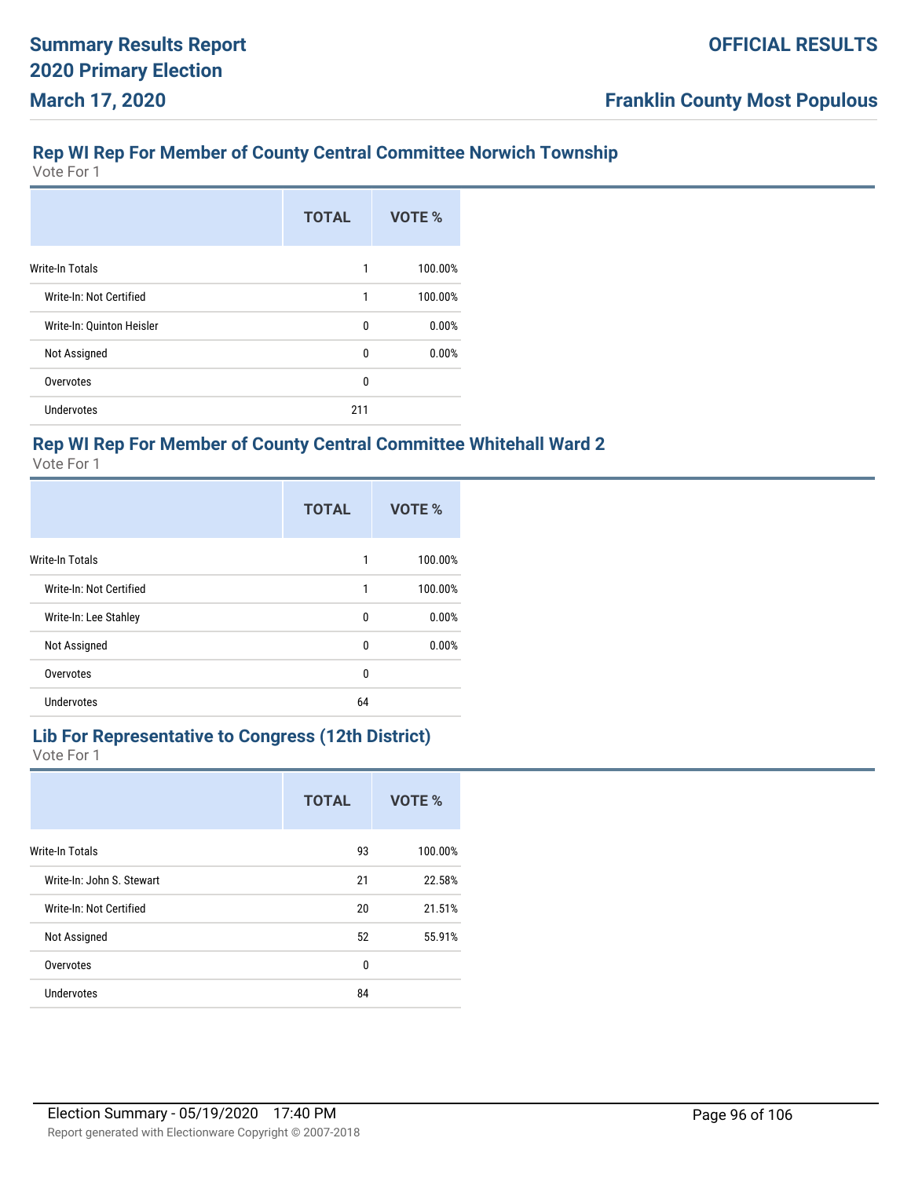## Rep WI Rep For Member of County Central Committee Norwich Township

Vote For 1

| | TOTAL | VOTE % |
|---|---|---|
| Write-In Totals | 1 | 100.00% |
| Write-In: Not Certified | 1 | 100.00% |
| Write-In: Quinton Heisler | 0 | 0.00% |
| Not Assigned | 0 | 0.00% |
| Overvotes | 0 | |
| Undervotes | 211 | |

## Rep WI Rep For Member of County Central Committee Whitehall Ward 2

Vote For 1

| | TOTAL | VOTE % |
|---|---|---|
| Write-In Totals | 1 | 100.00% |
| Write-In: Not Certified | 1 | 100.00% |
| Write-In: Lee Stahley | 0 | 0.00% |
| Not Assigned | 0 | 0.00% |
| Overvotes | 0 | |
| Undervotes | 64 | |

## Lib For Representative to Congress (12th District)

Vote For 1

| | TOTAL | VOTE % |
|---|---|---|
| Write-In Totals | 93 | 100.00% |
| Write-In: John S. Stewart | 21 | 22.58% |
| Write-In: Not Certified | 20 | 21.51% |
| Not Assigned | 52 | 55.91% |
| Overvotes | 0 | |
| Undervotes | 84 | |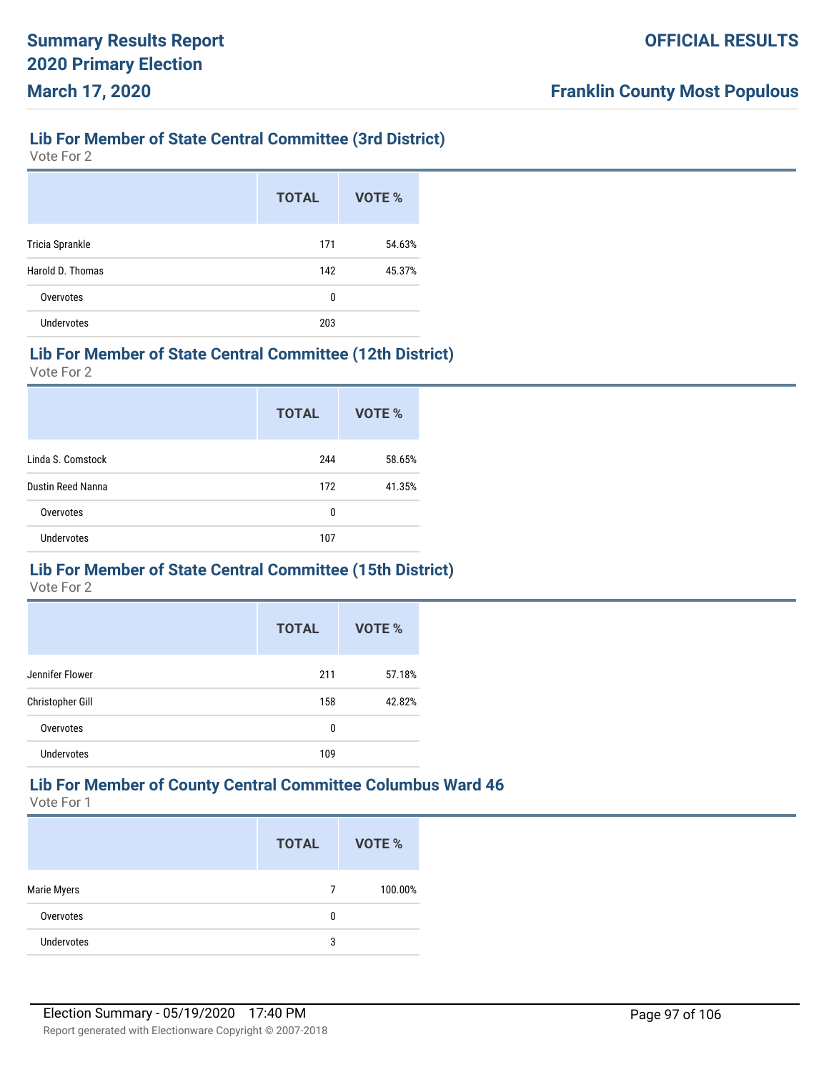## Lib For Member of State Central Committee (3rd District)

Vote For 2

| | TOTAL | VOTE % |
|---|---|---|
| Tricia Sprankle | 171 | 54.63% |
| Harold D. Thomas | 142 | 45.37% |
| Overvotes | 0 | |
| Undervotes | 203 | |

## Lib For Member of State Central Committee (12th District)

Vote For 2

| | TOTAL | VOTE % |
|---|---|---|
| Linda S. Comstock | 244 | 58.65% |
| Dustin Reed Nanna | 172 | 41.35% |
| Overvotes | 0 | |
| Undervotes | 107 | |

## Lib For Member of State Central Committee (15th District)

Vote For 2

| | TOTAL | VOTE % |
|---|---|---|
| Jennifer Flower | 211 | 57.18% |
| Christopher Gill | 158 | 42.82% |
| Overvotes | 0 | |
| Undervotes | 109 | |

## Lib For Member of County Central Committee Columbus Ward 46

Vote For 1

| | TOTAL | VOTE % |
|---|---|---|
| Marie Myers | 7 | 100.00% |
| Overvotes | 0 | |
| Undervotes | 3 | |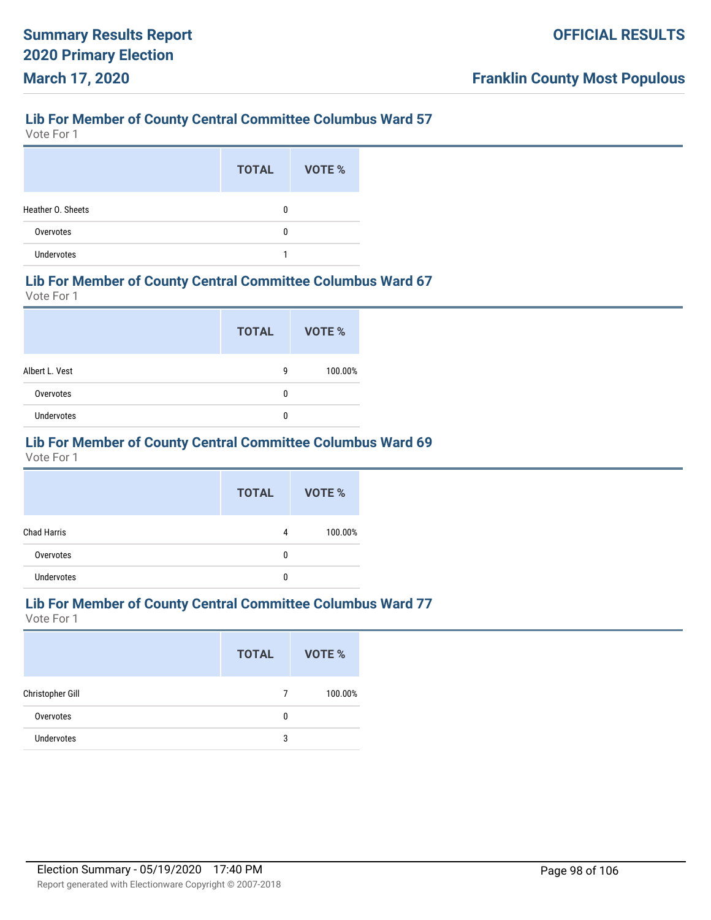## Lib For Member of County Central Committee Columbus Ward 57

Vote For 1

| | TOTAL | VOTE % |
|---|---|---|
| Heather O. Sheets | 0 | |
| Overvotes | 0 | |
| Undervotes | 1 | |

## Lib For Member of County Central Committee Columbus Ward 67

Vote For 1

| | TOTAL | VOTE % |
|---|---|---|
| Albert L. Vest | 9 | 100.00% |
| Overvotes | 0 | |
| Undervotes | 0 | |

## Lib For Member of County Central Committee Columbus Ward 69

Vote For 1

| | TOTAL | VOTE % |
|---|---|---|
| Chad Harris | 4 | 100.00% |
| Overvotes | 0 | |
| Undervotes | 0 | |

## Lib For Member of County Central Committee Columbus Ward 77

Vote For 1

| | TOTAL | VOTE % |
|---|---|---|
| Christopher Gill | 7 | 100.00% |
| Overvotes | 0 | |
| Undervotes | 3 | |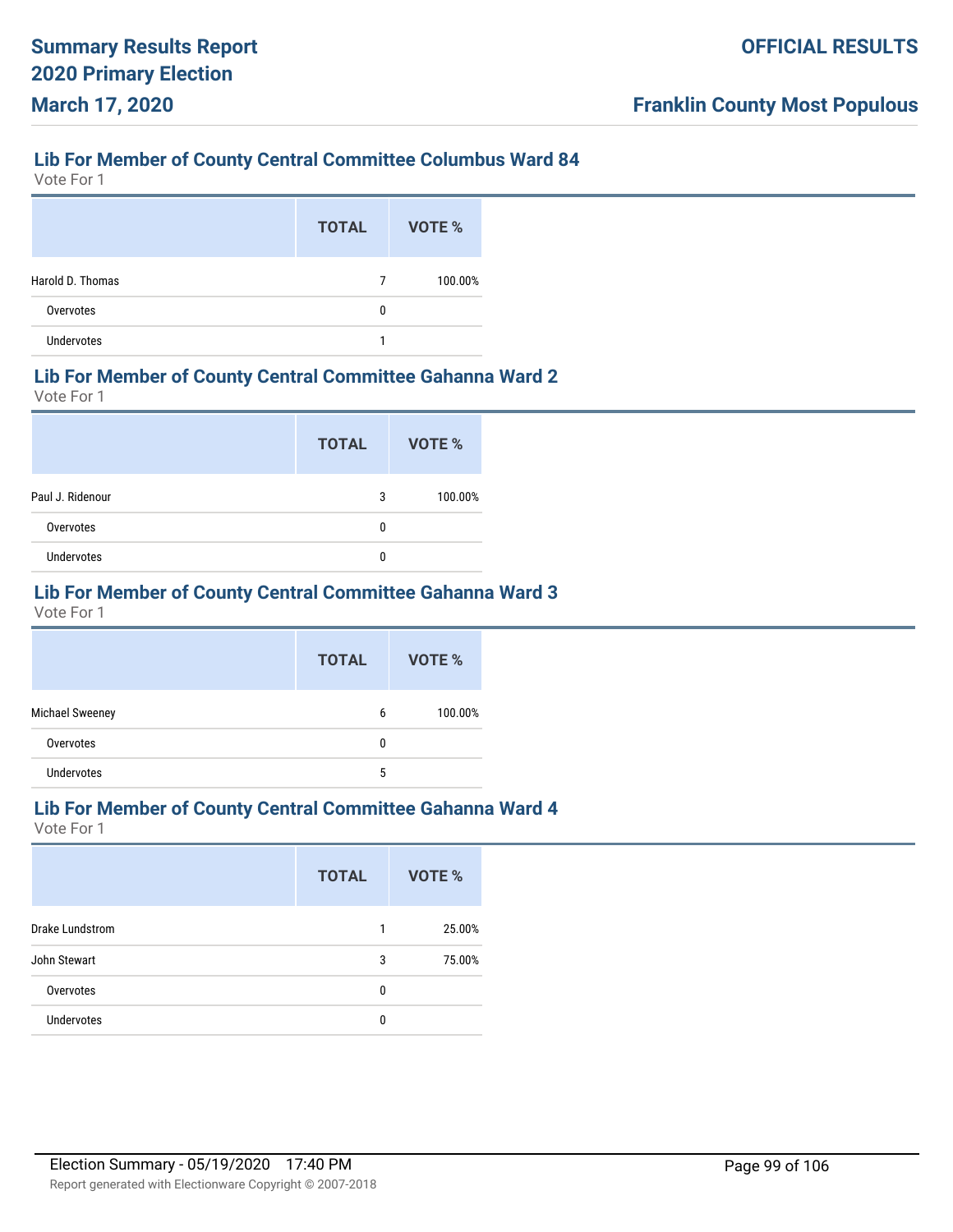## Lib For Member of County Central Committee Columbus Ward 84

Vote For 1

| | TOTAL | VOTE % |
|---|---|---|
| Harold D. Thomas | 7 | 100.00% |
| Overvotes | 0 | |
| Undervotes | 1 | |

## Lib For Member of County Central Committee Gahanna Ward 2

Vote For 1

| | TOTAL | VOTE % |
|---|---|---|
| Paul J. Ridenour | 3 | 100.00% |
| Overvotes | 0 | |
| Undervotes | 0 | |

## Lib For Member of County Central Committee Gahanna Ward 3

Vote For 1

| | TOTAL | VOTE % |
|---|---|---|
| Michael Sweeney | 6 | 100.00% |
| Overvotes | 0 | |
| Undervotes | 5 | |

## Lib For Member of County Central Committee Gahanna Ward 4

Vote For 1

| | TOTAL | VOTE % |
|---|---|---|
| Drake Lundstrom | 1 | 25.00% |
| John Stewart | 3 | 75.00% |
| Overvotes | 0 | |
| Undervotes | 0 | |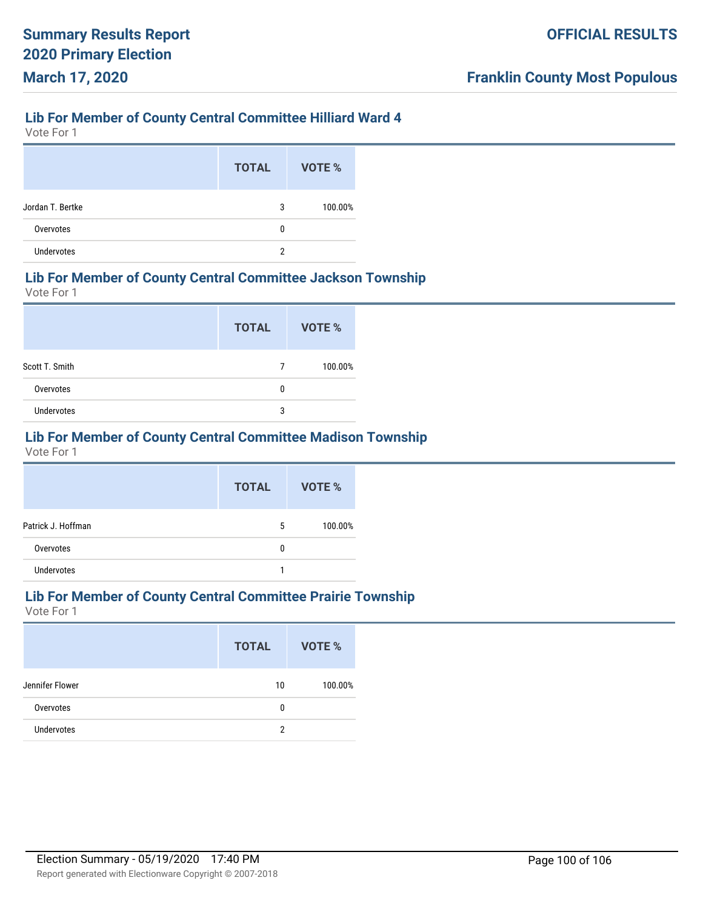## Lib For Member of County Central Committee Hilliard Ward 4

Vote For 1

| | TOTAL | VOTE % |
|---|---|---|
| Jordan T. Bertke | 3 | 100.00% |
| Overvotes | 0 | |
| Undervotes | 2 | |

## Lib For Member of County Central Committee Jackson Township

Vote For 1

| | TOTAL | VOTE % |
|---|---|---|
| Scott T. Smith | 7 | 100.00% |
| Overvotes | 0 | |
| Undervotes | 3 | |

## Lib For Member of County Central Committee Madison Township

Vote For 1

| | TOTAL | VOTE % |
|---|---|---|
| Patrick J. Hoffman | 5 | 100.00% |
| Overvotes | 0 | |
| Undervotes | 1 | |

## Lib For Member of County Central Committee Prairie Township

Vote For 1

| | TOTAL | VOTE % |
|---|---|---|
| Jennifer Flower | 10 | 100.00% |
| Overvotes | 0 | |
| Undervotes | 2 | |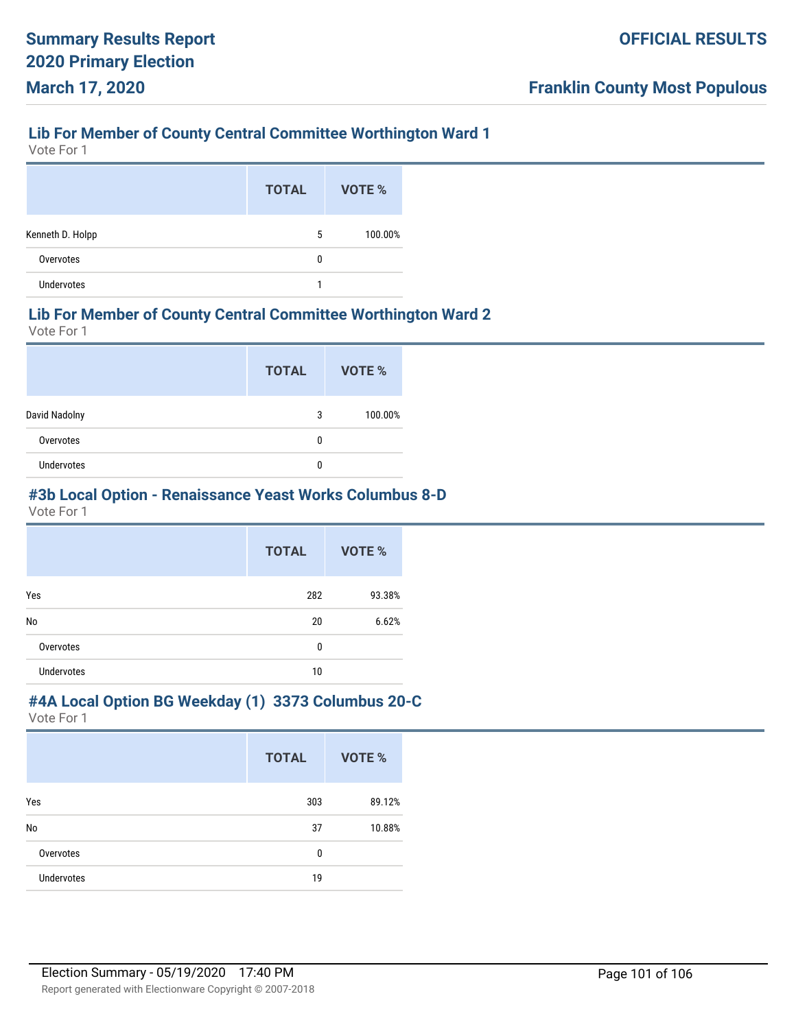## Lib For Member of County Central Committee Worthington Ward 1

Vote For 1

| | TOTAL | VOTE % |
|---|---|---|
| Kenneth D. Holpp | 5 | 100.00% |
| Overvotes | 0 | |
| Undervotes | 1 | |

## Lib For Member of County Central Committee Worthington Ward 2

Vote For 1

| | TOTAL | VOTE % |
|---|---|---|
| David Nadolny | 3 | 100.00% |
| Overvotes | 0 | |
| Undervotes | 0 | |

## #3b Local Option - Renaissance Yeast Works Columbus 8-D

Vote For 1

| | TOTAL | VOTE % |
|---|---|---|
| Yes | 282 | 93.38% |
| No | 20 | 6.62% |
| Overvotes | 0 | |
| Undervotes | 10 | |

## #4A Local Option BG Weekday (1) 3373 Columbus 20-C

Vote For 1

| | TOTAL | VOTE % |
|---|---|---|
| Yes | 303 | 89.12% |
| No | 37 | 10.88% |
| Overvotes | 0 | |
| Undervotes | 19 | |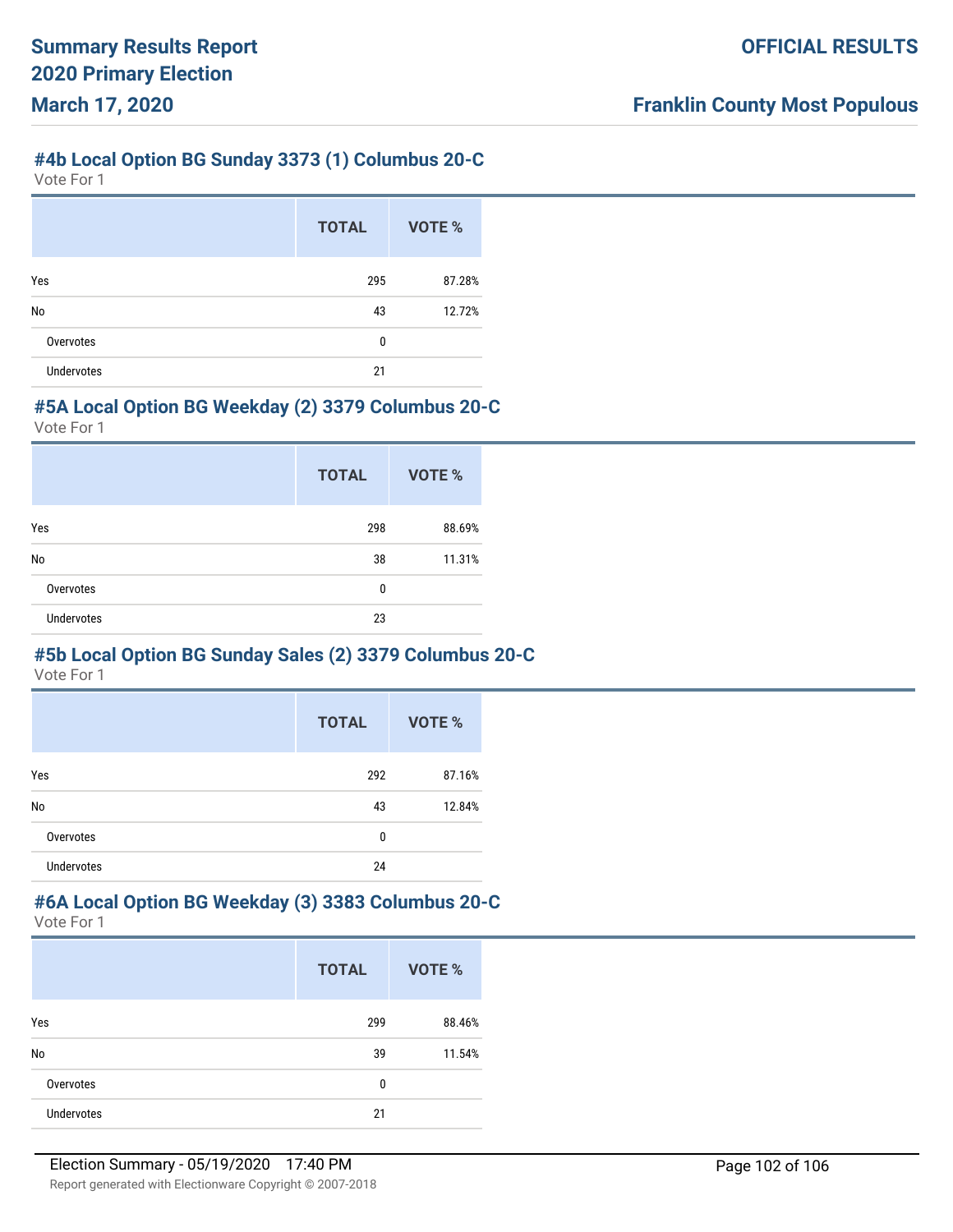### #4b Local Option BG Sunday 3373 (1) Columbus 20-C

Vote For 1

| | TOTAL | VOTE % |
|---|---|---|
| Yes | 295 | 87.28% |
| No | 43 | 12.72% |
| Overvotes | 0 | |
| Undervotes | 21 | |

### #5A Local Option BG Weekday (2) 3379 Columbus 20-C

Vote For 1

| | TOTAL | VOTE % |
|---|---|---|
| Yes | 298 | 88.69% |
| No | 38 | 11.31% |
| Overvotes | 0 | |
| Undervotes | 23 | |

### #5b Local Option BG Sunday Sales (2) 3379 Columbus 20-C

Vote For 1

| | TOTAL | VOTE % |
|---|---|---|
| Yes | 292 | 87.16% |
| No | 43 | 12.84% |
| Overvotes | 0 | |
| Undervotes | 24 | |

### #6A Local Option BG Weekday (3) 3383 Columbus 20-C

Vote For 1

| | TOTAL | VOTE % |
|---|---|---|
| Yes | 299 | 88.46% |
| No | 39 | 11.54% |
| Overvotes | 0 | |
| Undervotes | 21 | |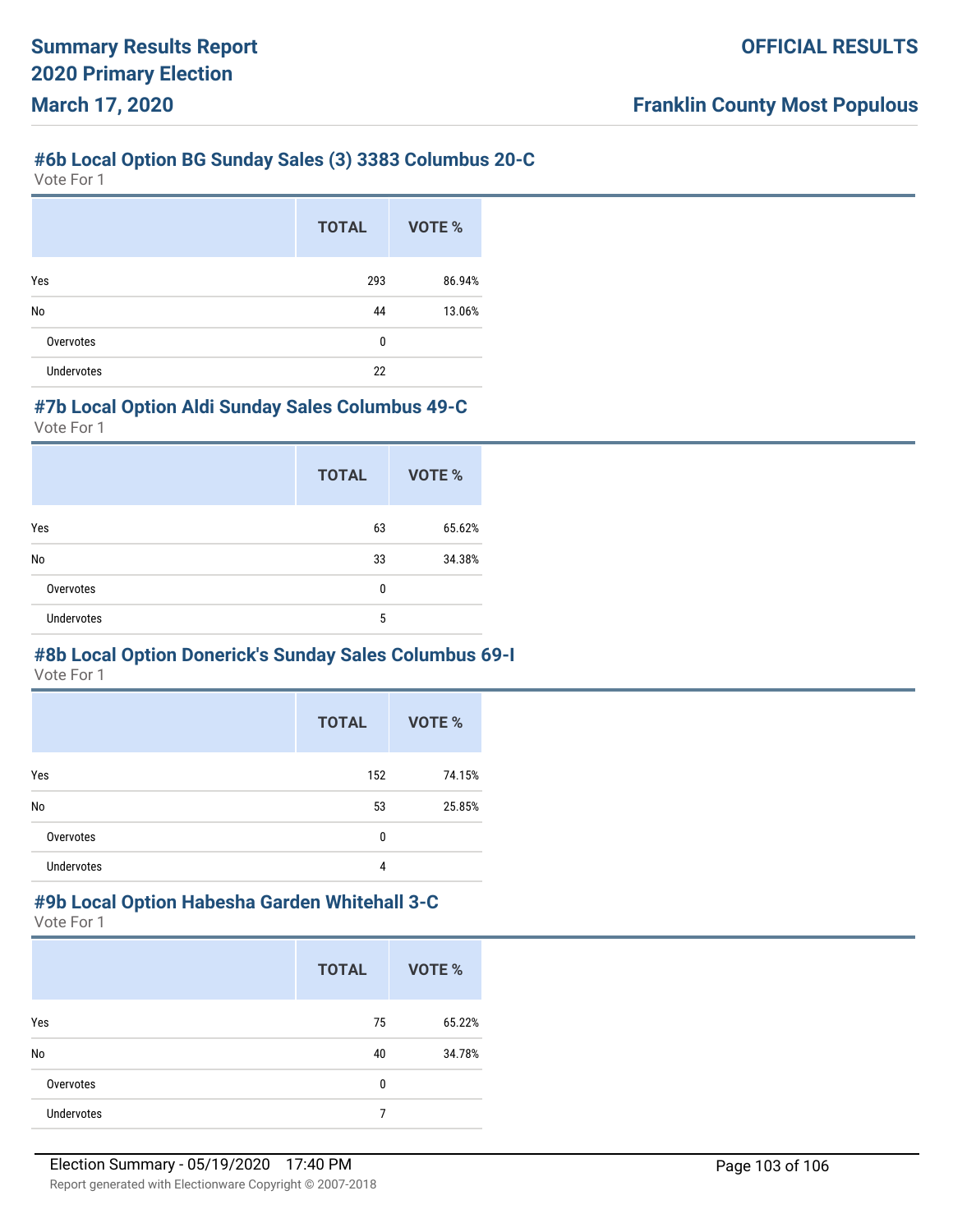### #6b Local Option BG Sunday Sales (3) 3383 Columbus 20-C

Vote For 1

| | TOTAL | VOTE % |
|---|---|---|
| Yes | 293 | 86.94% |
| No | 44 | 13.06% |
| Overvotes | 0 | |
| Undervotes | 22 | |

### #7b Local Option Aldi Sunday Sales Columbus 49-C

Vote For 1

| | TOTAL | VOTE % |
|---|---|---|
| Yes | 63 | 65.62% |
| No | 33 | 34.38% |
| Overvotes | 0 | |
| Undervotes | 5 | |

### #8b Local Option Donerick's Sunday Sales Columbus 69-I

Vote For 1

| | TOTAL | VOTE % |
|---|---|---|
| Yes | 152 | 74.15% |
| No | 53 | 25.85% |
| Overvotes | 0 | |
| Undervotes | 4 | |

### #9b Local Option Habesha Garden Whitehall 3-C

Vote For 1

| | TOTAL | VOTE % |
|---|---|---|
| Yes | 75 | 65.22% |
| No | 40 | 34.78% |
| Overvotes | 0 | |
| Undervotes | 7 | |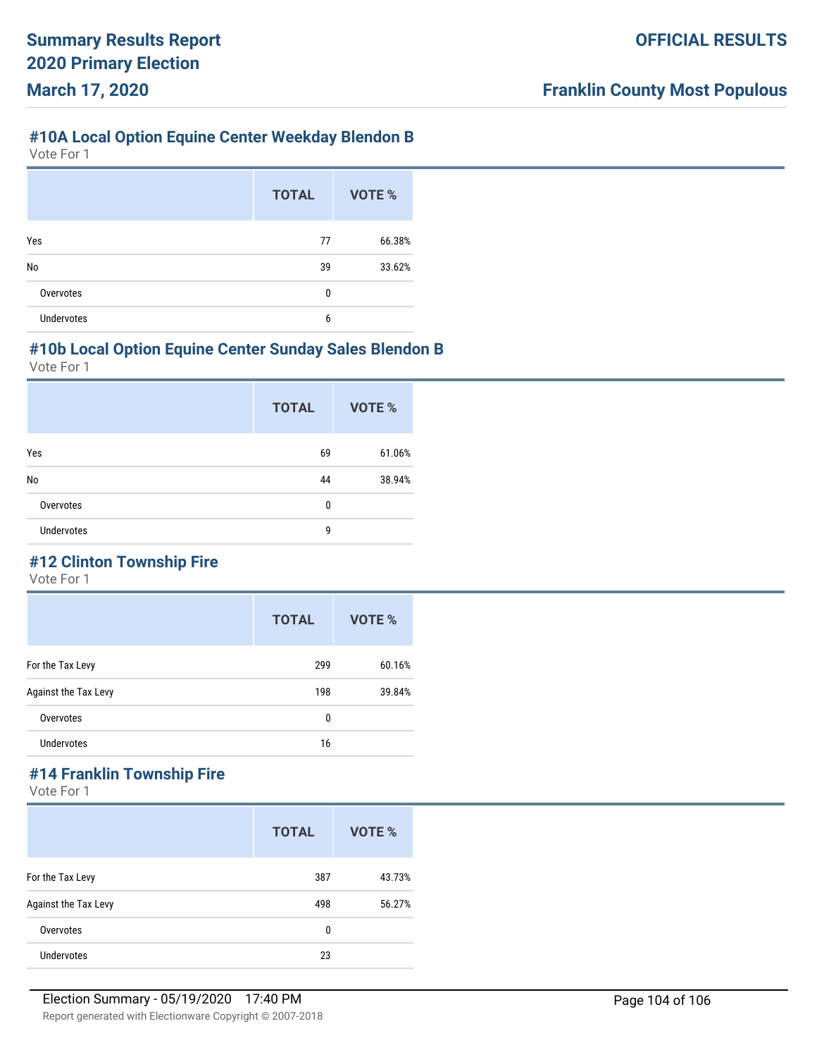## #10A Local Option Equine Center Weekday Blendon B

Vote For 1

| | TOTAL | VOTE % |
|---|---|---|
| Yes | 77 | 66.38% |
| No | 39 | 33.62% |
| Overvotes | 0 | |
| Undervotes | 6 | |

## #10b Local Option Equine Center Sunday Sales Blendon B

Vote For 1

| | TOTAL | VOTE % |
|---|---|---|
| Yes | 69 | 61.06% |
| No | 44 | 38.94% |
| Overvotes | 0 | |
| Undervotes | 9 | |

## #12 Clinton Township Fire

Vote For 1

| | TOTAL | VOTE % |
|---|---|---|
| For the Tax Levy | 299 | 60.16% |
| Against the Tax Levy | 198 | 39.84% |
| Overvotes | 0 | |
| Undervotes | 16 | |

## #14 Franklin Township Fire

Vote For 1

| | TOTAL | VOTE % |
|---|---|---|
| For the Tax Levy | 387 | 43.73% |
| Against the Tax Levy | 498 | 56.27% |
| Overvotes | 0 | |
| Undervotes | 23 | |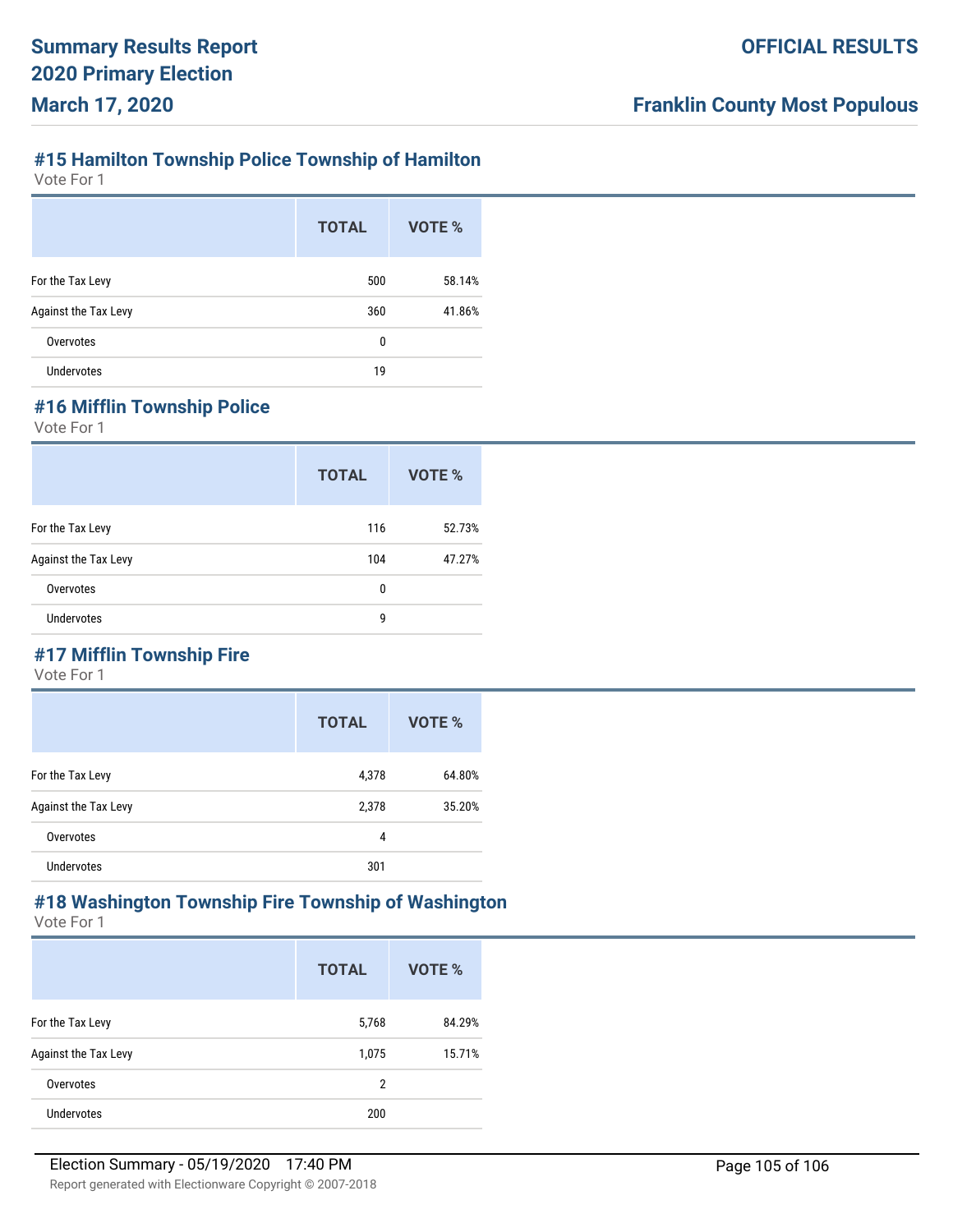## #15 Hamilton Township Police Township of Hamilton

Vote For 1

| | TOTAL | VOTE % |
|---|---|---|
| For the Tax Levy | 500 | 58.14% |
| Against the Tax Levy | 360 | 41.86% |
| Overvotes | 0 | |
| Undervotes | 19 | |

## #16 Mifflin Township Police

Vote For 1

| | TOTAL | VOTE % |
|---|---|---|
| For the Tax Levy | 116 | 52.73% |
| Against the Tax Levy | 104 | 47.27% |
| Overvotes | 0 | |
| Undervotes | 9 | |

## #17 Mifflin Township Fire

Vote For 1

| | TOTAL | VOTE % |
|---|---|---|
| For the Tax Levy | 4,378 | 64.80% |
| Against the Tax Levy | 2,378 | 35.20% |
| Overvotes | 4 | |
| Undervotes | 301 | |

## #18 Washington Township Fire Township of Washington

Vote For 1

| | TOTAL | VOTE % |
|---|---|---|
| For the Tax Levy | 5,768 | 84.29% |
| Against the Tax Levy | 1,075 | 15.71% |
| Overvotes | 2 | |
| Undervotes | 200 | |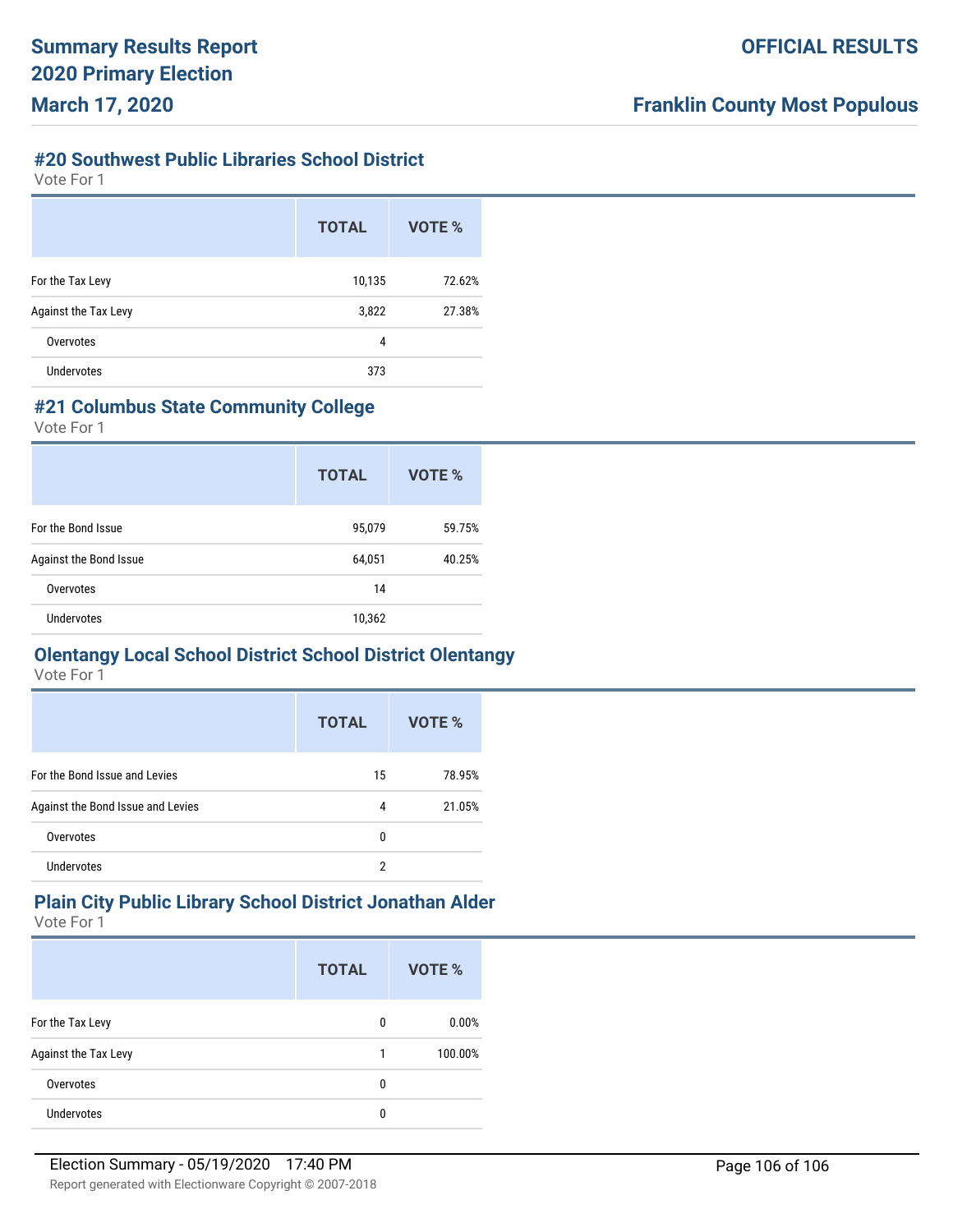## #20 Southwest Public Libraries School District

Vote For 1

| | TOTAL | VOTE % |
|---|---|---|
| For the Tax Levy | 10,135 | 72.62% |
| Against the Tax Levy | 3,822 | 27.38% |
| Overvotes | 4 | |
| Undervotes | 373 | |

## #21 Columbus State Community College

Vote For 1

| | TOTAL | VOTE % |
|---|---|---|
| For the Bond Issue | 95,079 | 59.75% |
| Against the Bond Issue | 64,051 | 40.25% |
| Overvotes | 14 | |
| Undervotes | 10,362 | |

## Olentangy Local School District School District Olentangy

Vote For 1

| | TOTAL | VOTE % |
|---|---|---|
| For the Bond Issue and Levies | 15 | 78.95% |
| Against the Bond Issue and Levies | 4 | 21.05% |
| Overvotes | 0 | |
| Undervotes | 2 | |

## Plain City Public Library School District Jonathan Alder

Vote For 1

| | TOTAL | VOTE % |
|---|---|---|
| For the Tax Levy | 0 | 0.00% |
| Against the Tax Levy | 1 | 100.00% |
| Overvotes | 0 | |
| Undervotes | 0 | |